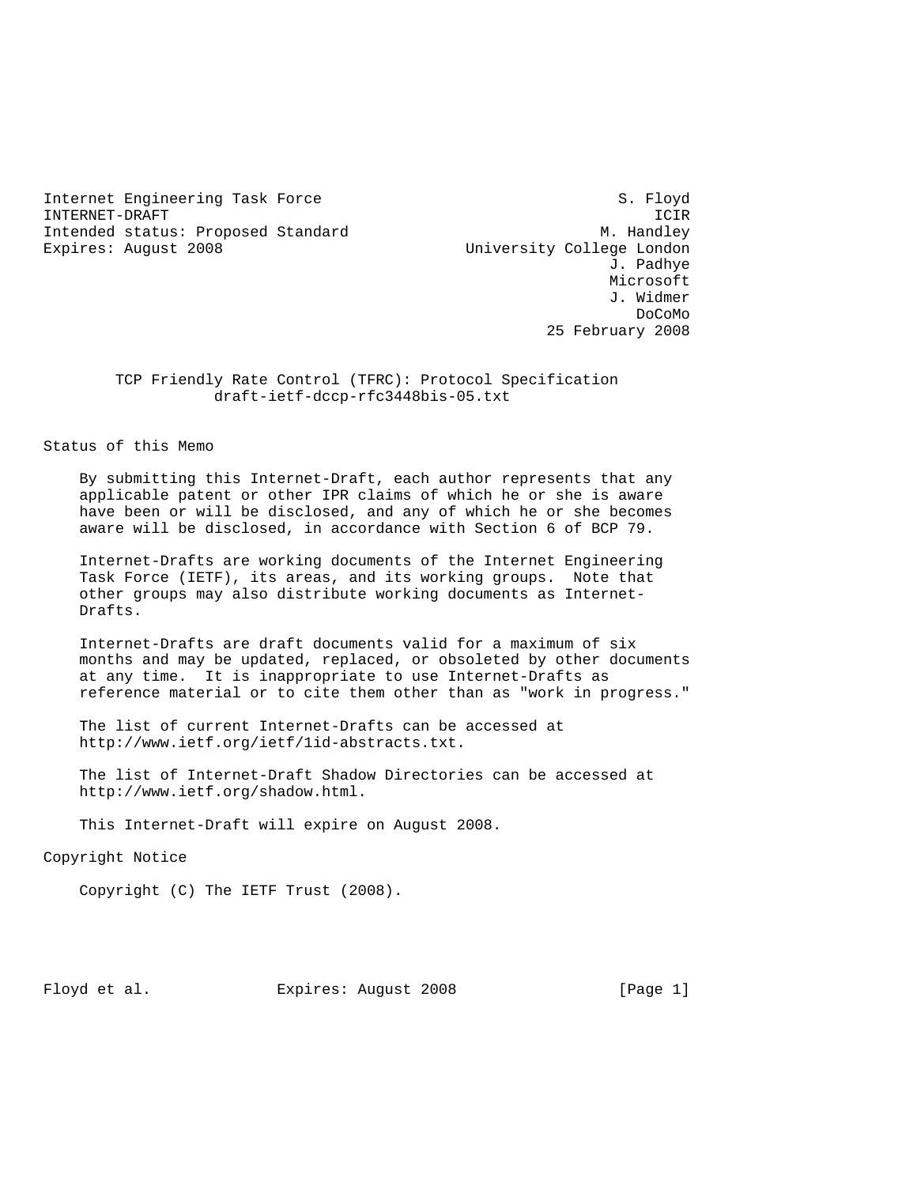Internet Engineering Task Force S. Floyd
INTERNET-DRAFT ICIR
Intended status: Proposed Standard M. Handley
Expires: August 2008 University College London
J. Padhye
Microsoft
J. Widmer
DoCoMo
25 February 2008

# TCP Friendly Rate Control (TFRC): Protocol Specification
draft-ietf-dccp-rfc3448bis-05.txt

## Status of this Memo

By submitting this Internet-Draft, each author represents that any applicable patent or other IPR claims of which he or she is aware have been or will be disclosed, and any of which he or she becomes aware will be disclosed, in accordance with Section 6 of BCP 79.

Internet-Drafts are working documents of the Internet Engineering Task Force (IETF), its areas, and its working groups. Note that other groups may also distribute working documents as Internet-Drafts.

Internet-Drafts are draft documents valid for a maximum of six months and may be updated, replaced, or obsoleted by other documents at any time. It is inappropriate to use Internet-Drafts as reference material or to cite them other than as "work in progress."

The list of current Internet-Drafts can be accessed at http://www.ietf.org/ietf/1id-abstracts.txt.

The list of Internet-Draft Shadow Directories can be accessed at http://www.ietf.org/shadow.html.

This Internet-Draft will expire on August 2008.

## Copyright Notice

Copyright (C) The IETF Trust (2008).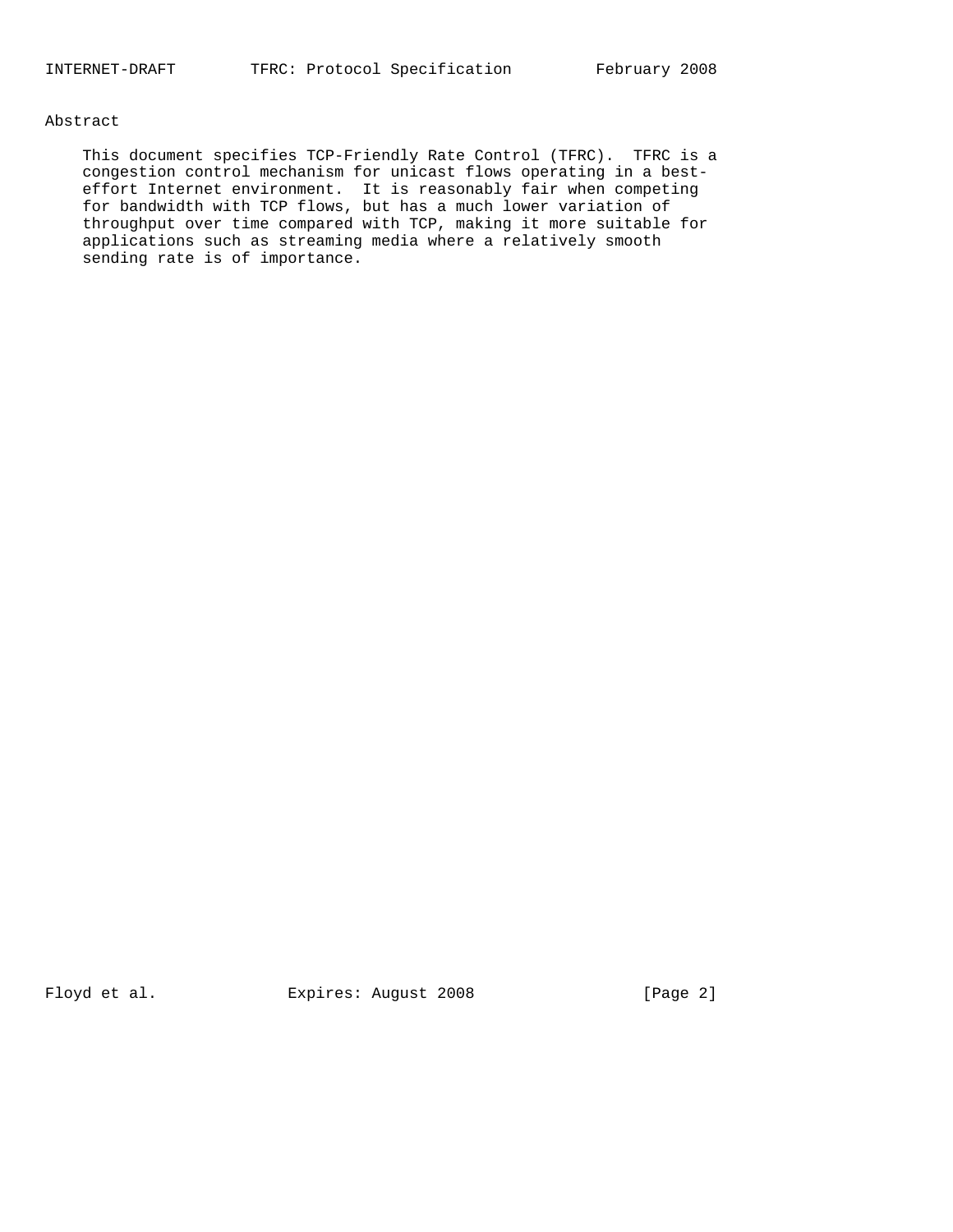## Abstract

This document specifies TCP-Friendly Rate Control (TFRC). TFRC is a congestion control mechanism for unicast flows operating in a best-effort Internet environment. It is reasonably fair when competing for bandwidth with TCP flows, but has a much lower variation of throughput over time compared with TCP, making it more suitable for applications such as streaming media where a relatively smooth sending rate is of importance.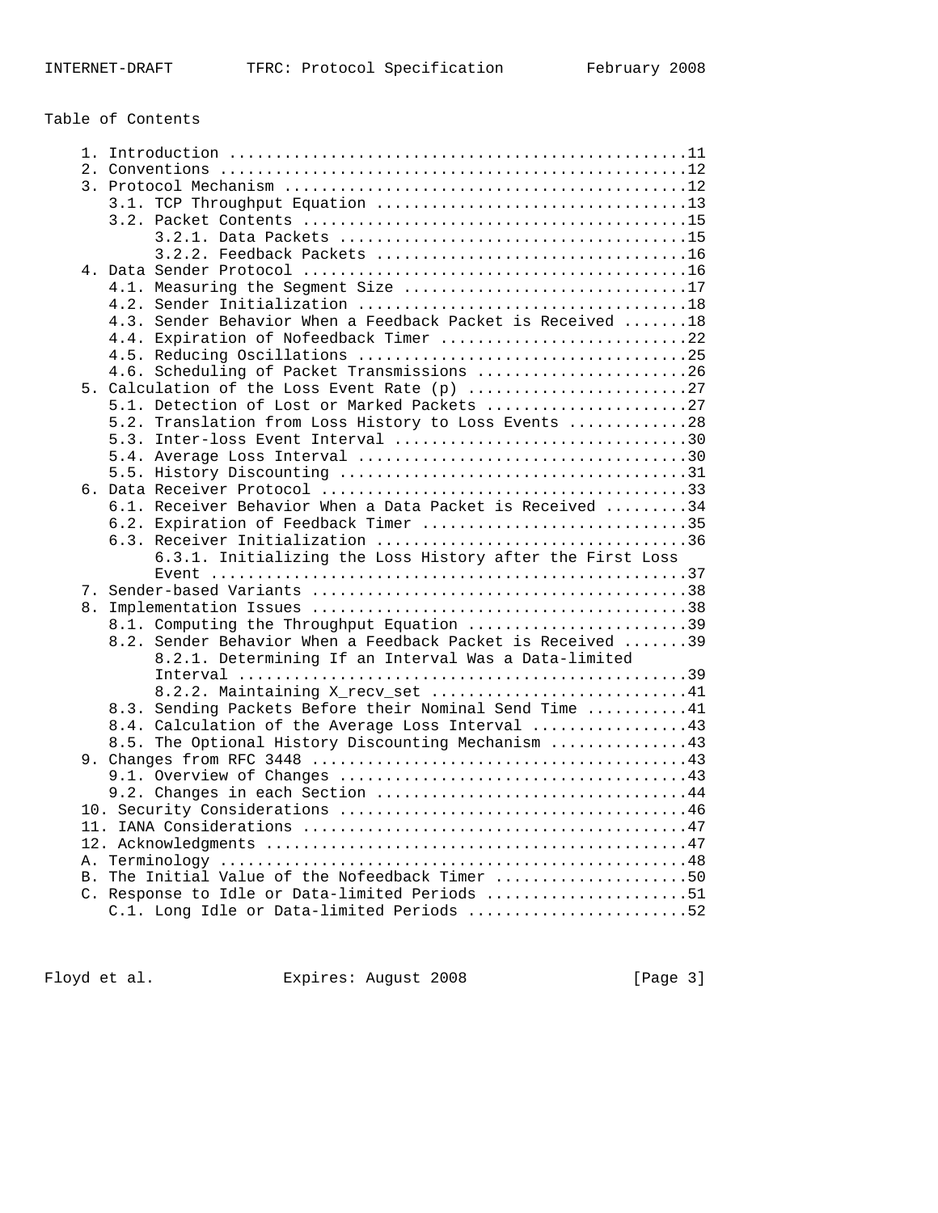Table of Contents

```
   1. Introduction ..................................................11
   2. Conventions ...................................................12
   3. Protocol Mechanism ............................................12
      3.1. TCP Throughput Equation ..................................13
      3.2. Packet Contents ..........................................15
           3.2.1. Data Packets ......................................15
           3.2.2. Feedback Packets ..................................16
   4. Data Sender Protocol ..........................................16
      4.1. Measuring the Segment Size ...............................17
      4.2. Sender Initialization ....................................18
      4.3. Sender Behavior When a Feedback Packet is Received .......18
      4.4. Expiration of Nofeedback Timer ...........................22
      4.5. Reducing Oscillations ....................................25
      4.6. Scheduling of Packet Transmissions .......................26
   5. Calculation of the Loss Event Rate (p) ........................27
      5.1. Detection of Lost or Marked Packets ......................27
      5.2. Translation from Loss History to Loss Events .............28
      5.3. Inter-loss Event Interval ................................30
      5.4. Average Loss Interval ....................................30
      5.5. History Discounting ......................................31
   6. Data Receiver Protocol ........................................33
      6.1. Receiver Behavior When a Data Packet is Received .........34
      6.2. Expiration of Feedback Timer .............................35
      6.3. Receiver Initialization ..................................36
           6.3.1. Initializing the Loss History after the First Loss
                  Event .............................................37
   7. Sender-based Variants .........................................38
   8. Implementation Issues .........................................38
      8.1. Computing the Throughput Equation ........................39
      8.2. Sender Behavior When a Feedback Packet is Received .......39
           8.2.1. Determining If an Interval Was a Data-limited
                  Interval ..........................................39
           8.2.2. Maintaining X_recv_set ............................41
      8.3. Sending Packets Before their Nominal Send Time ...........41
      8.4. Calculation of the Average Loss Interval .................43
      8.5. The Optional History Discounting Mechanism ...............43
   9. Changes from RFC 3448 .........................................43
      9.1. Overview of Changes ......................................43
      9.2. Changes in each Section ..................................44
   10. Security Considerations ......................................46
   11. IANA Considerations ..........................................47
   12. Acknowledgments ..............................................47
   A. Terminology ...................................................48
   B. The Initial Value of the Nofeedback Timer .....................50
   C. Response to Idle or Data-limited Periods ......................51
      C.1. Long Idle or Data-limited Periods ........................52
```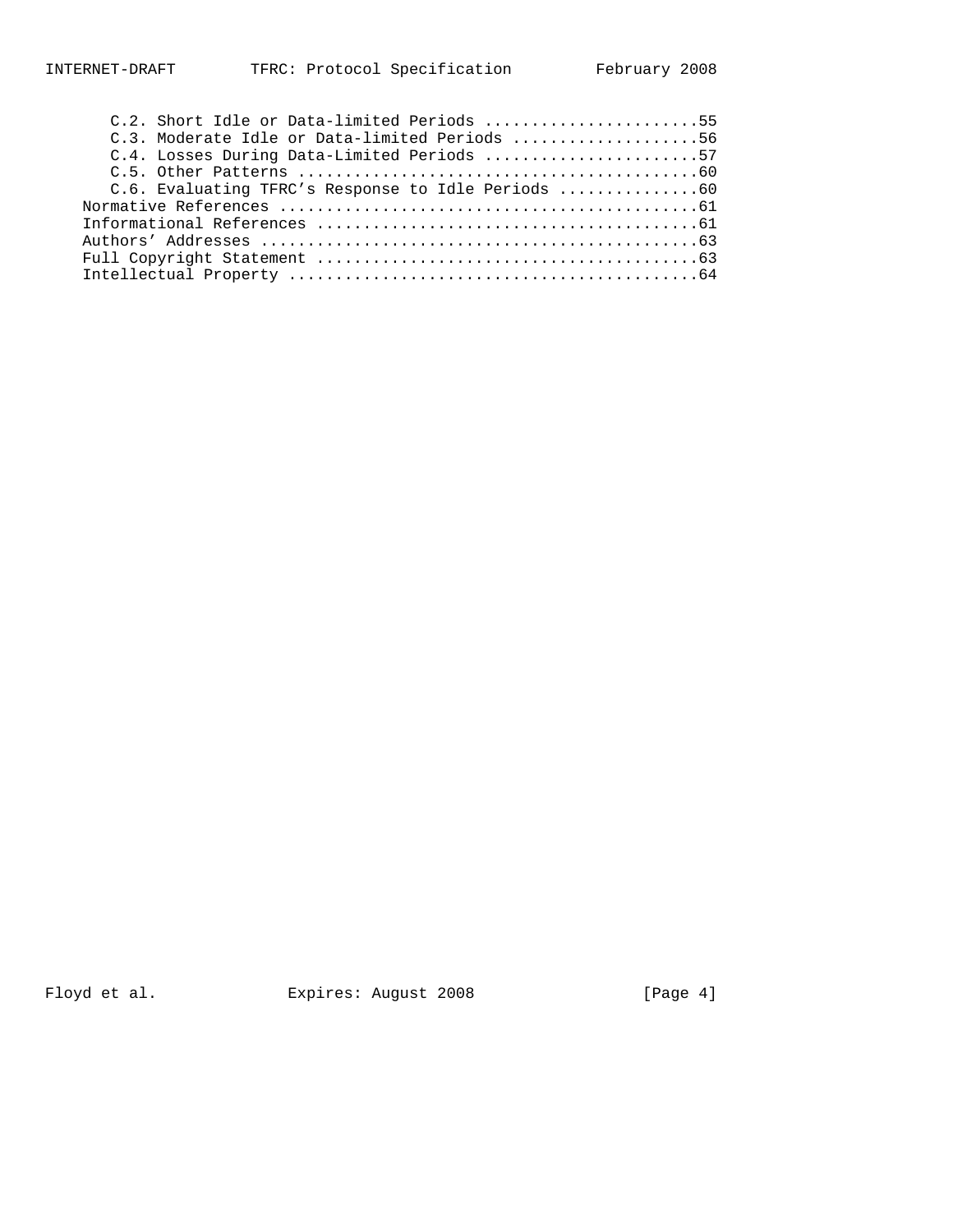C.2. Short Idle or Data-limited Periods .......................55
C.3. Moderate Idle or Data-limited Periods ....................56
C.4. Losses During Data-Limited Periods .......................57
C.5. Other Patterns ...........................................60
C.6. Evaluating TFRC's Response to Idle Periods ...............60

Normative References ............................................61
Informational References ........................................61
Authors' Addresses ..............................................63
Full Copyright Statement ........................................63
Intellectual Property ...........................................64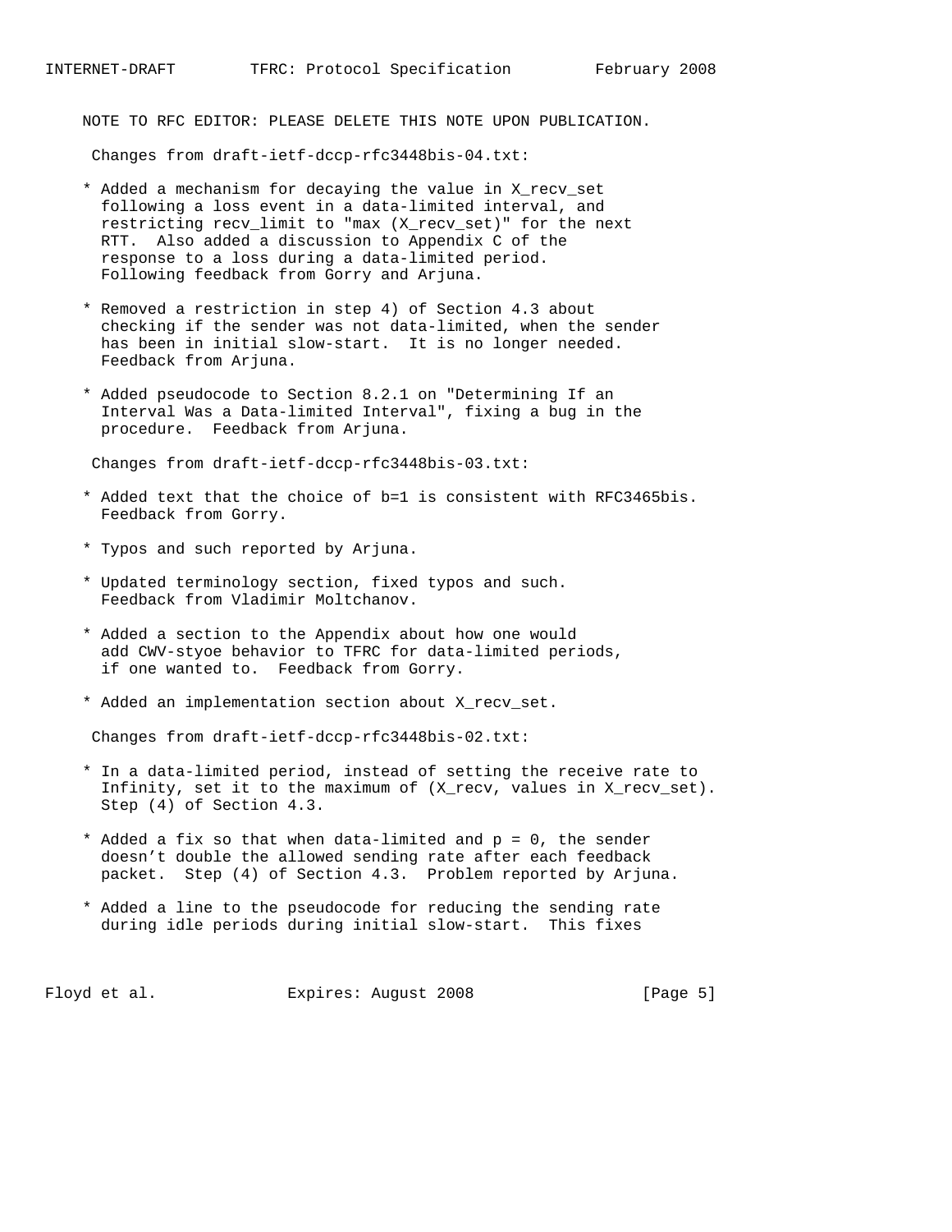NOTE TO RFC EDITOR: PLEASE DELETE THIS NOTE UPON PUBLICATION.

Changes from draft-ietf-dccp-rfc3448bis-04.txt:

* Added a mechanism for decaying the value in X_recv_set following a loss event in a data-limited interval, and restricting recv_limit to "max (X_recv_set)" for the next RTT. Also added a discussion to Appendix C of the response to a loss during a data-limited period. Following feedback from Gorry and Arjuna.

* Removed a restriction in step 4) of Section 4.3 about checking if the sender was not data-limited, when the sender has been in initial slow-start. It is no longer needed. Feedback from Arjuna.

* Added pseudocode to Section 8.2.1 on "Determining If an Interval Was a Data-limited Interval", fixing a bug in the procedure. Feedback from Arjuna.

Changes from draft-ietf-dccp-rfc3448bis-03.txt:

* Added text that the choice of b=1 is consistent with RFC3465bis. Feedback from Gorry.

* Typos and such reported by Arjuna.

* Updated terminology section, fixed typos and such. Feedback from Vladimir Moltchanov.

* Added a section to the Appendix about how one would add CWV-styoe behavior to TFRC for data-limited periods, if one wanted to. Feedback from Gorry.

* Added an implementation section about X_recv_set.

Changes from draft-ietf-dccp-rfc3448bis-02.txt:

* In a data-limited period, instead of setting the receive rate to Infinity, set it to the maximum of (X_recv, values in X_recv_set). Step (4) of Section 4.3.

* Added a fix so that when data-limited and p = 0, the sender doesn't double the allowed sending rate after each feedback packet. Step (4) of Section 4.3. Problem reported by Arjuna.

* Added a line to the pseudocode for reducing the sending rate during idle periods during initial slow-start. This fixes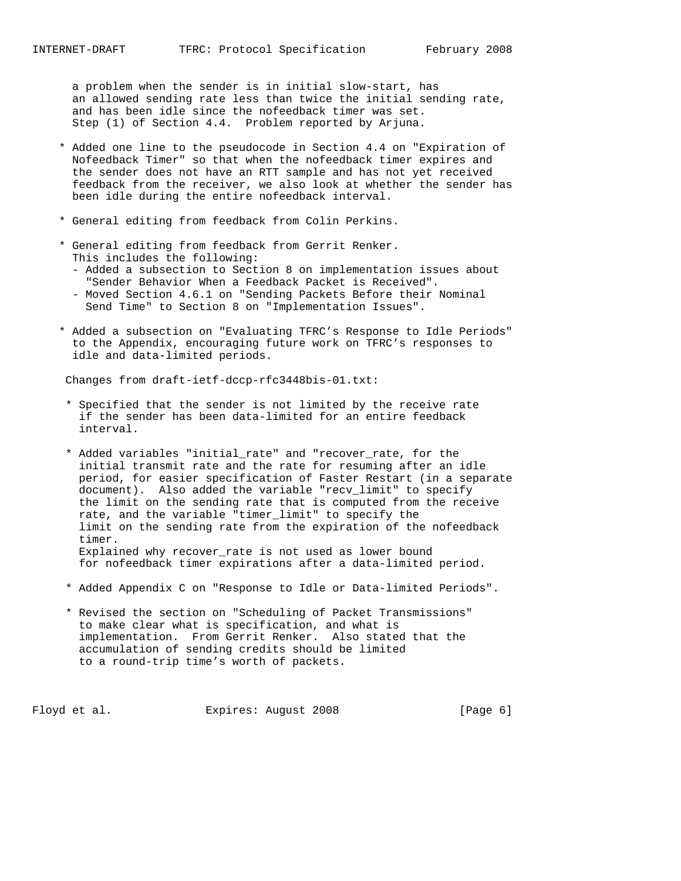a problem when the sender is in initial slow-start, has an allowed sending rate less than twice the initial sending rate, and has been idle since the nofeedback timer was set. Step (1) of Section 4.4. Problem reported by Arjuna.

* Added one line to the pseudocode in Section 4.4 on "Expiration of Nofeedback Timer" so that when the nofeedback timer expires and the sender does not have an RTT sample and has not yet received feedback from the receiver, we also look at whether the sender has been idle during the entire nofeedback interval.

* General editing from feedback from Colin Perkins.

* General editing from feedback from Gerrit Renker. This includes the following:
  - Added a subsection to Section 8 on implementation issues about "Sender Behavior When a Feedback Packet is Received".
  - Moved Section 4.6.1 on "Sending Packets Before their Nominal Send Time" to Section 8 on "Implementation Issues".

* Added a subsection on "Evaluating TFRC's Response to Idle Periods" to the Appendix, encouraging future work on TFRC's responses to idle and data-limited periods.

Changes from draft-ietf-dccp-rfc3448bis-01.txt:

* Specified that the sender is not limited by the receive rate if the sender has been data-limited for an entire feedback interval.

* Added variables "initial_rate" and "recover_rate, for the initial transmit rate and the rate for resuming after an idle period, for easier specification of Faster Restart (in a separate document). Also added the variable "recv_limit" to specify the limit on the sending rate that is computed from the receive rate, and the variable "timer_limit" to specify the limit on the sending rate from the expiration of the nofeedback timer.
  Explained why recover_rate is not used as lower bound for nofeedback timer expirations after a data-limited period.

* Added Appendix C on "Response to Idle or Data-limited Periods".

* Revised the section on "Scheduling of Packet Transmissions" to make clear what is specification, and what is implementation. From Gerrit Renker. Also stated that the accumulation of sending credits should be limited to a round-trip time's worth of packets.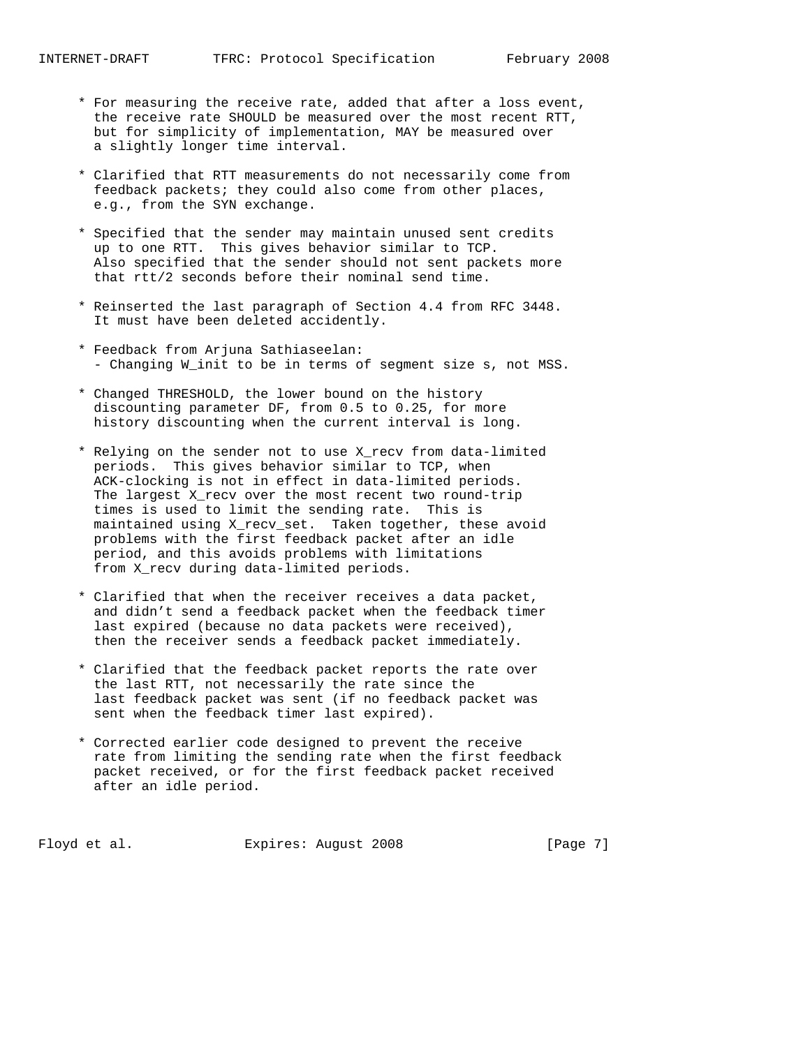* For measuring the receive rate, added that after a loss event, the receive rate SHOULD be measured over the most recent RTT, but for simplicity of implementation, MAY be measured over a slightly longer time interval.

* Clarified that RTT measurements do not necessarily come from feedback packets; they could also come from other places, e.g., from the SYN exchange.

* Specified that the sender may maintain unused sent credits up to one RTT. This gives behavior similar to TCP. Also specified that the sender should not sent packets more that rtt/2 seconds before their nominal send time.

* Reinserted the last paragraph of Section 4.4 from RFC 3448. It must have been deleted accidently.

* Feedback from Arjuna Sathiaseelan:
  - Changing W_init to be in terms of segment size s, not MSS.

* Changed THRESHOLD, the lower bound on the history discounting parameter DF, from 0.5 to 0.25, for more history discounting when the current interval is long.

* Relying on the sender not to use X_recv from data-limited periods. This gives behavior similar to TCP, when ACK-clocking is not in effect in data-limited periods. The largest X_recv over the most recent two round-trip times is used to limit the sending rate. This is maintained using X_recv_set. Taken together, these avoid problems with the first feedback packet after an idle period, and this avoids problems with limitations from X_recv during data-limited periods.

* Clarified that when the receiver receives a data packet, and didn't send a feedback packet when the feedback timer last expired (because no data packets were received), then the receiver sends a feedback packet immediately.

* Clarified that the feedback packet reports the rate over the last RTT, not necessarily the rate since the last feedback packet was sent (if no feedback packet was sent when the feedback timer last expired).

* Corrected earlier code designed to prevent the receive rate from limiting the sending rate when the first feedback packet received, or for the first feedback packet received after an idle period.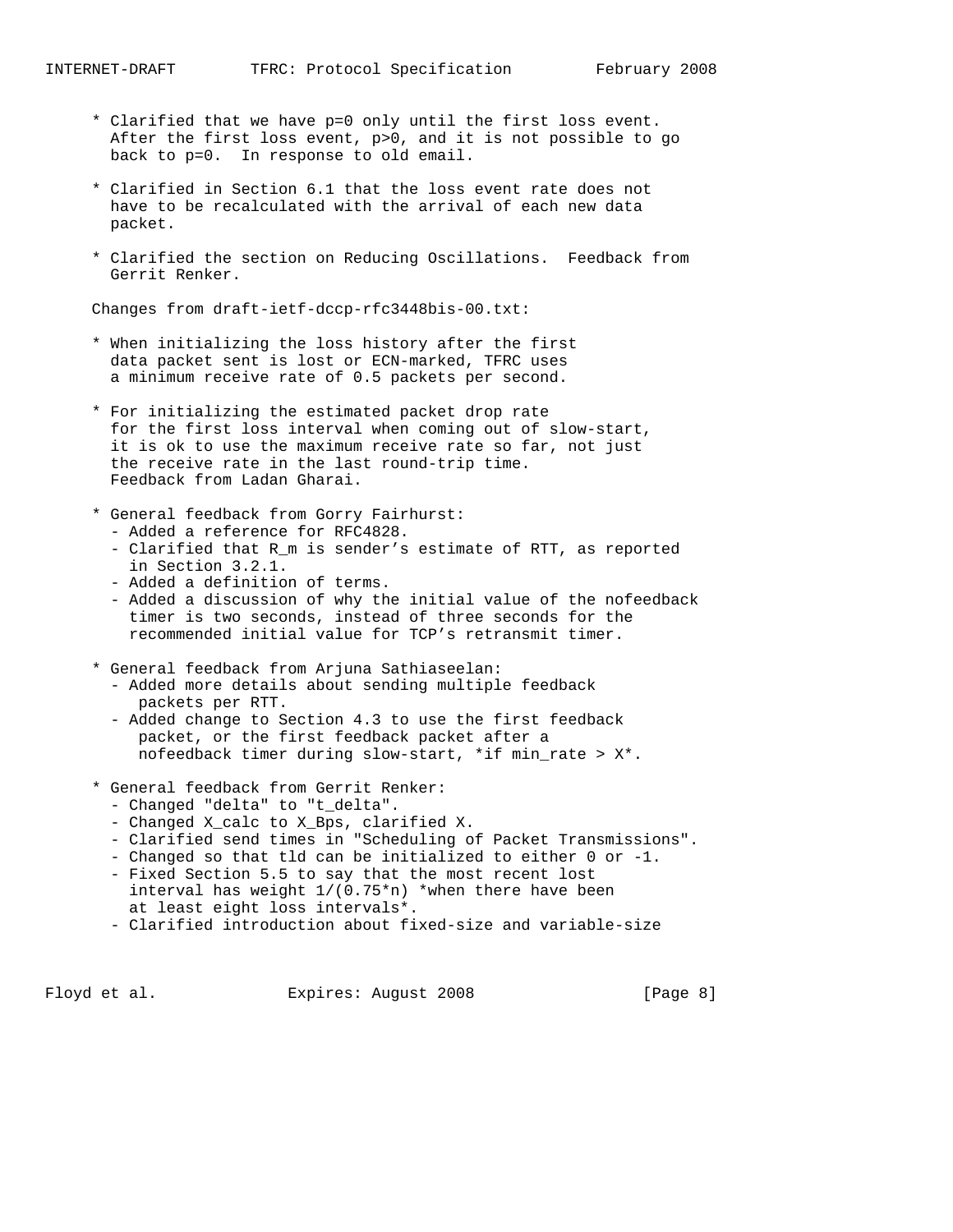* Clarified that we have $p=0$ only until the first loss event. After the first loss event, $p>0$, and it is not possible to go back to $p=0$. In response to old email.

* Clarified in Section 6.1 that the loss event rate does not have to be recalculated with the arrival of each new data packet.

* Clarified the section on Reducing Oscillations. Feedback from Gerrit Renker.

Changes from draft-ietf-dccp-rfc3448bis-00.txt:

* When initializing the loss history after the first data packet sent is lost or ECN-marked, TFRC uses a minimum receive rate of 0.5 packets per second.

* For initializing the estimated packet drop rate for the first loss interval when coming out of slow-start, it is ok to use the maximum receive rate so far, not just the receive rate in the last round-trip time. Feedback from Ladan Gharai.

* General feedback from Gorry Fairhurst:
  - Added a reference for RFC4828.
  - Clarified that $R_m$ is sender's estimate of RTT, as reported in Section 3.2.1.
  - Added a definition of terms.
  - Added a discussion of why the initial value of the nofeedback timer is two seconds, instead of three seconds for the recommended initial value for TCP's retransmit timer.

* General feedback from Arjuna Sathiaseelan:
  - Added more details about sending multiple feedback packets per RTT.
  - Added change to Section 4.3 to use the first feedback packet, or the first feedback packet after a nofeedback timer during slow-start, *if min_rate > X*.

* General feedback from Gerrit Renker:
  - Changed "delta" to "t_delta".
  - Changed X_calc to X_Bps, clarified X.
  - Clarified send times in "Scheduling of Packet Transmissions".
  - Changed so that tld can be initialized to either 0 or -1.
  - Fixed Section 5.5 to say that the most recent lost interval has weight $1/(0.75*n)$ *when there have been at least eight loss intervals*.
  - Clarified introduction about fixed-size and variable-size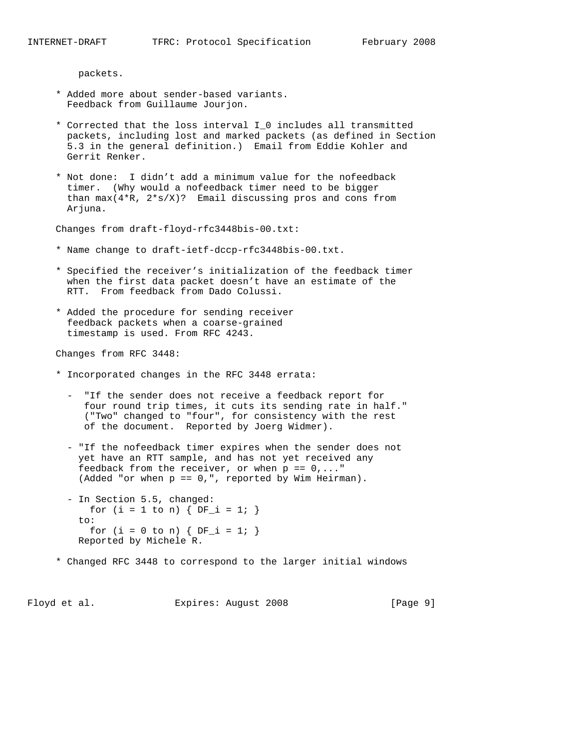packets.

* Added more about sender-based variants. Feedback from Guillaume Jourjon.

* Corrected that the loss interval I_0 includes all transmitted packets, including lost and marked packets (as defined in Section 5.3 in the general definition.) Email from Eddie Kohler and Gerrit Renker.

* Not done: I didn't add a minimum value for the nofeedback timer. (Why would a nofeedback timer need to be bigger than max(4*R, 2*s/X)? Email discussing pros and cons from Arjuna.

Changes from draft-floyd-rfc3448bis-00.txt:

* Name change to draft-ietf-dccp-rfc3448bis-00.txt.

* Specified the receiver's initialization of the feedback timer when the first data packet doesn't have an estimate of the RTT. From feedback from Dado Colussi.

* Added the procedure for sending receiver feedback packets when a coarse-grained timestamp is used. From RFC 4243.

Changes from RFC 3448:

* Incorporated changes in the RFC 3448 errata:

  - "If the sender does not receive a feedback report for four round trip times, it cuts its sending rate in half." ("Two" changed to "four", for consistency with the rest of the document. Reported by Joerg Widmer).

  - "If the nofeedback timer expires when the sender does not yet have an RTT sample, and has not yet received any feedback from the receiver, or when p == 0,..." (Added "or when p == 0,", reported by Wim Heirman).

  - In Section 5.5, changed:

    ```
    for (i = 1 to n) { DF_i = 1; }
    ```

    to:

    ```
    for (i = 0 to n) { DF_i = 1; }
    ```

    Reported by Michele R.

* Changed RFC 3448 to correspond to the larger initial windows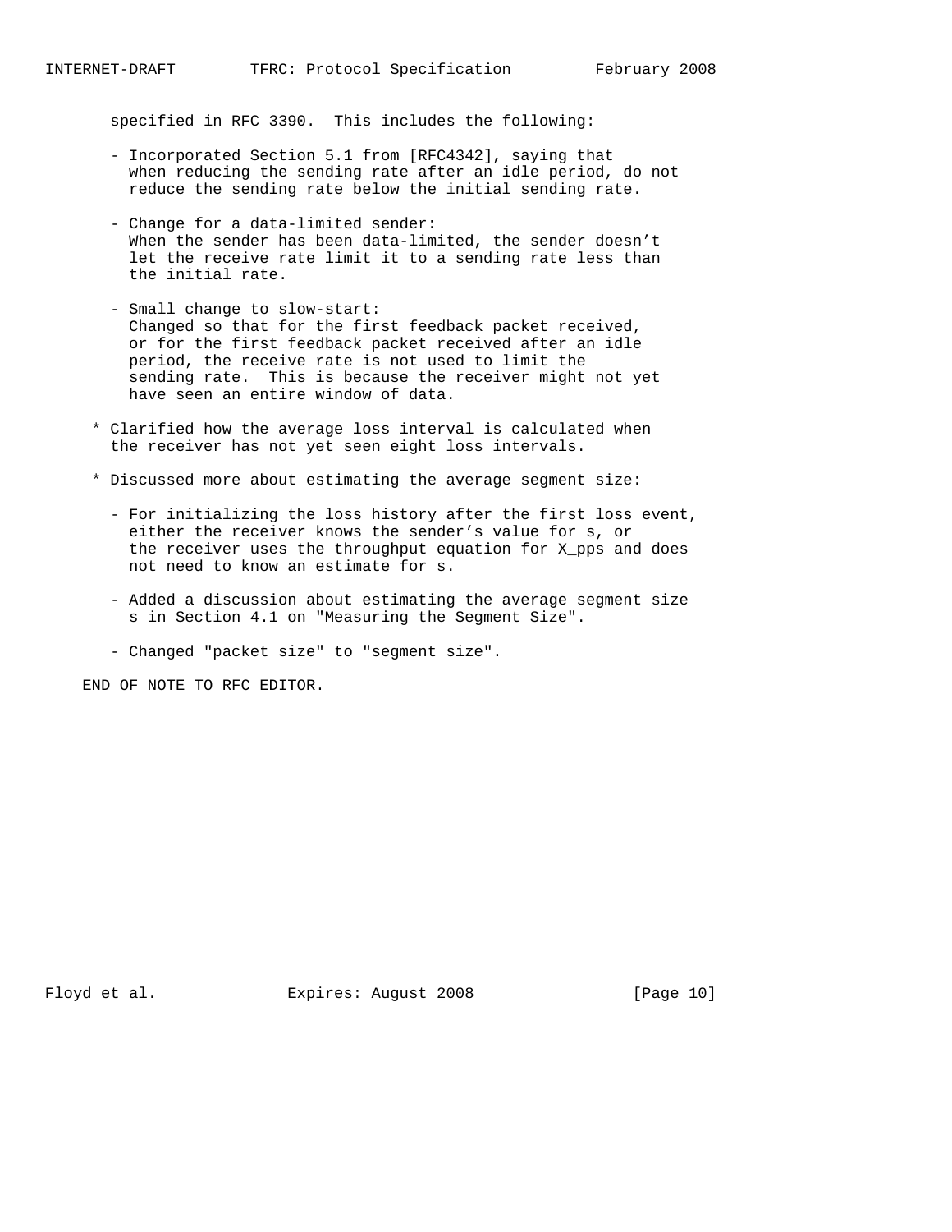specified in RFC 3390. This includes the following:

- Incorporated Section 5.1 from [RFC4342], saying that when reducing the sending rate after an idle period, do not reduce the sending rate below the initial sending rate.

- Change for a data-limited sender: When the sender has been data-limited, the sender doesn't let the receive rate limit it to a sending rate less than the initial rate.

- Small change to slow-start: Changed so that for the first feedback packet received, or for the first feedback packet received after an idle period, the receive rate is not used to limit the sending rate. This is because the receiver might not yet have seen an entire window of data.

* Clarified how the average loss interval is calculated when the receiver has not yet seen eight loss intervals.

* Discussed more about estimating the average segment size:

  - For initializing the loss history after the first loss event, either the receiver knows the sender's value for s, or the receiver uses the throughput equation for $X_{pps}$ and does not need to know an estimate for s.

  - Added a discussion about estimating the average segment size s in Section 4.1 on "Measuring the Segment Size".

  - Changed "packet size" to "segment size".

END OF NOTE TO RFC EDITOR.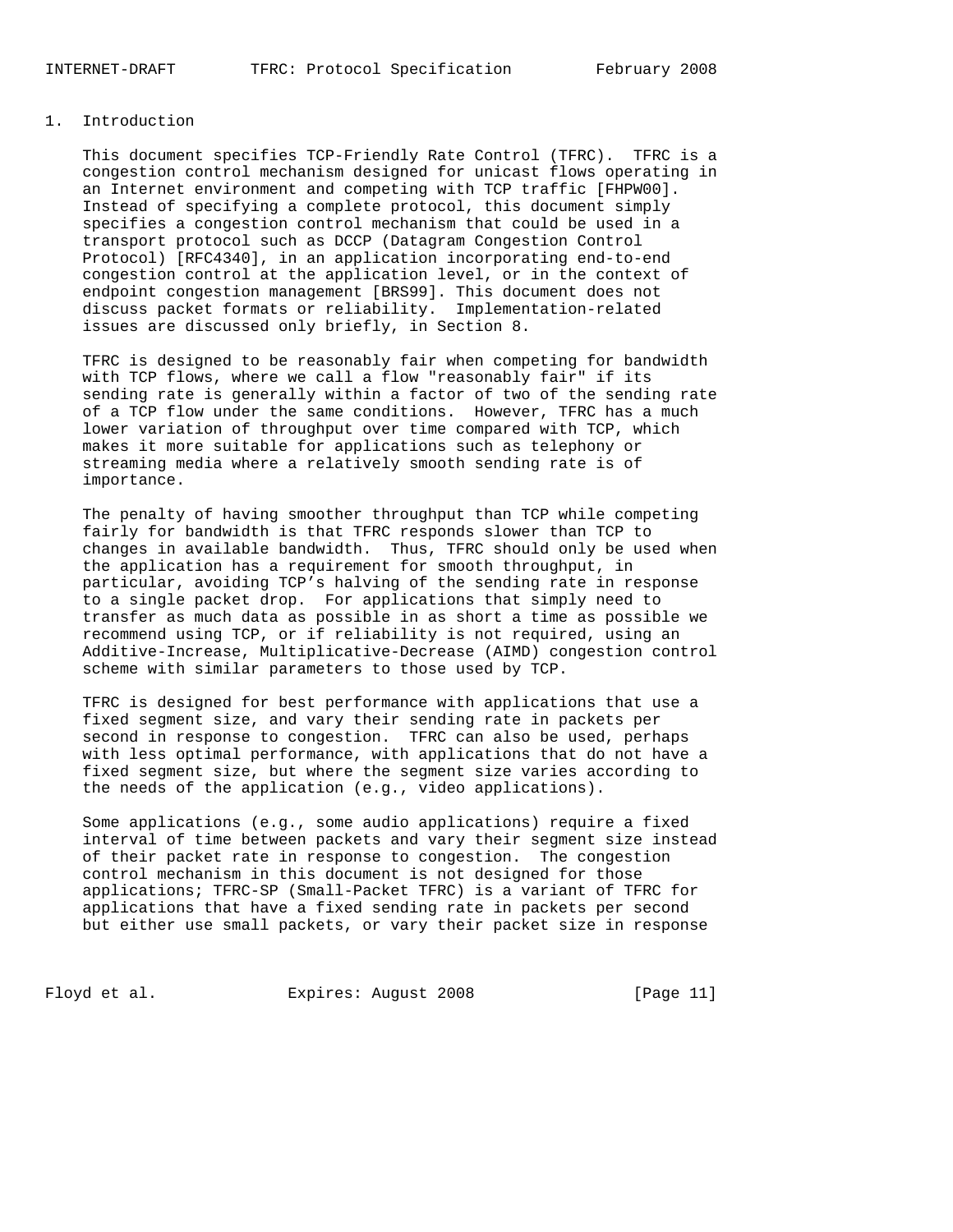# 1. Introduction

This document specifies TCP-Friendly Rate Control (TFRC). TFRC is a congestion control mechanism designed for unicast flows operating in an Internet environment and competing with TCP traffic [FHPW00]. Instead of specifying a complete protocol, this document simply specifies a congestion control mechanism that could be used in a transport protocol such as DCCP (Datagram Congestion Control Protocol) [RFC4340], in an application incorporating end-to-end congestion control at the application level, or in the context of endpoint congestion management [BRS99]. This document does not discuss packet formats or reliability. Implementation-related issues are discussed only briefly, in Section 8.

TFRC is designed to be reasonably fair when competing for bandwidth with TCP flows, where we call a flow "reasonably fair" if its sending rate is generally within a factor of two of the sending rate of a TCP flow under the same conditions. However, TFRC has a much lower variation of throughput over time compared with TCP, which makes it more suitable for applications such as telephony or streaming media where a relatively smooth sending rate is of importance.

The penalty of having smoother throughput than TCP while competing fairly for bandwidth is that TFRC responds slower than TCP to changes in available bandwidth. Thus, TFRC should only be used when the application has a requirement for smooth throughput, in particular, avoiding TCP's halving of the sending rate in response to a single packet drop. For applications that simply need to transfer as much data as possible in as short a time as possible we recommend using TCP, or if reliability is not required, using an Additive-Increase, Multiplicative-Decrease (AIMD) congestion control scheme with similar parameters to those used by TCP.

TFRC is designed for best performance with applications that use a fixed segment size, and vary their sending rate in packets per second in response to congestion. TFRC can also be used, perhaps with less optimal performance, with applications that do not have a fixed segment size, but where the segment size varies according to the needs of the application (e.g., video applications).

Some applications (e.g., some audio applications) require a fixed interval of time between packets and vary their segment size instead of their packet rate in response to congestion. The congestion control mechanism in this document is not designed for those applications; TFRC-SP (Small-Packet TFRC) is a variant of TFRC for applications that have a fixed sending rate in packets per second but either use small packets, or vary their packet size in response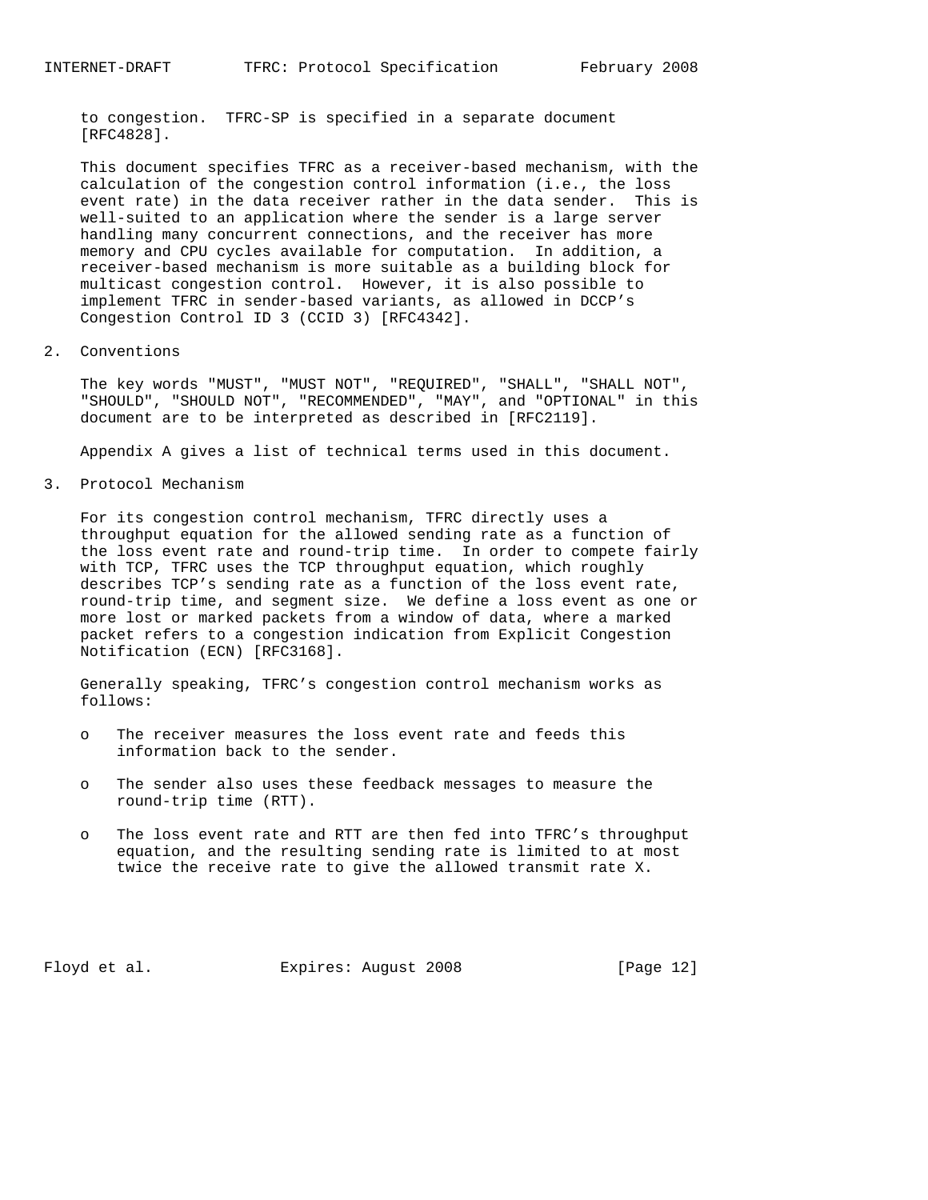to congestion. TFRC-SP is specified in a separate document [RFC4828].

This document specifies TFRC as a receiver-based mechanism, with the calculation of the congestion control information (i.e., the loss event rate) in the data receiver rather in the data sender. This is well-suited to an application where the sender is a large server handling many concurrent connections, and the receiver has more memory and CPU cycles available for computation. In addition, a receiver-based mechanism is more suitable as a building block for multicast congestion control. However, it is also possible to implement TFRC in sender-based variants, as allowed in DCCP's Congestion Control ID 3 (CCID 3) [RFC4342].

## 2. Conventions

The key words "MUST", "MUST NOT", "REQUIRED", "SHALL", "SHALL NOT", "SHOULD", "SHOULD NOT", "RECOMMENDED", "MAY", and "OPTIONAL" in this document are to be interpreted as described in [RFC2119].

Appendix A gives a list of technical terms used in this document.

## 3. Protocol Mechanism

For its congestion control mechanism, TFRC directly uses a throughput equation for the allowed sending rate as a function of the loss event rate and round-trip time. In order to compete fairly with TCP, TFRC uses the TCP throughput equation, which roughly describes TCP's sending rate as a function of the loss event rate, round-trip time, and segment size. We define a loss event as one or more lost or marked packets from a window of data, where a marked packet refers to a congestion indication from Explicit Congestion Notification (ECN) [RFC3168].

Generally speaking, TFRC's congestion control mechanism works as follows:

- The receiver measures the loss event rate and feeds this information back to the sender.
- The sender also uses these feedback messages to measure the round-trip time (RTT).
- The loss event rate and RTT are then fed into TFRC's throughput equation, and the resulting sending rate is limited to at most twice the receive rate to give the allowed transmit rate X.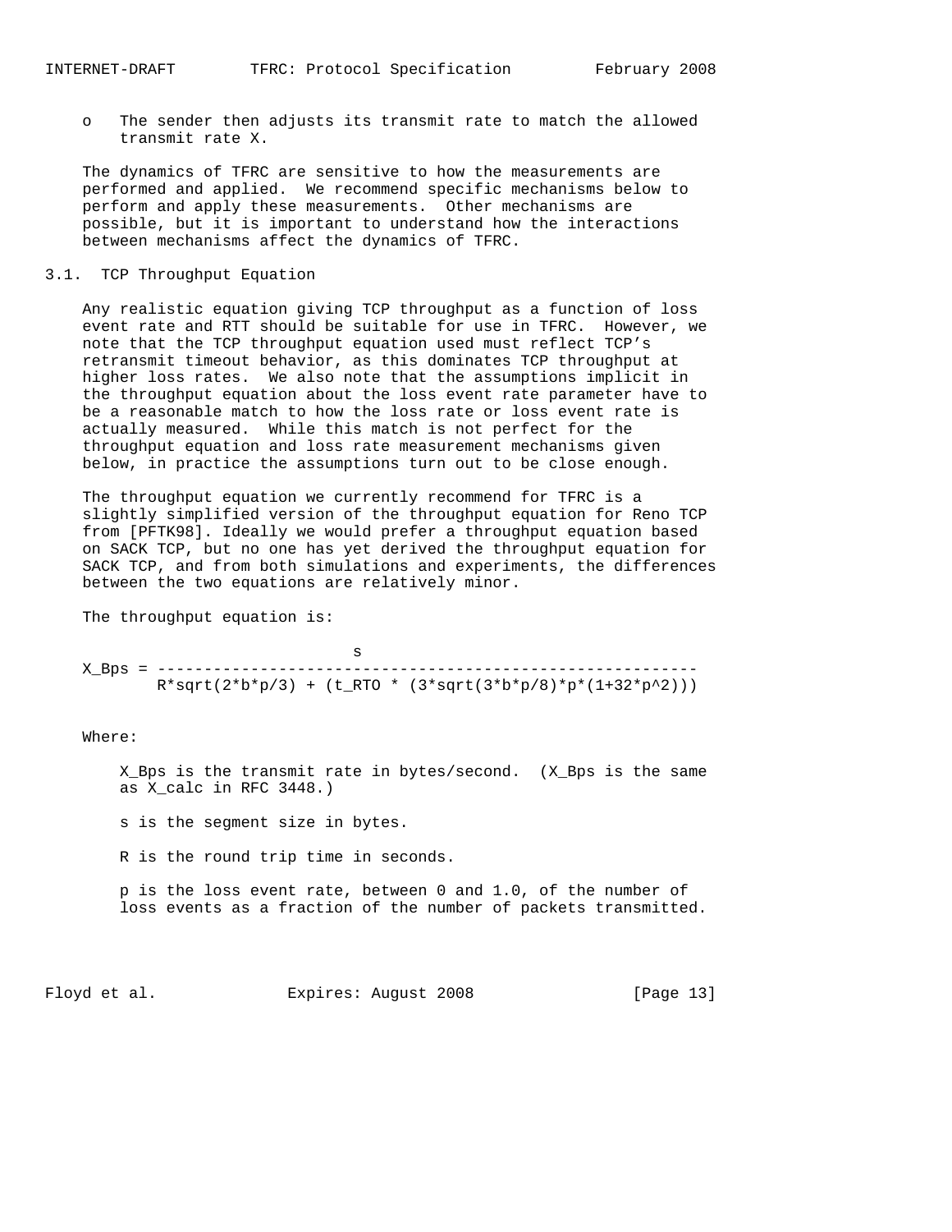- The sender then adjusts its transmit rate to match the allowed transmit rate X.

The dynamics of TFRC are sensitive to how the measurements are performed and applied. We recommend specific mechanisms below to perform and apply these measurements. Other mechanisms are possible, but it is important to understand how the interactions between mechanisms affect the dynamics of TFRC.

## 3.1. TCP Throughput Equation

Any realistic equation giving TCP throughput as a function of loss event rate and RTT should be suitable for use in TFRC. However, we note that the TCP throughput equation used must reflect TCP's retransmit timeout behavior, as this dominates TCP throughput at higher loss rates. We also note that the assumptions implicit in the throughput equation about the loss event rate parameter have to be a reasonable match to how the loss rate or loss event rate is actually measured. While this match is not perfect for the throughput equation and loss rate measurement mechanisms given below, in practice the assumptions turn out to be close enough.

The throughput equation we currently recommend for TFRC is a slightly simplified version of the throughput equation for Reno TCP from [PFTK98]. Ideally we would prefer a throughput equation based on SACK TCP, but no one has yet derived the throughput equation for SACK TCP, and from both simulations and experiments, the differences between the two equations are relatively minor.

The throughput equation is:

$$X\_Bps = \frac{s}{R \cdot \sqrt{2 \cdot b \cdot p/3} + (t\_RTO \cdot (3 \cdot \sqrt{3 \cdot b \cdot p/8} \cdot p \cdot (1+32 \cdot p^2)))}$$

Where:

X_Bps is the transmit rate in bytes/second. (X_Bps is the same as X_calc in RFC 3448.)

s is the segment size in bytes.

R is the round trip time in seconds.

p is the loss event rate, between 0 and 1.0, of the number of loss events as a fraction of the number of packets transmitted.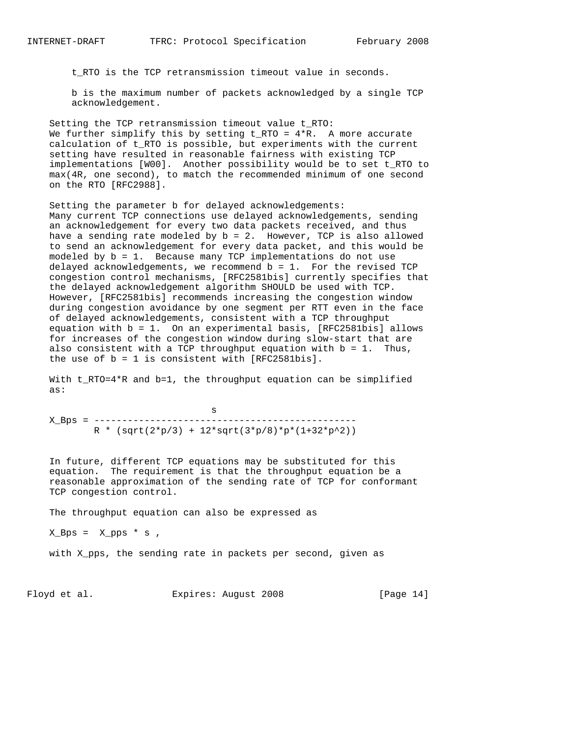$t_{RTO}$ is the TCP retransmission timeout value in seconds.

b is the maximum number of packets acknowledged by a single TCP acknowledgement.

Setting the TCP retransmission timeout value $t_{RTO}$: We further simplify this by setting $t_{RTO} = 4*R$. A more accurate calculation of $t_{RTO}$ is possible, but experiments with the current setting have resulted in reasonable fairness with existing TCP implementations [W00]. Another possibility would be to set $t_{RTO}$ to max(4R, one second), to match the recommended minimum of one second on the RTO [RFC2988].

Setting the parameter b for delayed acknowledgements: Many current TCP connections use delayed acknowledgements, sending an acknowledgement for every two data packets received, and thus have a sending rate modeled by b = 2. However, TCP is also allowed to send an acknowledgement for every data packet, and this would be modeled by b = 1. Because many TCP implementations do not use delayed acknowledgements, we recommend b = 1. For the revised TCP congestion control mechanisms, [RFC2581bis] currently specifies that the delayed acknowledgement algorithm SHOULD be used with TCP. However, [RFC2581bis] recommends increasing the congestion window during congestion avoidance by one segment per RTT even in the face of delayed acknowledgements, consistent with a TCP throughput equation with b = 1. On an experimental basis, [RFC2581bis] allows for increases of the congestion window during slow-start that are also consistent with a TCP throughput equation with b = 1. Thus, the use of b = 1 is consistent with [RFC2581bis].

With $t_{RTO}=4*R$ and b=1, the throughput equation can be simplified as:

$$X_{Bps} = \frac{s}{R * (\sqrt{2*p/3} + 12*\sqrt{3*p/8}*p*(1+32*p^2))}$$

In future, different TCP equations may be substituted for this equation. The requirement is that the throughput equation be a reasonable approximation of the sending rate of TCP for conformant TCP congestion control.

The throughput equation can also be expressed as

$$X_{Bps} = X_{pps} * s,$$

with $X_{pps}$, the sending rate in packets per second, given as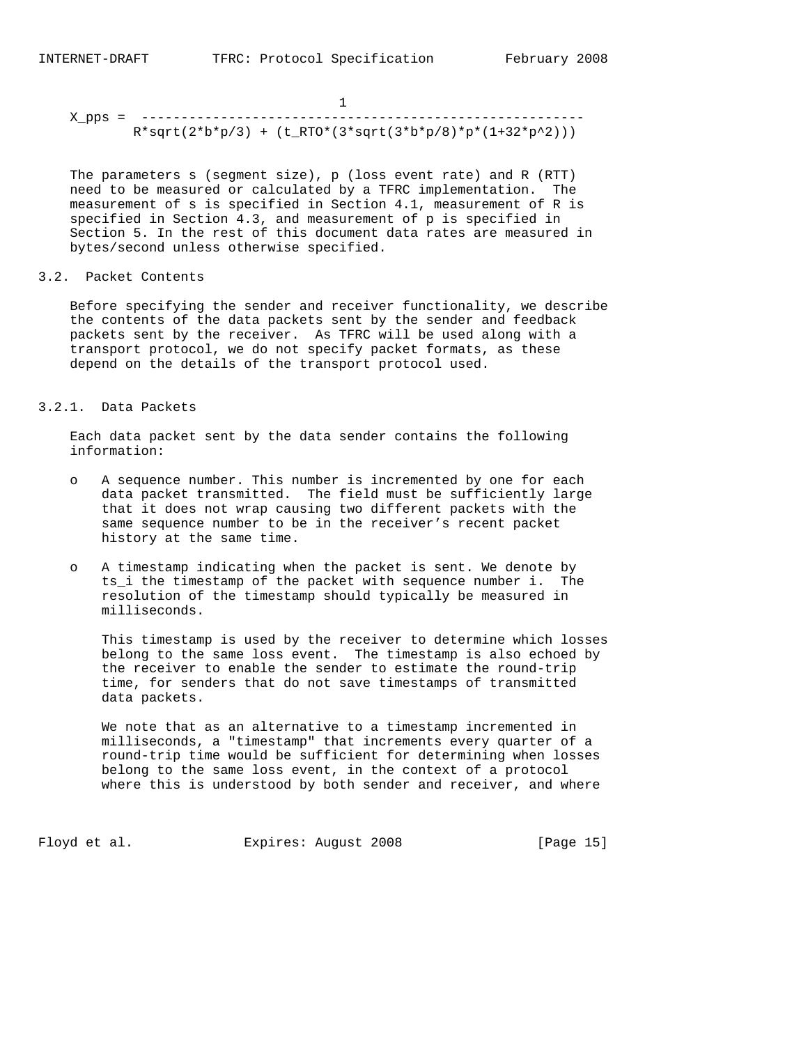$$X\_pps = \frac{1}{R\cdot\sqrt{2\cdot b\cdot p/3} + (t\_RTO\cdot(3\cdot\sqrt{3\cdot b\cdot p/8}\cdot p\cdot(1+32\cdot p^2)))}$$

The parameters s (segment size), p (loss event rate) and R (RTT) need to be measured or calculated by a TFRC implementation. The measurement of s is specified in Section 4.1, measurement of R is specified in Section 4.3, and measurement of p is specified in Section 5. In the rest of this document data rates are measured in bytes/second unless otherwise specified.

### 3.2. Packet Contents

Before specifying the sender and receiver functionality, we describe the contents of the data packets sent by the sender and feedback packets sent by the receiver. As TFRC will be used along with a transport protocol, we do not specify packet formats, as these depend on the details of the transport protocol used.

#### 3.2.1. Data Packets

Each data packet sent by the data sender contains the following information:

- A sequence number. This number is incremented by one for each data packet transmitted. The field must be sufficiently large that it does not wrap causing two different packets with the same sequence number to be in the receiver's recent packet history at the same time.

- A timestamp indicating when the packet is sent. We denote by $ts_i$ the timestamp of the packet with sequence number i. The resolution of the timestamp should typically be measured in milliseconds.

  This timestamp is used by the receiver to determine which losses belong to the same loss event. The timestamp is also echoed by the receiver to enable the sender to estimate the round-trip time, for senders that do not save timestamps of transmitted data packets.

  We note that as an alternative to a timestamp incremented in milliseconds, a "timestamp" that increments every quarter of a round-trip time would be sufficient for determining when losses belong to the same loss event, in the context of a protocol where this is understood by both sender and receiver, and where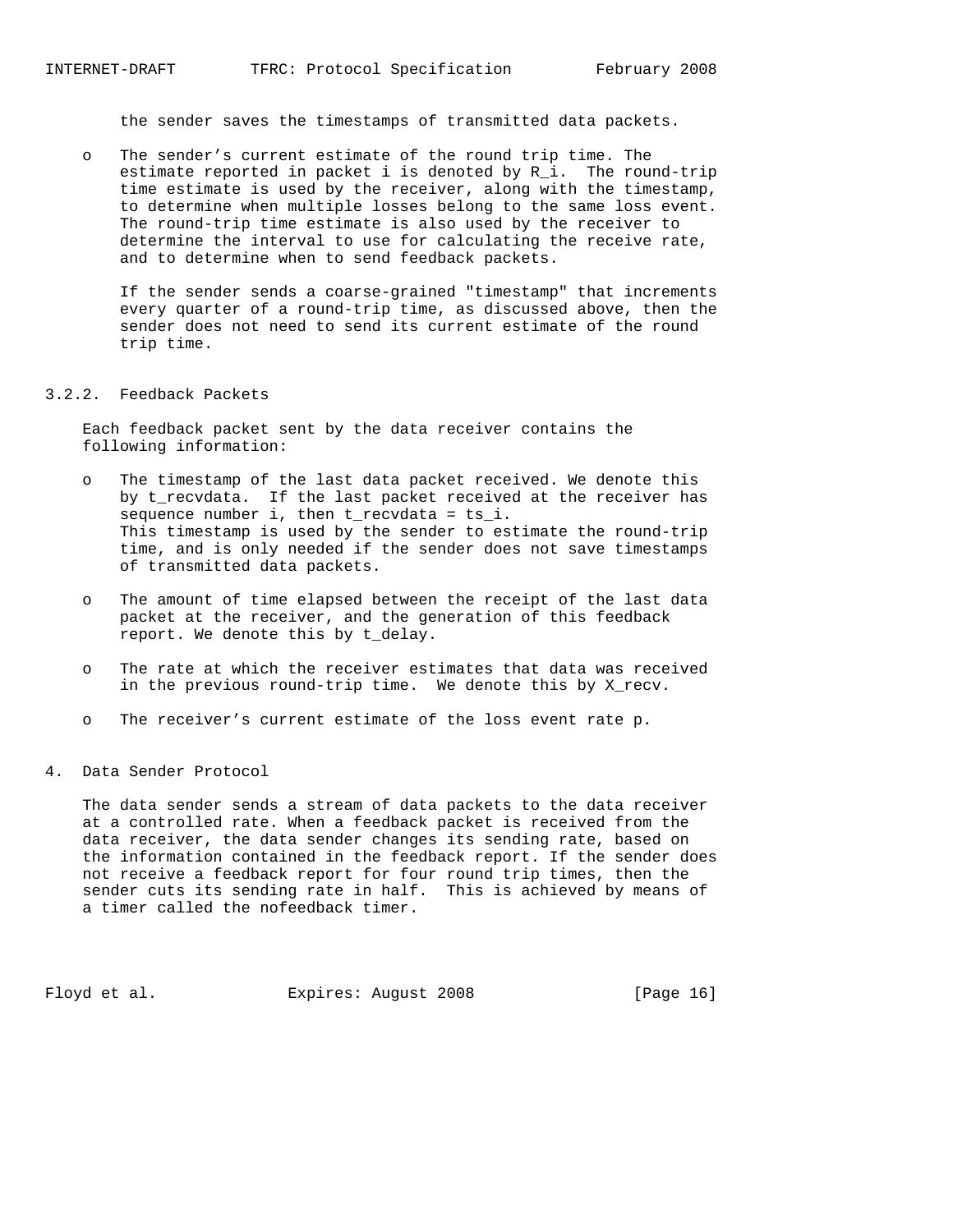the sender saves the timestamps of transmitted data packets.

- The sender's current estimate of the round trip time. The estimate reported in packet i is denoted by $R_i$. The round-trip time estimate is used by the receiver, along with the timestamp, to determine when multiple losses belong to the same loss event. The round-trip time estimate is also used by the receiver to determine the interval to use for calculating the receive rate, and to determine when to send feedback packets.

  If the sender sends a coarse-grained "timestamp" that increments every quarter of a round-trip time, as discussed above, then the sender does not need to send its current estimate of the round trip time.

### 3.2.2. Feedback Packets

Each feedback packet sent by the data receiver contains the following information:

- The timestamp of the last data packet received. We denote this by t_recvdata. If the last packet received at the receiver has sequence number i, then t_recvdata = $ts_i$. This timestamp is used by the sender to estimate the round-trip time, and is only needed if the sender does not save timestamps of transmitted data packets.

- The amount of time elapsed between the receipt of the last data packet at the receiver, and the generation of this feedback report. We denote this by t_delay.

- The rate at which the receiver estimates that data was received in the previous round-trip time. We denote this by X_recv.

- The receiver's current estimate of the loss event rate p.

## 4. Data Sender Protocol

The data sender sends a stream of data packets to the data receiver at a controlled rate. When a feedback packet is received from the data receiver, the data sender changes its sending rate, based on the information contained in the feedback report. If the sender does not receive a feedback report for four round trip times, then the sender cuts its sending rate in half. This is achieved by means of a timer called the nofeedback timer.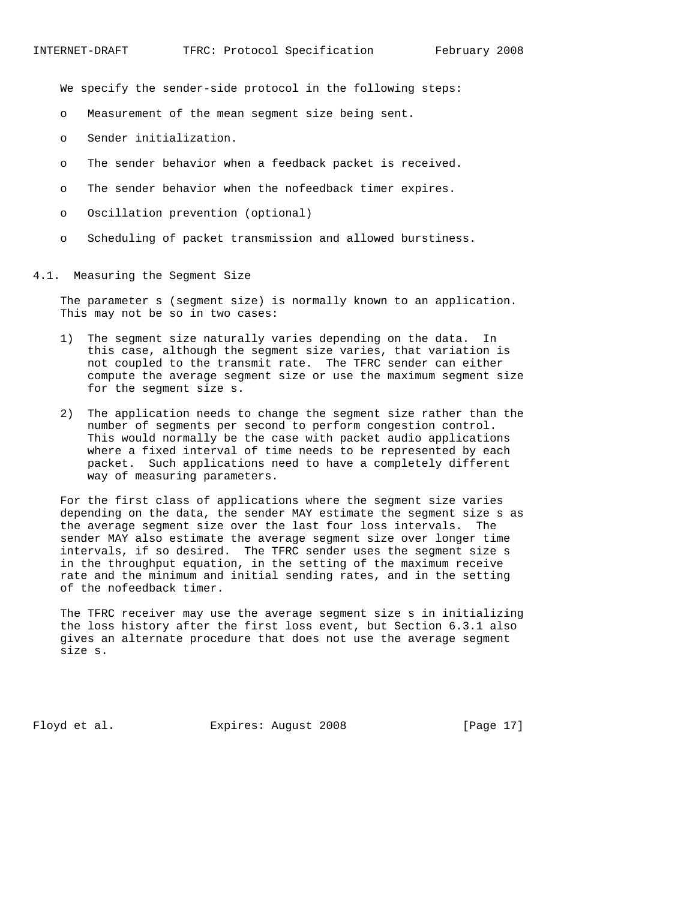We specify the sender-side protocol in the following steps:

- Measurement of the mean segment size being sent.
- Sender initialization.
- The sender behavior when a feedback packet is received.
- The sender behavior when the nofeedback timer expires.
- Oscillation prevention (optional)
- Scheduling of packet transmission and allowed burstiness.

## 4.1. Measuring the Segment Size

The parameter s (segment size) is normally known to an application. This may not be so in two cases:

1) The segment size naturally varies depending on the data. In this case, although the segment size varies, that variation is not coupled to the transmit rate. The TFRC sender can either compute the average segment size or use the maximum segment size for the segment size s.

2) The application needs to change the segment size rather than the number of segments per second to perform congestion control. This would normally be the case with packet audio applications where a fixed interval of time needs to be represented by each packet. Such applications need to have a completely different way of measuring parameters.

For the first class of applications where the segment size varies depending on the data, the sender MAY estimate the segment size s as the average segment size over the last four loss intervals. The sender MAY also estimate the average segment size over longer time intervals, if so desired. The TFRC sender uses the segment size s in the throughput equation, in the setting of the maximum receive rate and the minimum and initial sending rates, and in the setting of the nofeedback timer.

The TFRC receiver may use the average segment size s in initializing the loss history after the first loss event, but Section 6.3.1 also gives an alternate procedure that does not use the average segment size s.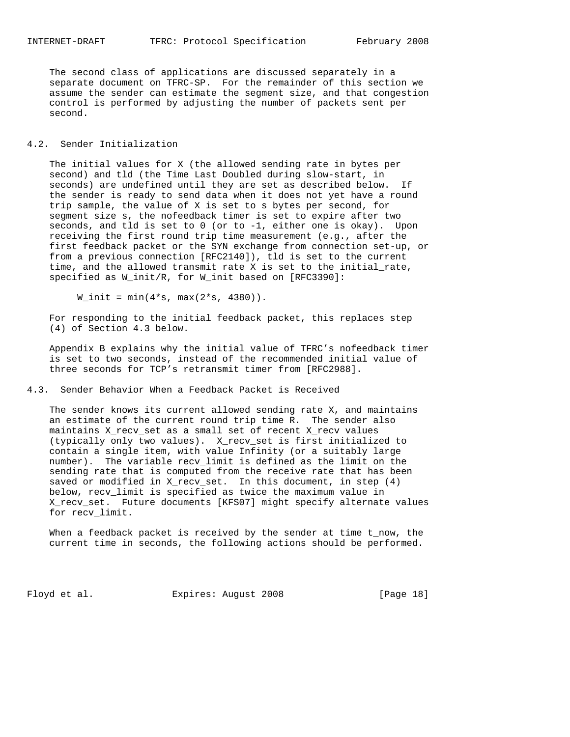The second class of applications are discussed separately in a separate document on TFRC-SP. For the remainder of this section we assume the sender can estimate the segment size, and that congestion control is performed by adjusting the number of packets sent per second.

## 4.2. Sender Initialization

The initial values for X (the allowed sending rate in bytes per second) and tld (the Time Last Doubled during slow-start, in seconds) are undefined until they are set as described below. If the sender is ready to send data when it does not yet have a round trip sample, the value of X is set to s bytes per second, for segment size s, the nofeedback timer is set to expire after two seconds, and tld is set to 0 (or to -1, either one is okay). Upon receiving the first round trip time measurement (e.g., after the first feedback packet or the SYN exchange from connection set-up, or from a previous connection [RFC2140]), tld is set to the current time, and the allowed transmit rate X is set to the initial_rate, specified as W_init/R, for W_init based on [RFC3390]:

$$W\_init = \min(4*s, \max(2*s, 4380)).$$

For responding to the initial feedback packet, this replaces step (4) of Section 4.3 below.

Appendix B explains why the initial value of TFRC's nofeedback timer is set to two seconds, instead of the recommended initial value of three seconds for TCP's retransmit timer from [RFC2988].

## 4.3. Sender Behavior When a Feedback Packet is Received

The sender knows its current allowed sending rate X, and maintains an estimate of the current round trip time R. The sender also maintains X_recv_set as a small set of recent X_recv values (typically only two values). X_recv_set is first initialized to contain a single item, with value Infinity (or a suitably large number). The variable recv_limit is defined as the limit on the sending rate that is computed from the receive rate that has been saved or modified in X_recv_set. In this document, in step (4) below, recv_limit is specified as twice the maximum value in X_recv_set. Future documents [KFS07] might specify alternate values for recv_limit.

When a feedback packet is received by the sender at time t_now, the current time in seconds, the following actions should be performed.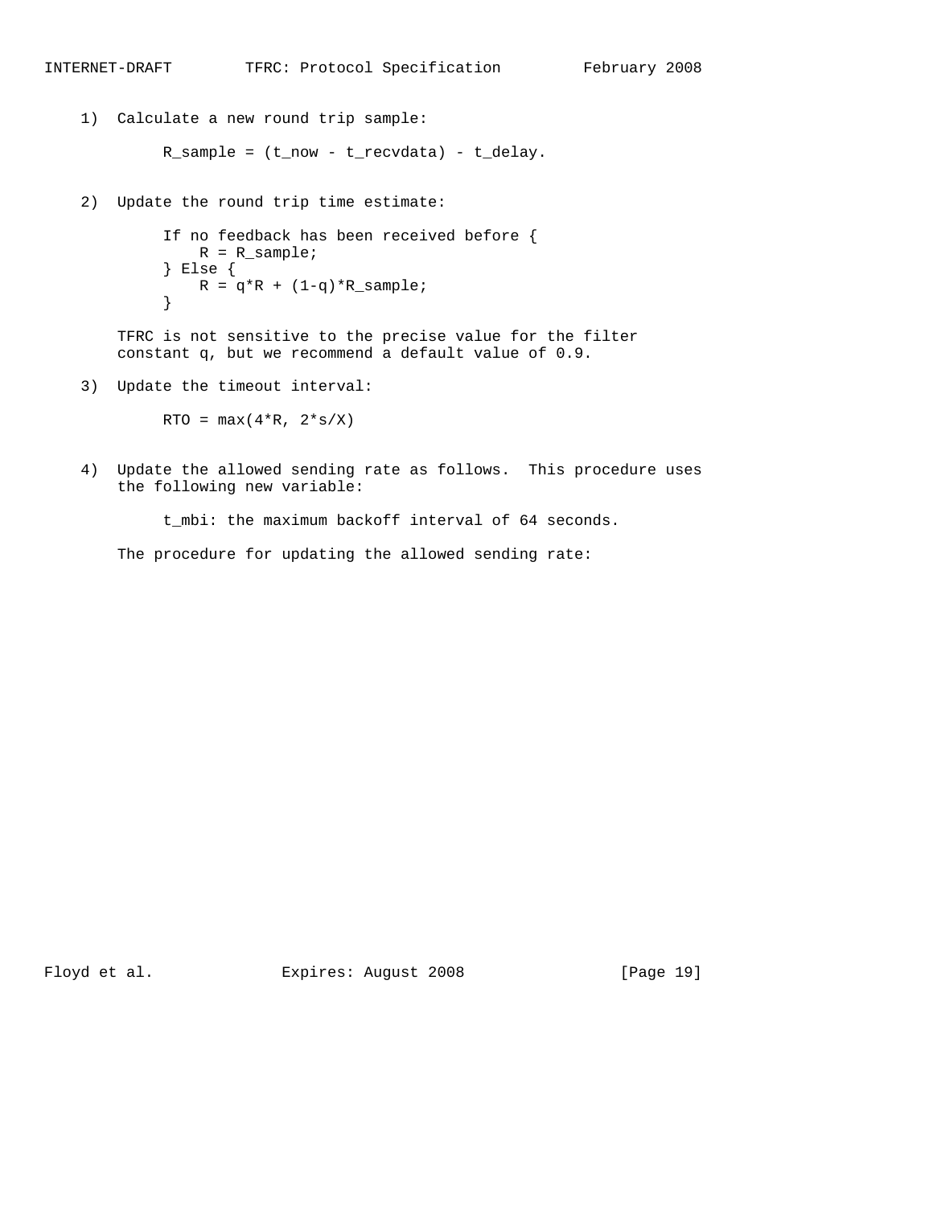1) Calculate a new round trip sample:

```
R_sample = (t_now - t_recvdata) - t_delay.
```

2) Update the round trip time estimate:

```
If no feedback has been received before {
    R = R_sample;
} Else {
    R = q*R + (1-q)*R_sample;
}
```

TFRC is not sensitive to the precise value for the filter constant q, but we recommend a default value of 0.9.

3) Update the timeout interval:

```
RTO = max(4*R, 2*s/X)
```

4) Update the allowed sending rate as follows. This procedure uses the following new variable:

```
t_mbi: the maximum backoff interval of 64 seconds.
```

The procedure for updating the allowed sending rate: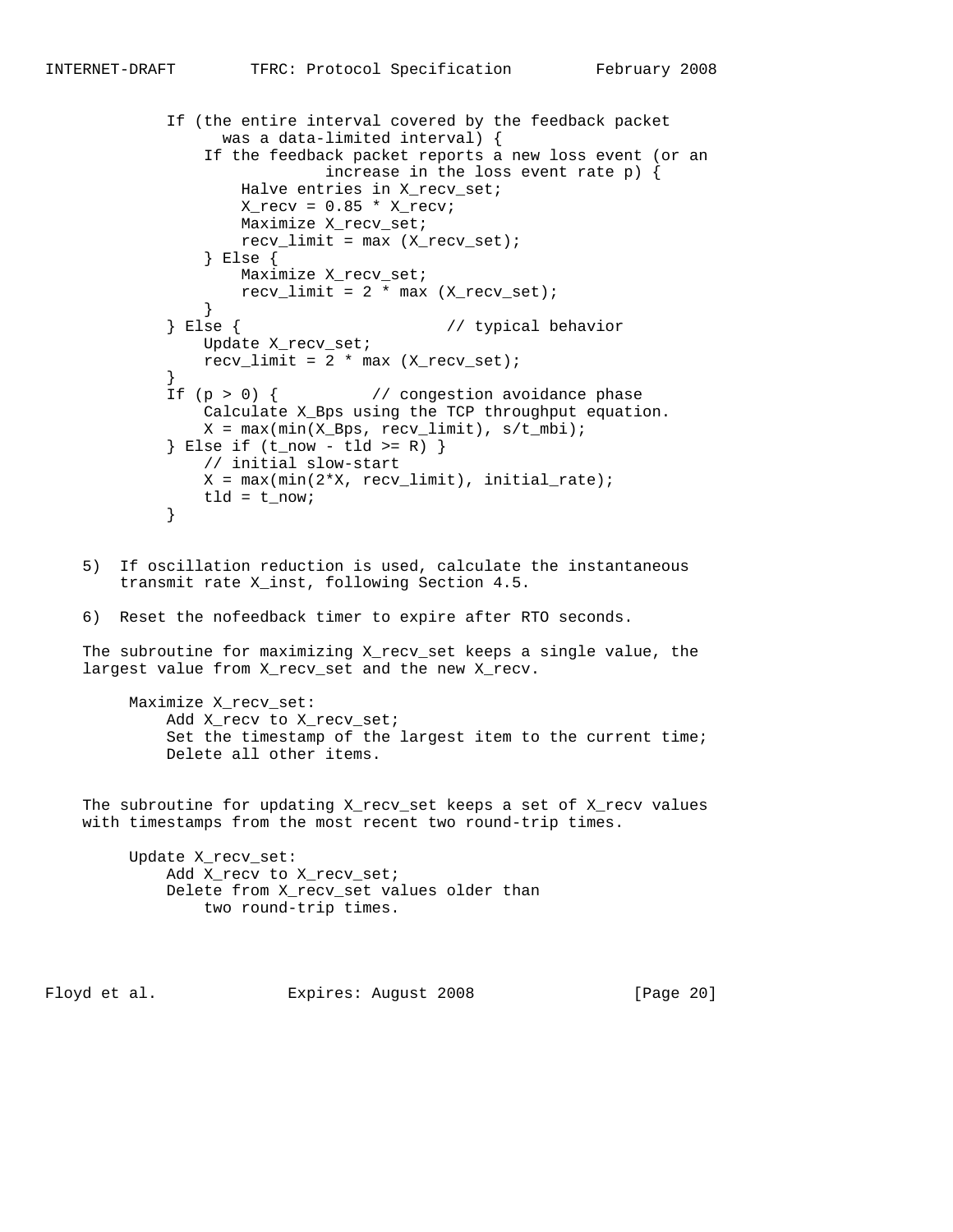```
If (the entire interval covered by the feedback packet
      was a data-limited interval) {
    If the feedback packet reports a new loss event (or an
                increase in the loss event rate p) {
        Halve entries in X_recv_set;
        X_recv = 0.85 * X_recv;
        Maximize X_recv_set;
        recv_limit = max (X_recv_set);
    } Else {
        Maximize X_recv_set;
        recv_limit = 2 * max (X_recv_set);
    }
} Else {                       // typical behavior
    Update X_recv_set;
    recv_limit = 2 * max (X_recv_set);
}
If (p > 0) {          // congestion avoidance phase
    Calculate X_Bps using the TCP throughput equation.
    X = max(min(X_Bps, recv_limit), s/t_mbi);
} Else if (t_now - tld >= R) }
    // initial slow-start
    X = max(min(2*X, recv_limit), initial_rate);
    tld = t_now;
}
```

5) If oscillation reduction is used, calculate the instantaneous transmit rate X_inst, following Section 4.5.

6) Reset the nofeedback timer to expire after RTO seconds.

The subroutine for maximizing X_recv_set keeps a single value, the largest value from X_recv_set and the new X_recv.

```
Maximize X_recv_set:
    Add X_recv to X_recv_set;
    Set the timestamp of the largest item to the current time;
    Delete all other items.
```

The subroutine for updating X_recv_set keeps a set of X_recv values with timestamps from the most recent two round-trip times.

```
Update X_recv_set:
    Add X_recv to X_recv_set;
    Delete from X_recv_set values older than
        two round-trip times.
```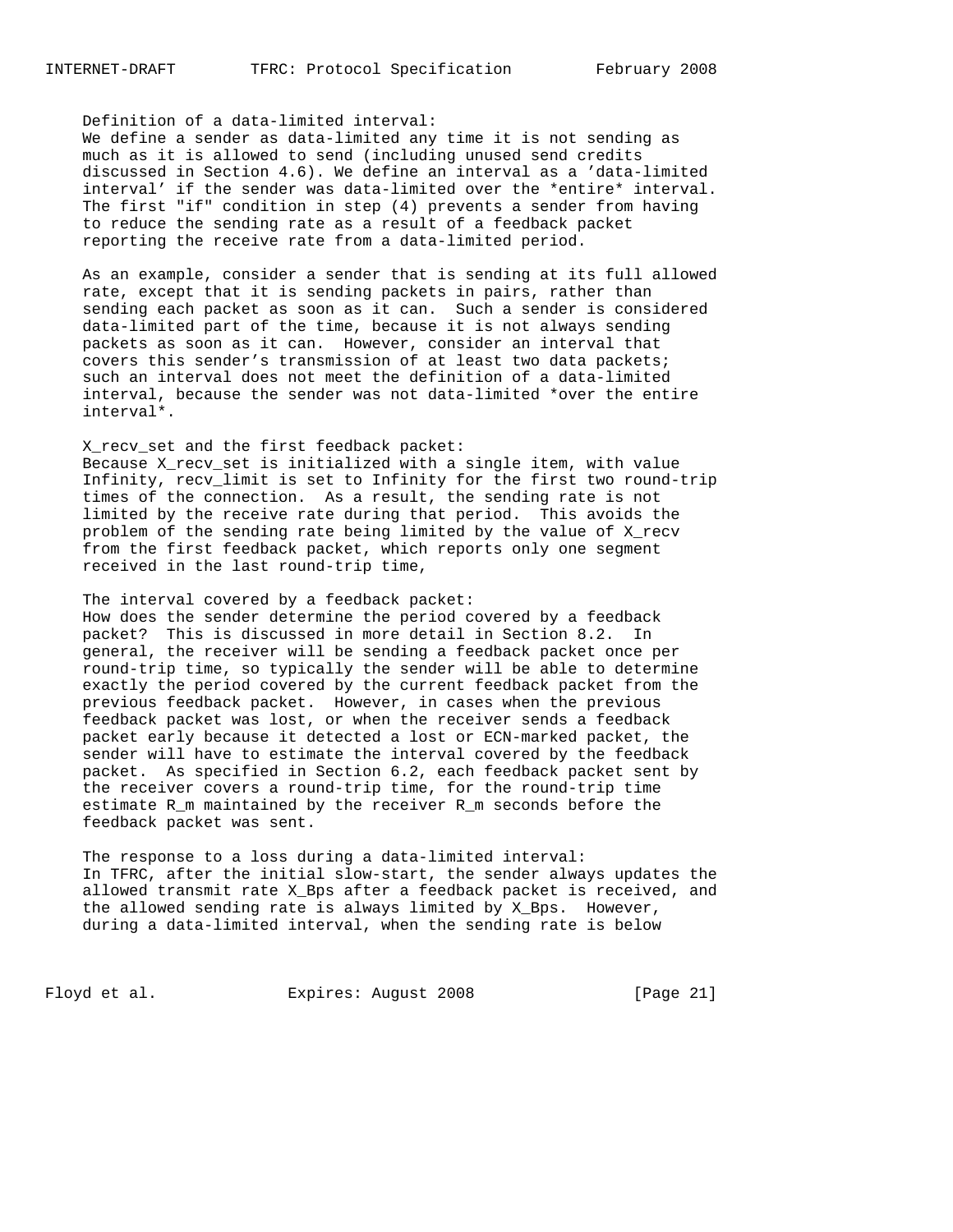Definition of a data-limited interval:
We define a sender as data-limited any time it is not sending as much as it is allowed to send (including unused send credits discussed in Section 4.6). We define an interval as a 'data-limited interval' if the sender was data-limited over the *entire* interval. The first "if" condition in step (4) prevents a sender from having to reduce the sending rate as a result of a feedback packet reporting the receive rate from a data-limited period.

As an example, consider a sender that is sending at its full allowed rate, except that it is sending packets in pairs, rather than sending each packet as soon as it can. Such a sender is considered data-limited part of the time, because it is not always sending packets as soon as it can. However, consider an interval that covers this sender's transmission of at least two data packets; such an interval does not meet the definition of a data-limited interval, because the sender was not data-limited *over the entire interval*.

X_recv_set and the first feedback packet:
Because X_recv_set is initialized with a single item, with value Infinity, recv_limit is set to Infinity for the first two round-trip times of the connection. As a result, the sending rate is not limited by the receive rate during that period. This avoids the problem of the sending rate being limited by the value of X_recv from the first feedback packet, which reports only one segment received in the last round-trip time,

The interval covered by a feedback packet:
How does the sender determine the period covered by a feedback packet? This is discussed in more detail in Section 8.2. In general, the receiver will be sending a feedback packet once per round-trip time, so typically the sender will be able to determine exactly the period covered by the current feedback packet from the previous feedback packet. However, in cases when the previous feedback packet was lost, or when the receiver sends a feedback packet early because it detected a lost or ECN-marked packet, the sender will have to estimate the interval covered by the feedback packet. As specified in Section 6.2, each feedback packet sent by the receiver covers a round-trip time, for the round-trip time estimate R_m maintained by the receiver R_m seconds before the feedback packet was sent.

The response to a loss during a data-limited interval:
In TFRC, after the initial slow-start, the sender always updates the allowed transmit rate X_Bps after a feedback packet is received, and the allowed sending rate is always limited by X_Bps. However, during a data-limited interval, when the sending rate is below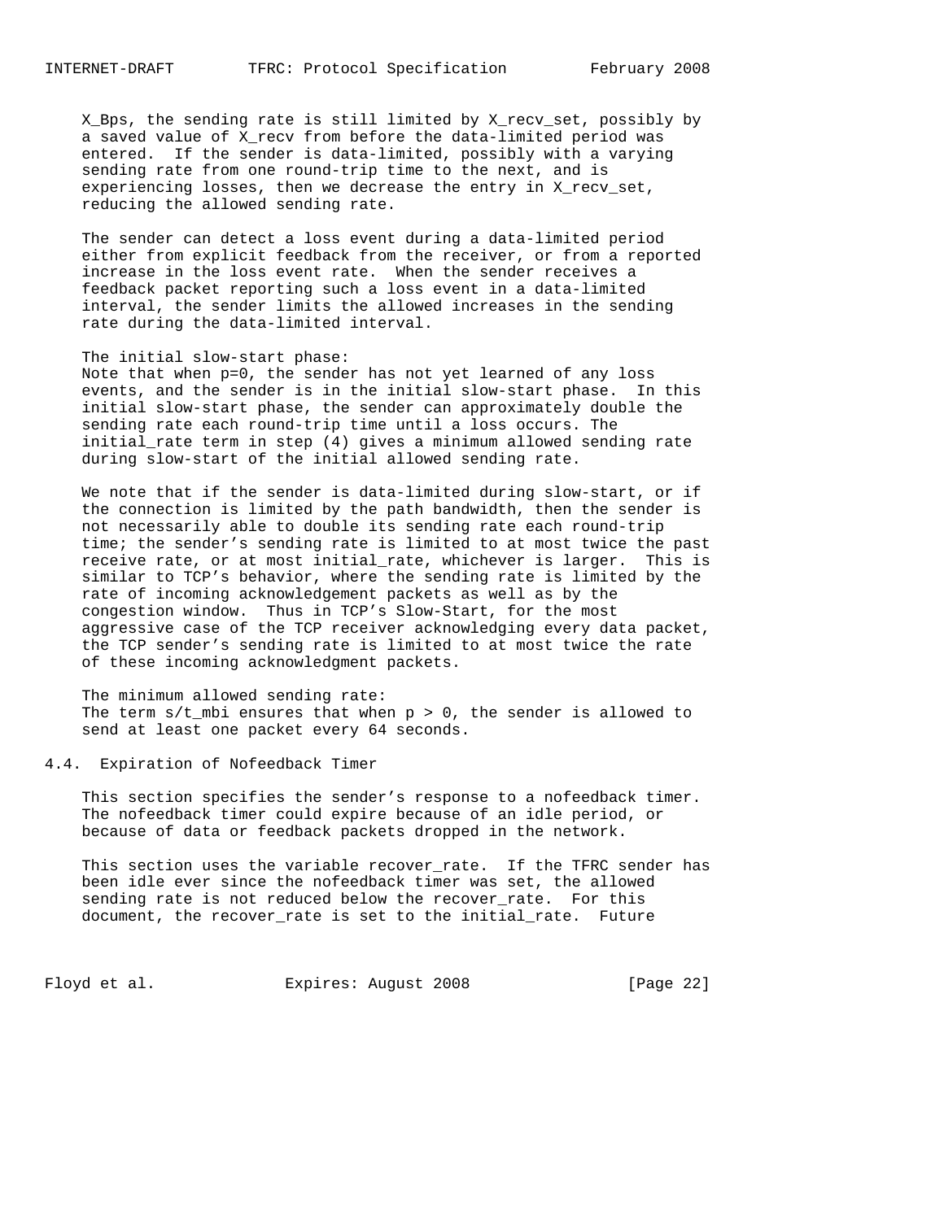X_Bps, the sending rate is still limited by X_recv_set, possibly by a saved value of X_recv from before the data-limited period was entered. If the sender is data-limited, possibly with a varying sending rate from one round-trip time to the next, and is experiencing losses, then we decrease the entry in X_recv_set, reducing the allowed sending rate.

The sender can detect a loss event during a data-limited period either from explicit feedback from the receiver, or from a reported increase in the loss event rate. When the sender receives a feedback packet reporting such a loss event in a data-limited interval, the sender limits the allowed increases in the sending rate during the data-limited interval.

The initial slow-start phase:
Note that when p=0, the sender has not yet learned of any loss events, and the sender is in the initial slow-start phase. In this initial slow-start phase, the sender can approximately double the sending rate each round-trip time until a loss occurs. The initial_rate term in step (4) gives a minimum allowed sending rate during slow-start of the initial allowed sending rate.

We note that if the sender is data-limited during slow-start, or if the connection is limited by the path bandwidth, then the sender is not necessarily able to double its sending rate each round-trip time; the sender's sending rate is limited to at most twice the past receive rate, or at most initial_rate, whichever is larger. This is similar to TCP's behavior, where the sending rate is limited by the rate of incoming acknowledgement packets as well as by the congestion window. Thus in TCP's Slow-Start, for the most aggressive case of the TCP receiver acknowledging every data packet, the TCP sender's sending rate is limited to at most twice the rate of these incoming acknowledgment packets.

The minimum allowed sending rate:
The term s/t_mbi ensures that when p > 0, the sender is allowed to send at least one packet every 64 seconds.

## 4.4. Expiration of Nofeedback Timer

This section specifies the sender's response to a nofeedback timer. The nofeedback timer could expire because of an idle period, or because of data or feedback packets dropped in the network.

This section uses the variable recover_rate. If the TFRC sender has been idle ever since the nofeedback timer was set, the allowed sending rate is not reduced below the recover_rate. For this document, the recover_rate is set to the initial_rate. Future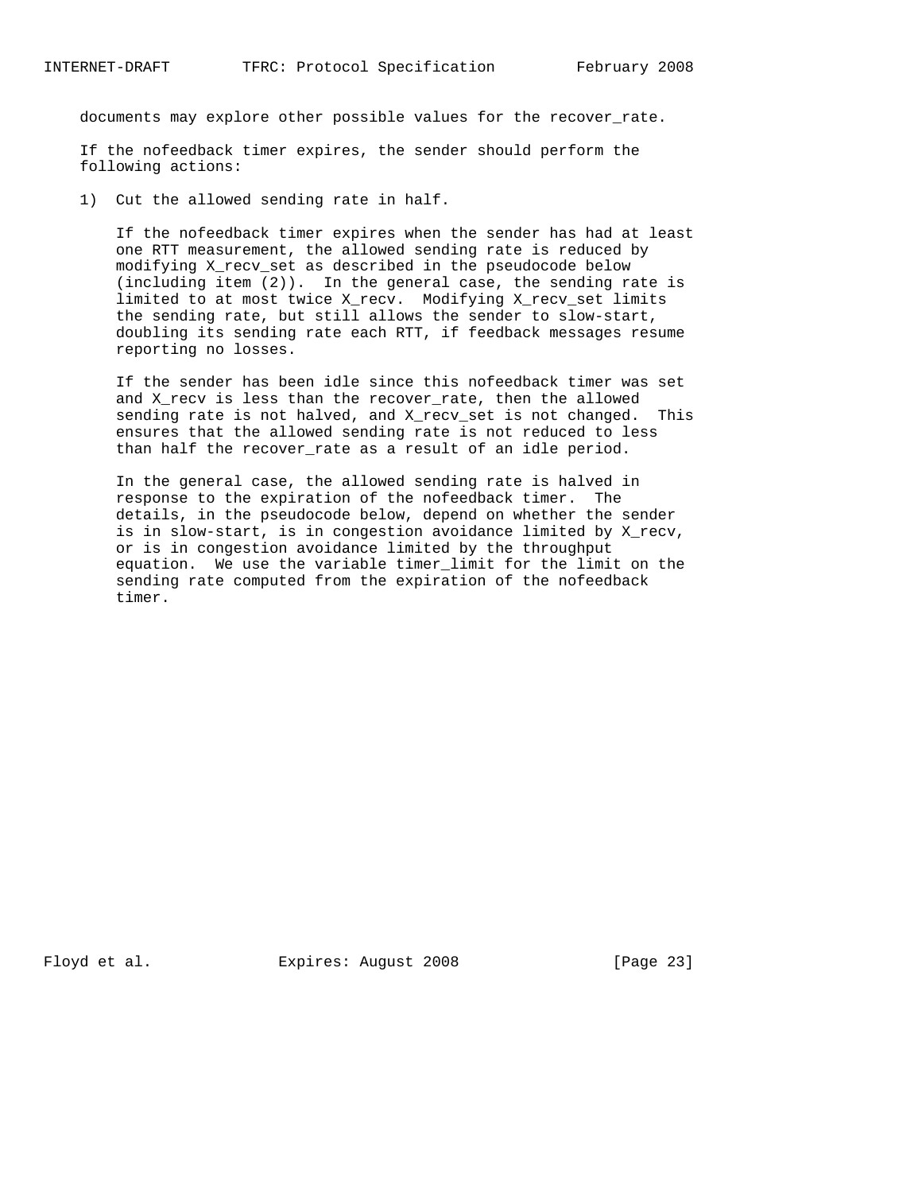documents may explore other possible values for the recover_rate.

If the nofeedback timer expires, the sender should perform the following actions:

1) Cut the allowed sending rate in half.

   If the nofeedback timer expires when the sender has had at least one RTT measurement, the allowed sending rate is reduced by modifying X_recv_set as described in the pseudocode below (including item (2)). In the general case, the sending rate is limited to at most twice X_recv. Modifying X_recv_set limits the sending rate, but still allows the sender to slow-start, doubling its sending rate each RTT, if feedback messages resume reporting no losses.

   If the sender has been idle since this nofeedback timer was set and X_recv is less than the recover_rate, then the allowed sending rate is not halved, and X_recv_set is not changed. This ensures that the allowed sending rate is not reduced to less than half the recover_rate as a result of an idle period.

   In the general case, the allowed sending rate is halved in response to the expiration of the nofeedback timer. The details, in the pseudocode below, depend on whether the sender is in slow-start, is in congestion avoidance limited by X_recv, or is in congestion avoidance limited by the throughput equation. We use the variable timer_limit for the limit on the sending rate computed from the expiration of the nofeedback timer.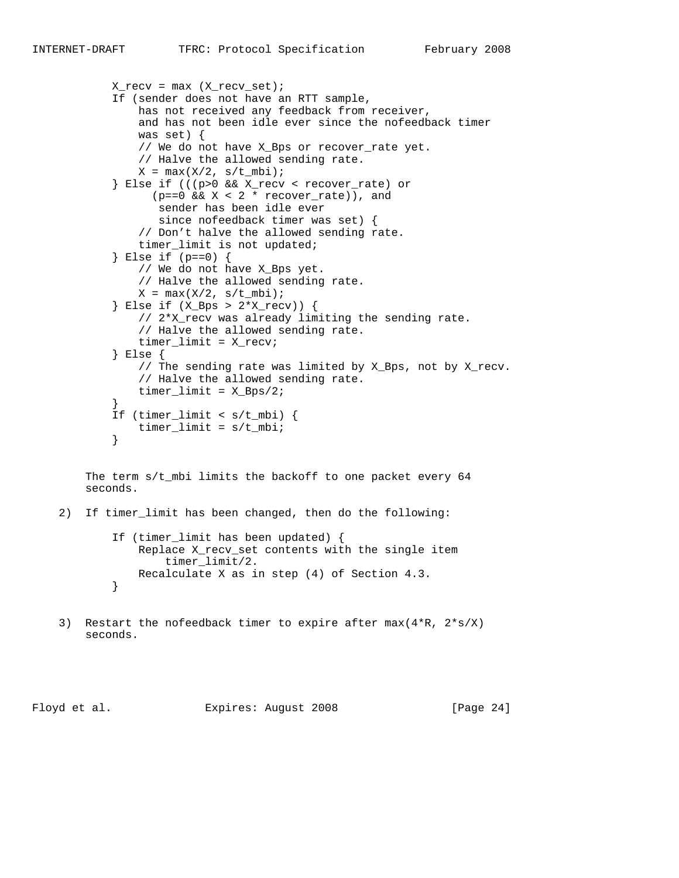```
X_recv = max (X_recv_set);
If (sender does not have an RTT sample,
    has not received any feedback from receiver,
    and has not been idle ever since the nofeedback timer
    was set) {
    // We do not have X_Bps or recover_rate yet.
    // Halve the allowed sending rate.
    X = max(X/2, s/t_mbi);
} Else if (((p>0 && X_recv < recover_rate) or
       (p==0 && X < 2 * recover_rate)), and
        sender has been idle ever
        since nofeedback timer was set) {
    // Don't halve the allowed sending rate.
    timer_limit is not updated;
} Else if (p==0) {
    // We do not have X_Bps yet.
    // Halve the allowed sending rate.
    X = max(X/2, s/t_mbi);
} Else if (X_Bps > 2*X_recv)) {
    // 2*X_recv was already limiting the sending rate.
    // Halve the allowed sending rate.
    timer_limit = X_recv;
} Else {
    // The sending rate was limited by X_Bps, not by X_recv.
    // Halve the allowed sending rate.
    timer_limit = X_Bps/2;
}
If (timer_limit < s/t_mbi) {
    timer_limit = s/t_mbi;
}
```

The term s/t_mbi limits the backoff to one packet every 64 seconds.

2) If timer_limit has been changed, then do the following:

```
If (timer_limit has been updated) {
    Replace X_recv_set contents with the single item
        timer_limit/2.
    Recalculate X as in step (4) of Section 4.3.
}
```

3) Restart the nofeedback timer to expire after max(4*R, 2*s/X) seconds.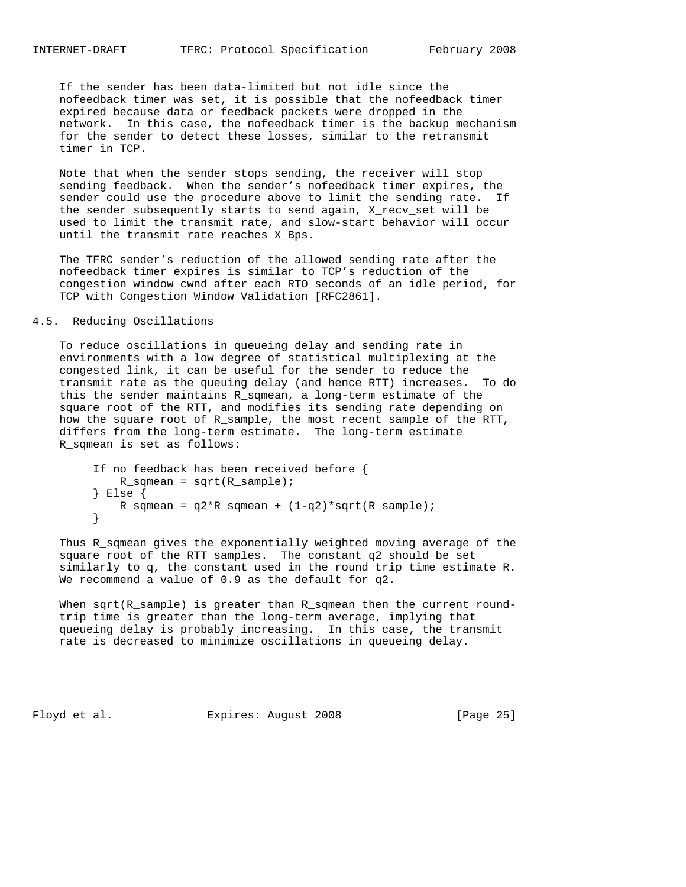If the sender has been data-limited but not idle since the nofeedback timer was set, it is possible that the nofeedback timer expired because data or feedback packets were dropped in the network. In this case, the nofeedback timer is the backup mechanism for the sender to detect these losses, similar to the retransmit timer in TCP.

Note that when the sender stops sending, the receiver will stop sending feedback. When the sender's nofeedback timer expires, the sender could use the procedure above to limit the sending rate. If the sender subsequently starts to send again, X_recv_set will be used to limit the transmit rate, and slow-start behavior will occur until the transmit rate reaches X_Bps.

The TFRC sender's reduction of the allowed sending rate after the nofeedback timer expires is similar to TCP's reduction of the congestion window cwnd after each RTO seconds of an idle period, for TCP with Congestion Window Validation [RFC2861].

## 4.5. Reducing Oscillations

To reduce oscillations in queueing delay and sending rate in environments with a low degree of statistical multiplexing at the congested link, it can be useful for the sender to reduce the transmit rate as the queuing delay (and hence RTT) increases. To do this the sender maintains R_sqmean, a long-term estimate of the square root of the RTT, and modifies its sending rate depending on how the square root of R_sample, the most recent sample of the RTT, differs from the long-term estimate. The long-term estimate R_sqmean is set as follows:

```
If no feedback has been received before {
    R_sqmean = sqrt(R_sample);
} Else {
    R_sqmean = q2*R_sqmean + (1-q2)*sqrt(R_sample);
}
```

Thus R_sqmean gives the exponentially weighted moving average of the square root of the RTT samples. The constant q2 should be set similarly to q, the constant used in the round trip time estimate R. We recommend a value of 0.9 as the default for q2.

When sqrt(R_sample) is greater than R_sqmean then the current round-trip time is greater than the long-term average, implying that queueing delay is probably increasing. In this case, the transmit rate is decreased to minimize oscillations in queueing delay.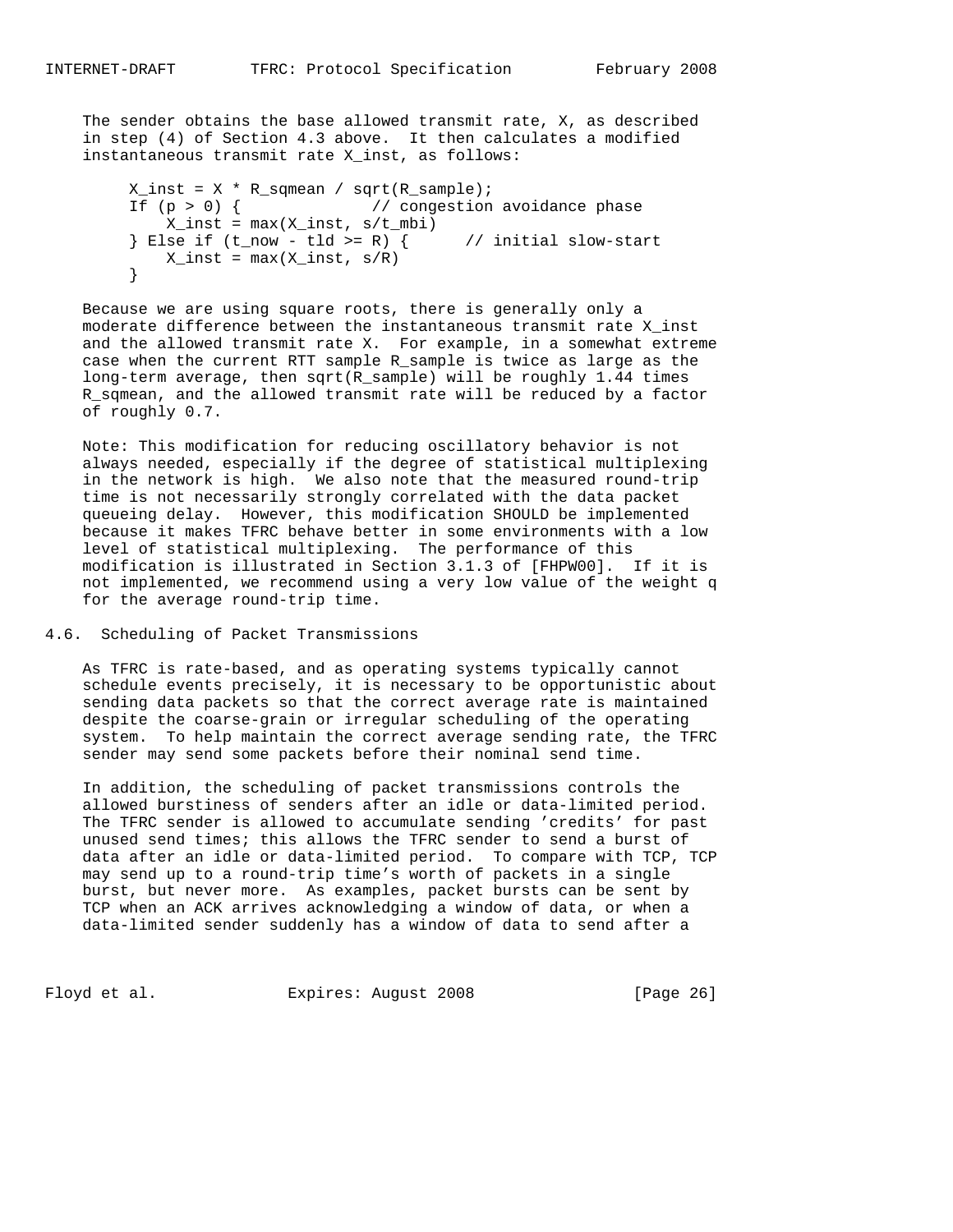The sender obtains the base allowed transmit rate, X, as described in step (4) of Section 4.3 above. It then calculates a modified instantaneous transmit rate X_inst, as follows:

```
X_inst = X * R_sqmean / sqrt(R_sample);
If (p > 0) {              // congestion avoidance phase
    X_inst = max(X_inst, s/t_mbi)
} Else if (t_now - tld >= R) {      // initial slow-start
    X_inst = max(X_inst, s/R)
}
```

Because we are using square roots, there is generally only a moderate difference between the instantaneous transmit rate X_inst and the allowed transmit rate X. For example, in a somewhat extreme case when the current RTT sample R_sample is twice as large as the long-term average, then sqrt(R_sample) will be roughly 1.44 times R_sqmean, and the allowed transmit rate will be reduced by a factor of roughly 0.7.

Note: This modification for reducing oscillatory behavior is not always needed, especially if the degree of statistical multiplexing in the network is high. We also note that the measured round-trip time is not necessarily strongly correlated with the data packet queueing delay. However, this modification SHOULD be implemented because it makes TFRC behave better in some environments with a low level of statistical multiplexing. The performance of this modification is illustrated in Section 3.1.3 of [FHPW00]. If it is not implemented, we recommend using a very low value of the weight q for the average round-trip time.

## 4.6. Scheduling of Packet Transmissions

As TFRC is rate-based, and as operating systems typically cannot schedule events precisely, it is necessary to be opportunistic about sending data packets so that the correct average rate is maintained despite the coarse-grain or irregular scheduling of the operating system. To help maintain the correct average sending rate, the TFRC sender may send some packets before their nominal send time.

In addition, the scheduling of packet transmissions controls the allowed burstiness of senders after an idle or data-limited period. The TFRC sender is allowed to accumulate sending 'credits' for past unused send times; this allows the TFRC sender to send a burst of data after an idle or data-limited period. To compare with TCP, TCP may send up to a round-trip time's worth of packets in a single burst, but never more. As examples, packet bursts can be sent by TCP when an ACK arrives acknowledging a window of data, or when a data-limited sender suddenly has a window of data to send after a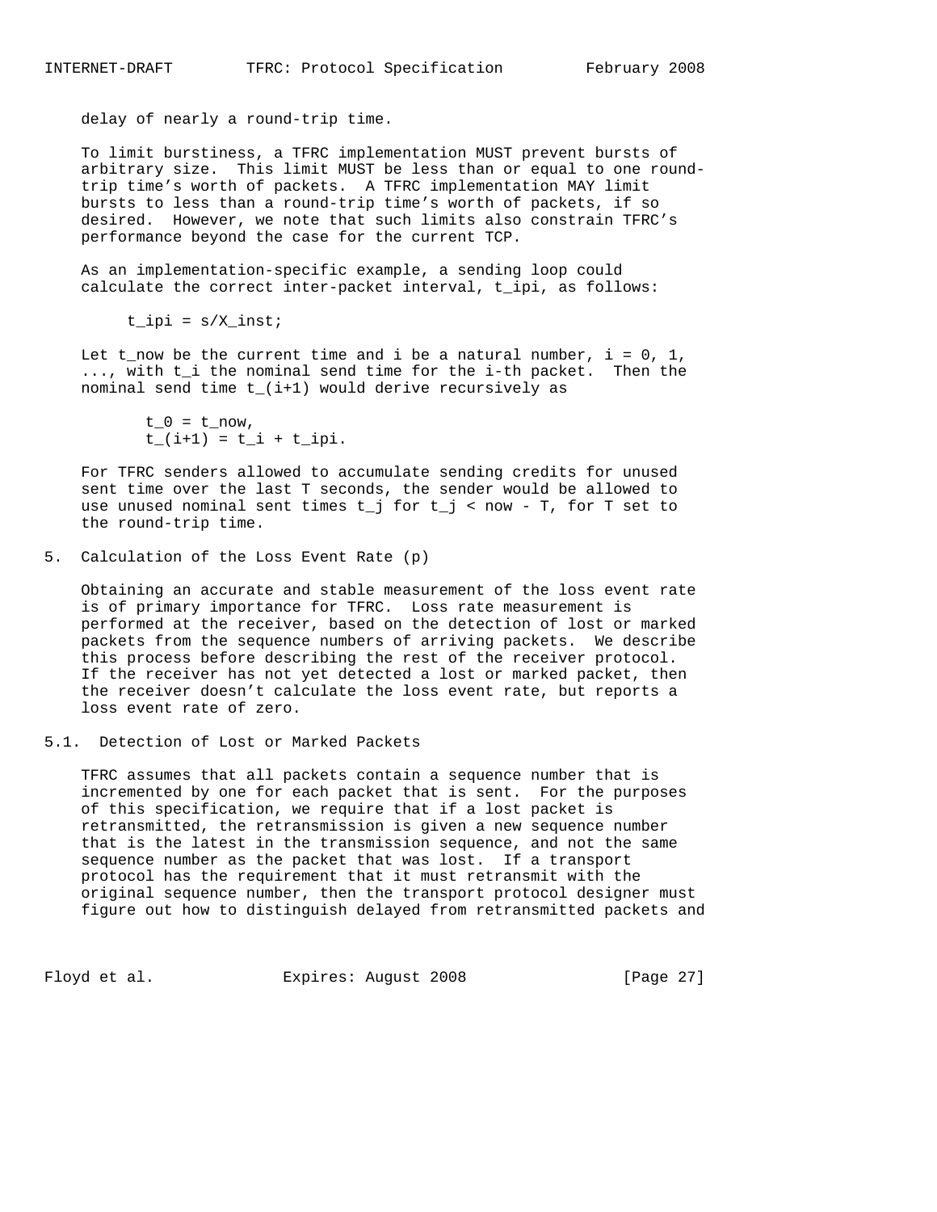delay of nearly a round-trip time.

To limit burstiness, a TFRC implementation MUST prevent bursts of arbitrary size. This limit MUST be less than or equal to one round-trip time's worth of packets. A TFRC implementation MAY limit bursts to less than a round-trip time's worth of packets, if so desired. However, we note that such limits also constrain TFRC's performance beyond the case for the current TCP.

As an implementation-specific example, a sending loop could calculate the correct inter-packet interval, t_ipi, as follows:

```
t_ipi = s/X_inst;
```

Let t_now be the current time and i be a natural number, i = 0, 1, ..., with t_i the nominal send time for the i-th packet. Then the nominal send time t_(i+1) would derive recursively as

```
t_0 = t_now,
t_(i+1) = t_i + t_ipi.
```

For TFRC senders allowed to accumulate sending credits for unused sent time over the last T seconds, the sender would be allowed to use unused nominal sent times t_j for t_j < now - T, for T set to the round-trip time.

## 5. Calculation of the Loss Event Rate (p)

Obtaining an accurate and stable measurement of the loss event rate is of primary importance for TFRC. Loss rate measurement is performed at the receiver, based on the detection of lost or marked packets from the sequence numbers of arriving packets. We describe this process before describing the rest of the receiver protocol. If the receiver has not yet detected a lost or marked packet, then the receiver doesn't calculate the loss event rate, but reports a loss event rate of zero.

### 5.1. Detection of Lost or Marked Packets

TFRC assumes that all packets contain a sequence number that is incremented by one for each packet that is sent. For the purposes of this specification, we require that if a lost packet is retransmitted, the retransmission is given a new sequence number that is the latest in the transmission sequence, and not the same sequence number as the packet that was lost. If a transport protocol has the requirement that it must retransmit with the original sequence number, then the transport protocol designer must figure out how to distinguish delayed from retransmitted packets and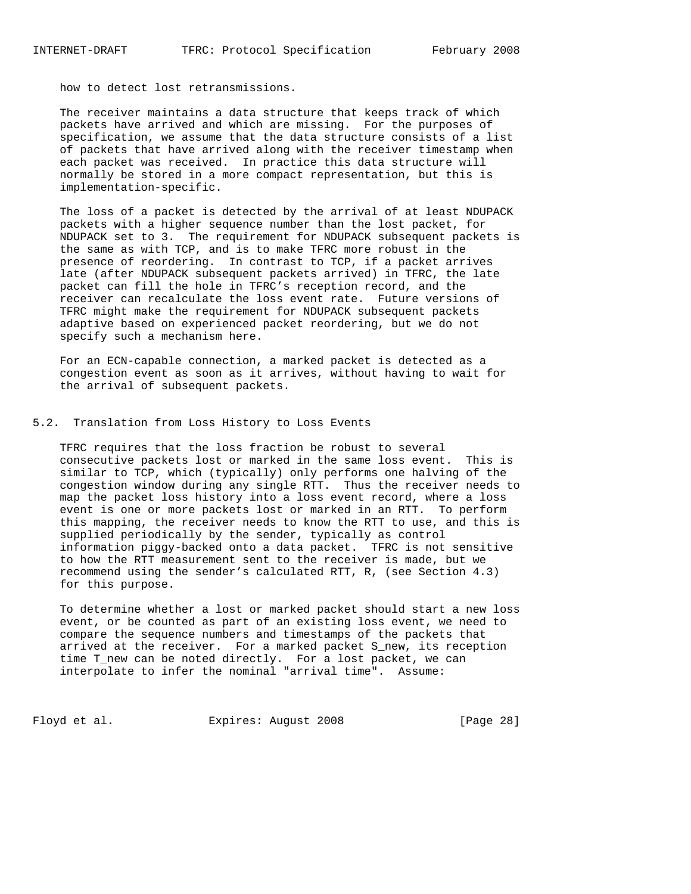how to detect lost retransmissions.

The receiver maintains a data structure that keeps track of which packets have arrived and which are missing. For the purposes of specification, we assume that the data structure consists of a list of packets that have arrived along with the receiver timestamp when each packet was received. In practice this data structure will normally be stored in a more compact representation, but this is implementation-specific.

The loss of a packet is detected by the arrival of at least NDUPACK packets with a higher sequence number than the lost packet, for NDUPACK set to 3. The requirement for NDUPACK subsequent packets is the same as with TCP, and is to make TFRC more robust in the presence of reordering. In contrast to TCP, if a packet arrives late (after NDUPACK subsequent packets arrived) in TFRC, the late packet can fill the hole in TFRC's reception record, and the receiver can recalculate the loss event rate. Future versions of TFRC might make the requirement for NDUPACK subsequent packets adaptive based on experienced packet reordering, but we do not specify such a mechanism here.

For an ECN-capable connection, a marked packet is detected as a congestion event as soon as it arrives, without having to wait for the arrival of subsequent packets.

## 5.2. Translation from Loss History to Loss Events

TFRC requires that the loss fraction be robust to several consecutive packets lost or marked in the same loss event. This is similar to TCP, which (typically) only performs one halving of the congestion window during any single RTT. Thus the receiver needs to map the packet loss history into a loss event record, where a loss event is one or more packets lost or marked in an RTT. To perform this mapping, the receiver needs to know the RTT to use, and this is supplied periodically by the sender, typically as control information piggy-backed onto a data packet. TFRC is not sensitive to how the RTT measurement sent to the receiver is made, but we recommend using the sender's calculated RTT, R, (see Section 4.3) for this purpose.

To determine whether a lost or marked packet should start a new loss event, or be counted as part of an existing loss event, we need to compare the sequence numbers and timestamps of the packets that arrived at the receiver. For a marked packet S_new, its reception time T_new can be noted directly. For a lost packet, we can interpolate to infer the nominal "arrival time". Assume: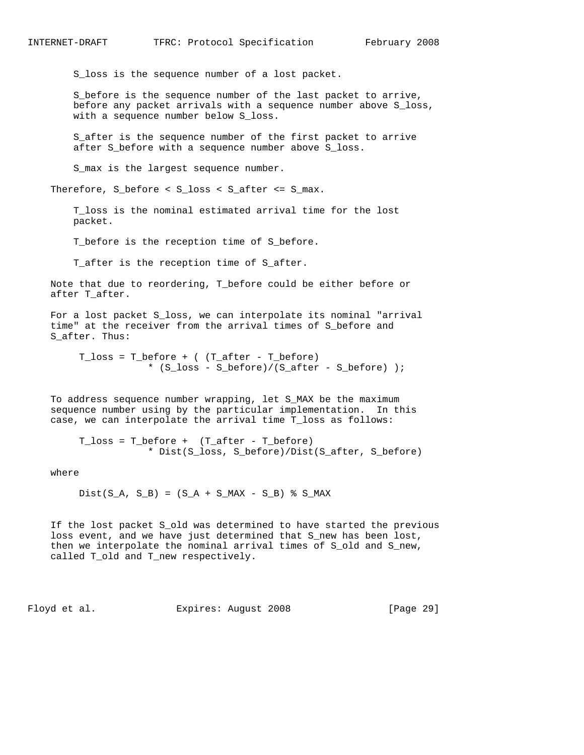$S_{loss}$ is the sequence number of a lost packet.

$S_{before}$ is the sequence number of the last packet to arrive, before any packet arrivals with a sequence number above $S_{loss}$, with a sequence number below $S_{loss}$.

$S_{after}$ is the sequence number of the first packet to arrive after $S_{before}$ with a sequence number above $S_{loss}$.

$S_{max}$ is the largest sequence number.

Therefore, $S_{before} < S_{loss} < S_{after} \le S_{max}$.

$T_{loss}$ is the nominal estimated arrival time for the lost packet.

$T_{before}$ is the reception time of $S_{before}$.

$T_{after}$ is the reception time of $S_{after}$.

Note that due to reordering, $T_{before}$ could be either before or after $T_{after}$.

For a lost packet $S_{loss}$, we can interpolate its nominal "arrival time" at the receiver from the arrival times of $S_{before}$ and $S_{after}$. Thus:

```
T_loss = T_before + ( (T_after - T_before)
             * (S_loss - S_before)/(S_after - S_before) );
```

To address sequence number wrapping, let S_MAX be the maximum sequence number using by the particular implementation. In this case, we can interpolate the arrival time $T_{loss}$ as follows:

```
T_loss = T_before +  (T_after - T_before)
             * Dist(S_loss, S_before)/Dist(S_after, S_before)
```

where

```
Dist(S_A, S_B) = (S_A + S_MAX - S_B) % S_MAX
```

If the lost packet $S_{old}$ was determined to have started the previous loss event, and we have just determined that $S_{new}$ has been lost, then we interpolate the nominal arrival times of $S_{old}$ and $S_{new}$, called $T_{old}$ and $T_{new}$ respectively.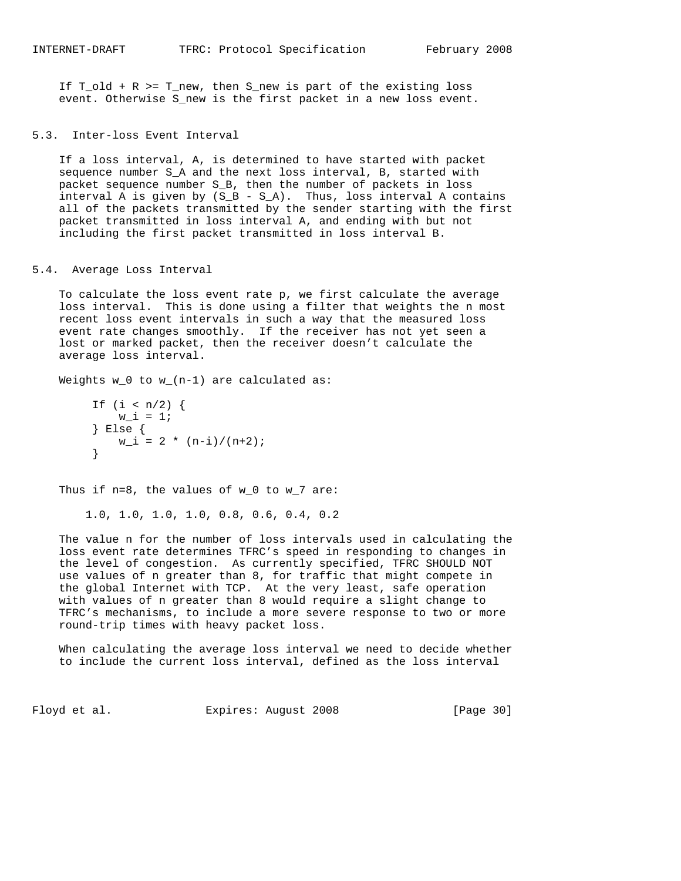If $T_{old} + R \geq T_{new}$, then $S_{new}$ is part of the existing loss event. Otherwise $S_{new}$ is the first packet in a new loss event.

### 5.3. Inter-loss Event Interval

If a loss interval, A, is determined to have started with packet sequence number $S_A$ and the next loss interval, B, started with packet sequence number $S_B$, then the number of packets in loss interval A is given by $(S_B - S_A)$. Thus, loss interval A contains all of the packets transmitted by the sender starting with the first packet transmitted in loss interval A, and ending with but not including the first packet transmitted in loss interval B.

### 5.4. Average Loss Interval

To calculate the loss event rate p, we first calculate the average loss interval. This is done using a filter that weights the n most recent loss event intervals in such a way that the measured loss event rate changes smoothly. If the receiver has not yet seen a lost or marked packet, then the receiver doesn't calculate the average loss interval.

Weights $w_0$ to $w_{(n-1)}$ are calculated as:

```
If (i < n/2) {
    w_i = 1;
} Else {
    w_i = 2 * (n-i)/(n+2);
}
```

Thus if n=8, the values of $w_0$ to $w_7$ are:

1.0, 1.0, 1.0, 1.0, 0.8, 0.6, 0.4, 0.2

The value n for the number of loss intervals used in calculating the loss event rate determines TFRC's speed in responding to changes in the level of congestion. As currently specified, TFRC SHOULD NOT use values of n greater than 8, for traffic that might compete in the global Internet with TCP. At the very least, safe operation with values of n greater than 8 would require a slight change to TFRC's mechanisms, to include a more severe response to two or more round-trip times with heavy packet loss.

When calculating the average loss interval we need to decide whether to include the current loss interval, defined as the loss interval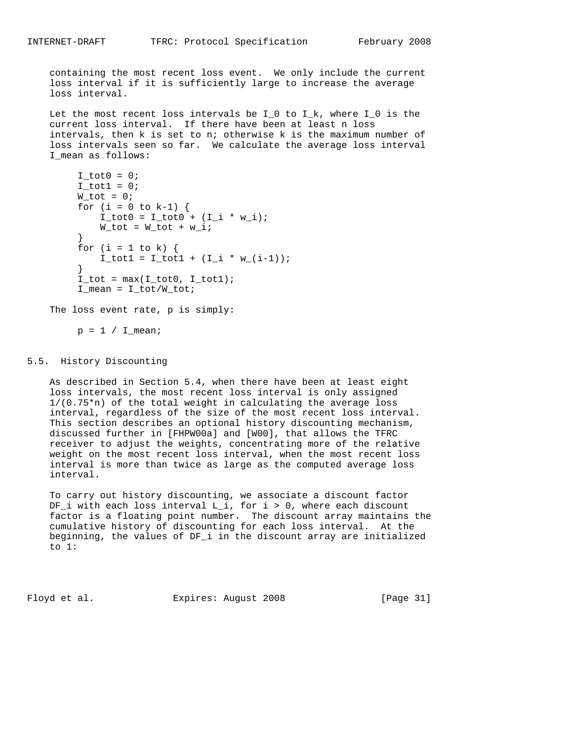containing the most recent loss event. We only include the current loss interval if it is sufficiently large to increase the average loss interval.

Let the most recent loss intervals be $I_0$ to $I_k$, where $I_0$ is the current loss interval. If there have been at least n loss intervals, then k is set to n; otherwise k is the maximum number of loss intervals seen so far. We calculate the average loss interval I_mean as follows:

```
I_tot0 = 0;
I_tot1 = 0;
W_tot = 0;
for (i = 0 to k-1) {
    I_tot0 = I_tot0 + (I_i * w_i);
    W_tot = W_tot + w_i;
}
for (i = 1 to k) {
    I_tot1 = I_tot1 + (I_i * w_(i-1));
}
I_tot = max(I_tot0, I_tot1);
I_mean = I_tot/W_tot;
```

The loss event rate, p is simply:

```
p = 1 / I_mean;
```

## 5.5. History Discounting

As described in Section 5.4, when there have been at least eight loss intervals, the most recent loss interval is only assigned $1/(0.75*n)$ of the total weight in calculating the average loss interval, regardless of the size of the most recent loss interval. This section describes an optional history discounting mechanism, discussed further in [FHPW00a] and [W00], that allows the TFRC receiver to adjust the weights, concentrating more of the relative weight on the most recent loss interval, when the most recent loss interval is more than twice as large as the computed average loss interval.

To carry out history discounting, we associate a discount factor $DF_i$ with each loss interval $L_i$, for $i > 0$, where each discount factor is a floating point number. The discount array maintains the cumulative history of discounting for each loss interval. At the beginning, the values of $DF_i$ in the discount array are initialized to 1: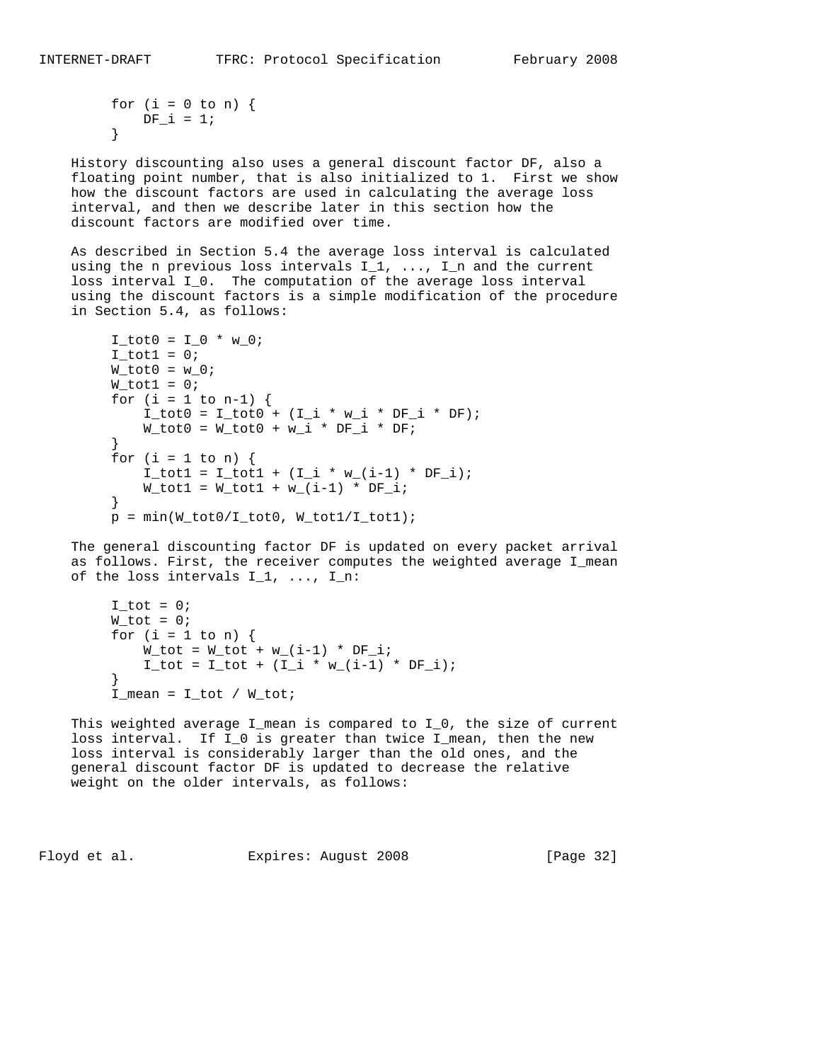```
for (i = 0 to n) {
    DF_i = 1;
}
```

History discounting also uses a general discount factor DF, also a floating point number, that is also initialized to 1. First we show how the discount factors are used in calculating the average loss interval, and then we describe later in this section how the discount factors are modified over time.

As described in Section 5.4 the average loss interval is calculated using the n previous loss intervals $I_1, ..., I_n$ and the current loss interval $I_0$. The computation of the average loss interval using the discount factors is a simple modification of the procedure in Section 5.4, as follows:

```
I_tot0 = I_0 * w_0;
I_tot1 = 0;
W_tot0 = w_0;
W_tot1 = 0;
for (i = 1 to n-1) {
    I_tot0 = I_tot0 + (I_i * w_i * DF_i * DF);
    W_tot0 = W_tot0 + w_i * DF_i * DF;
}
for (i = 1 to n) {
    I_tot1 = I_tot1 + (I_i * w_(i-1) * DF_i);
    W_tot1 = W_tot1 + w_(i-1) * DF_i;
}
p = min(W_tot0/I_tot0, W_tot1/I_tot1);
```

The general discounting factor DF is updated on every packet arrival as follows. First, the receiver computes the weighted average I_mean of the loss intervals $I_1, ..., I_n$:

```
I_tot = 0;
W_tot = 0;
for (i = 1 to n) {
    W_tot = W_tot + w_(i-1) * DF_i;
    I_tot = I_tot + (I_i * w_(i-1) * DF_i);
}
I_mean = I_tot / W_tot;
```

This weighted average I_mean is compared to $I_0$, the size of current loss interval. If $I_0$ is greater than twice I_mean, then the new loss interval is considerably larger than the old ones, and the general discount factor DF is updated to decrease the relative weight on the older intervals, as follows: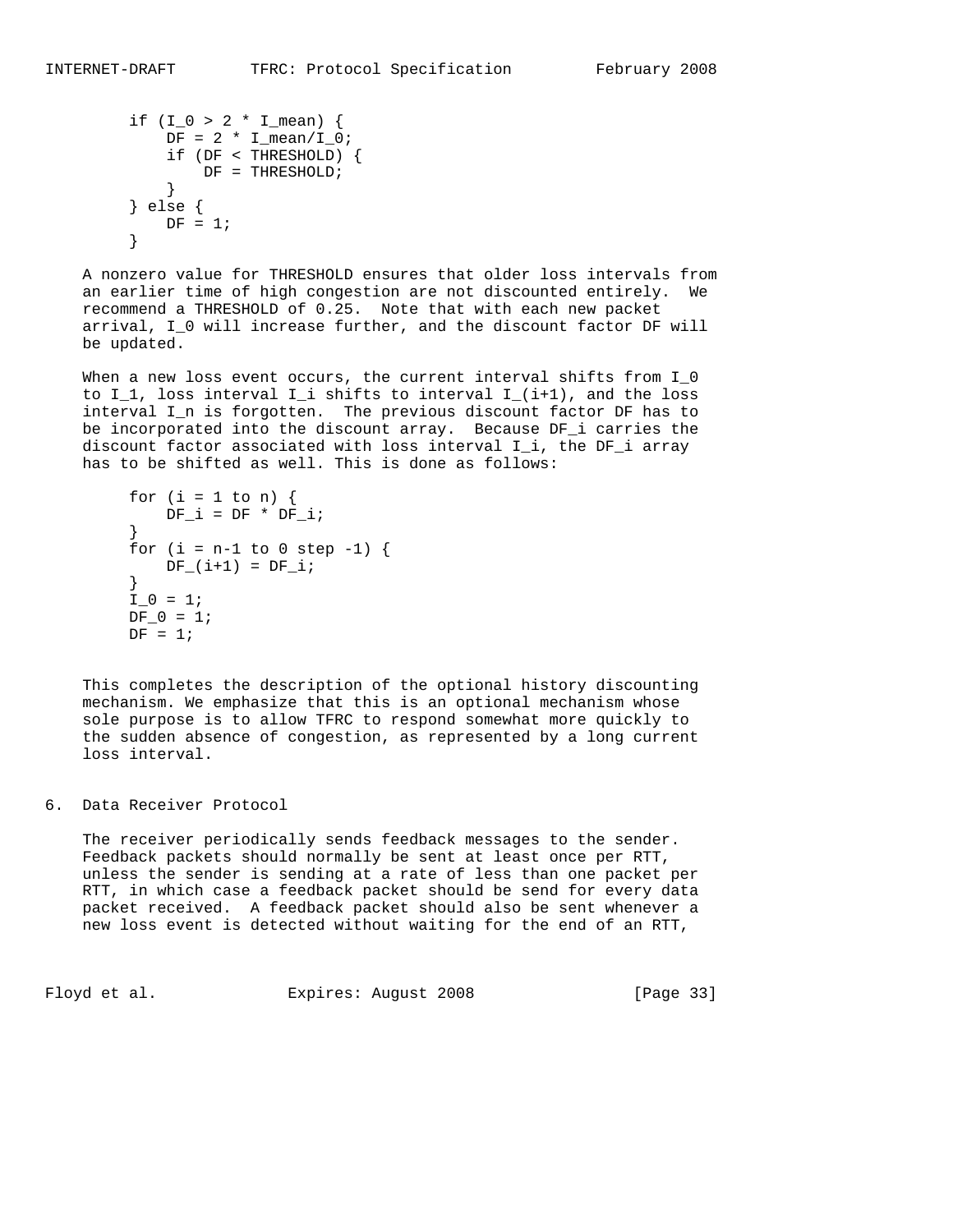```
if (I_0 > 2 * I_mean) {
    DF = 2 * I_mean/I_0;
    if (DF < THRESHOLD) {
        DF = THRESHOLD;
    }
} else {
    DF = 1;
}
```

A nonzero value for THRESHOLD ensures that older loss intervals from an earlier time of high congestion are not discounted entirely. We recommend a THRESHOLD of 0.25. Note that with each new packet arrival, $I_0$ will increase further, and the discount factor DF will be updated.

When a new loss event occurs, the current interval shifts from $I_0$ to $I_1$, loss interval $I_i$ shifts to interval $I_{(i+1)}$, and the loss interval $I_n$ is forgotten. The previous discount factor DF has to be incorporated into the discount array. Because $DF_i$ carries the discount factor associated with loss interval $I_i$, the $DF_i$ array has to be shifted as well. This is done as follows:

```
for (i = 1 to n) {
    DF_i = DF * DF_i;
}
for (i = n-1 to 0 step -1) {
    DF_(i+1) = DF_i;
}
I_0 = 1;
DF_0 = 1;
DF = 1;
```

This completes the description of the optional history discounting mechanism. We emphasize that this is an optional mechanism whose sole purpose is to allow TFRC to respond somewhat more quickly to the sudden absence of congestion, as represented by a long current loss interval.

## 6. Data Receiver Protocol

The receiver periodically sends feedback messages to the sender. Feedback packets should normally be sent at least once per RTT, unless the sender is sending at a rate of less than one packet per RTT, in which case a feedback packet should be send for every data packet received. A feedback packet should also be sent whenever a new loss event is detected without waiting for the end of an RTT,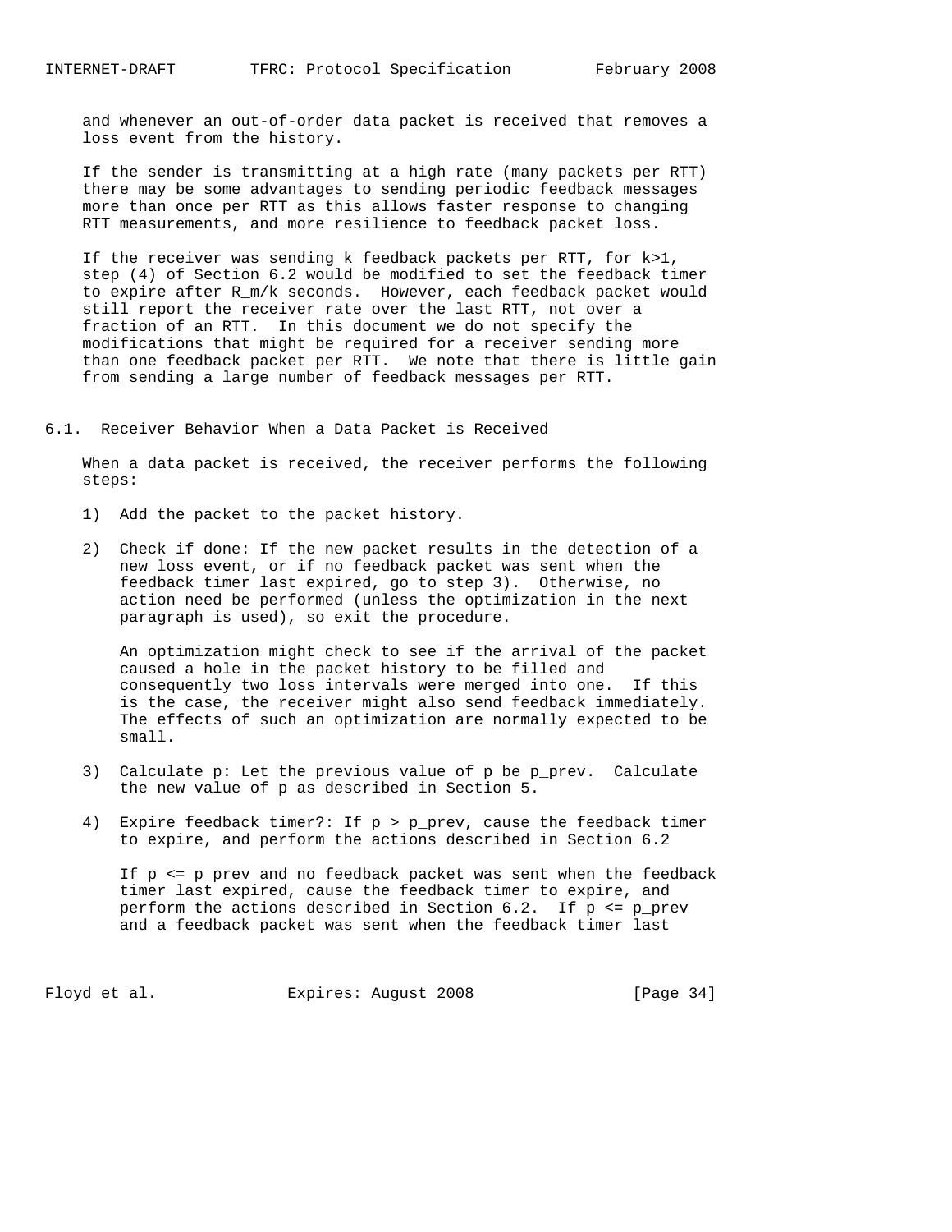and whenever an out-of-order data packet is received that removes a loss event from the history.

If the sender is transmitting at a high rate (many packets per RTT) there may be some advantages to sending periodic feedback messages more than once per RTT as this allows faster response to changing RTT measurements, and more resilience to feedback packet loss.

If the receiver was sending k feedback packets per RTT, for $k>1$, step (4) of Section 6.2 would be modified to set the feedback timer to expire after $R_m/k$ seconds. However, each feedback packet would still report the receiver rate over the last RTT, not over a fraction of an RTT. In this document we do not specify the modifications that might be required for a receiver sending more than one feedback packet per RTT. We note that there is little gain from sending a large number of feedback messages per RTT.

## 6.1. Receiver Behavior When a Data Packet is Received

When a data packet is received, the receiver performs the following steps:

1) Add the packet to the packet history.

2) Check if done: If the new packet results in the detection of a new loss event, or if no feedback packet was sent when the feedback timer last expired, go to step 3). Otherwise, no action need be performed (unless the optimization in the next paragraph is used), so exit the procedure.

   An optimization might check to see if the arrival of the packet caused a hole in the packet history to be filled and consequently two loss intervals were merged into one. If this is the case, the receiver might also send feedback immediately. The effects of such an optimization are normally expected to be small.

3) Calculate p: Let the previous value of p be $p_{prev}$. Calculate the new value of p as described in Section 5.

4) Expire feedback timer?: If $p > p_{prev}$, cause the feedback timer to expire, and perform the actions described in Section 6.2

   If $p \le p_{prev}$ and no feedback packet was sent when the feedback timer last expired, cause the feedback timer to expire, and perform the actions described in Section 6.2. If $p \le p_{prev}$ and a feedback packet was sent when the feedback timer last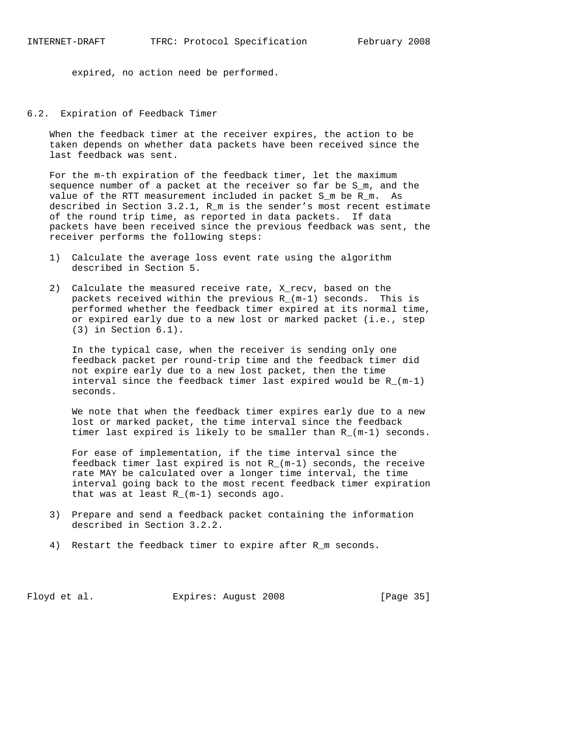expired, no action need be performed.

## 6.2. Expiration of Feedback Timer

When the feedback timer at the receiver expires, the action to be taken depends on whether data packets have been received since the last feedback was sent.

For the m-th expiration of the feedback timer, let the maximum sequence number of a packet at the receiver so far be $S_m$, and the value of the RTT measurement included in packet $S_m$ be $R_m$. As described in Section 3.2.1, $R_m$ is the sender's most recent estimate of the round trip time, as reported in data packets. If data packets have been received since the previous feedback was sent, the receiver performs the following steps:

1) Calculate the average loss event rate using the algorithm described in Section 5.

2) Calculate the measured receive rate, X_recv, based on the packets received within the previous $R_{(m-1)}$ seconds. This is performed whether the feedback timer expired at its normal time, or expired early due to a new lost or marked packet (i.e., step (3) in Section 6.1).

   In the typical case, when the receiver is sending only one feedback packet per round-trip time and the feedback timer did not expire early due to a new lost packet, then the time interval since the feedback timer last expired would be $R_{(m-1)}$ seconds.

   We note that when the feedback timer expires early due to a new lost or marked packet, the time interval since the feedback timer last expired is likely to be smaller than $R_{(m-1)}$ seconds.

   For ease of implementation, if the time interval since the feedback timer last expired is not $R_{(m-1)}$ seconds, the receive rate MAY be calculated over a longer time interval, the time interval going back to the most recent feedback timer expiration that was at least $R_{(m-1)}$ seconds ago.

3) Prepare and send a feedback packet containing the information described in Section 3.2.2.

4) Restart the feedback timer to expire after $R_m$ seconds.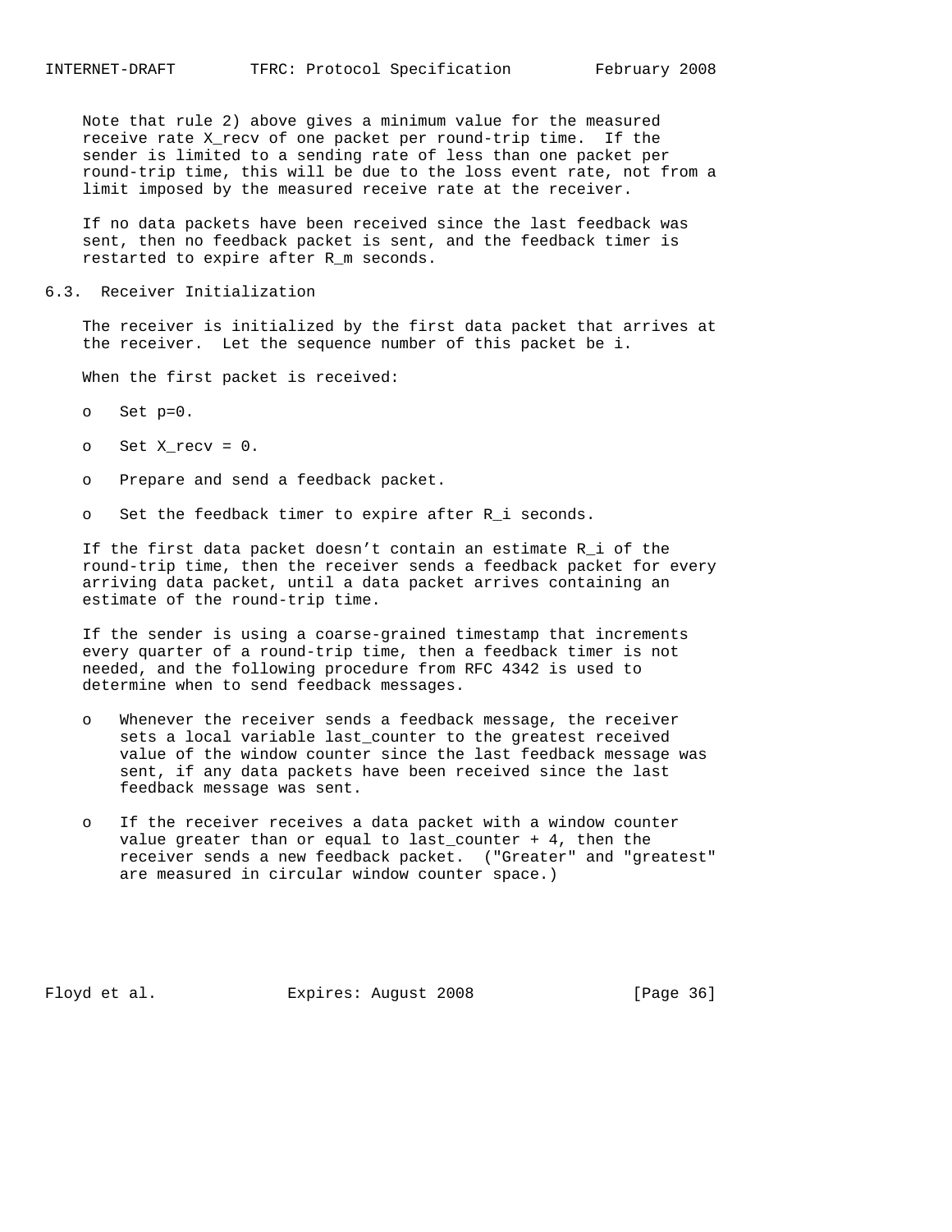Note that rule 2) above gives a minimum value for the measured receive rate X_recv of one packet per round-trip time. If the sender is limited to a sending rate of less than one packet per round-trip time, this will be due to the loss event rate, not from a limit imposed by the measured receive rate at the receiver.

If no data packets have been received since the last feedback was sent, then no feedback packet is sent, and the feedback timer is restarted to expire after R_m seconds.

## 6.3. Receiver Initialization

The receiver is initialized by the first data packet that arrives at the receiver. Let the sequence number of this packet be i.

When the first packet is received:

- Set p=0.
- Set X_recv = 0.
- Prepare and send a feedback packet.
- Set the feedback timer to expire after R_i seconds.

If the first data packet doesn't contain an estimate R_i of the round-trip time, then the receiver sends a feedback packet for every arriving data packet, until a data packet arrives containing an estimate of the round-trip time.

If the sender is using a coarse-grained timestamp that increments every quarter of a round-trip time, then a feedback timer is not needed, and the following procedure from RFC 4342 is used to determine when to send feedback messages.

- Whenever the receiver sends a feedback message, the receiver sets a local variable last_counter to the greatest received value of the window counter since the last feedback message was sent, if any data packets have been received since the last feedback message was sent.
- If the receiver receives a data packet with a window counter value greater than or equal to last_counter + 4, then the receiver sends a new feedback packet. ("Greater" and "greatest" are measured in circular window counter space.)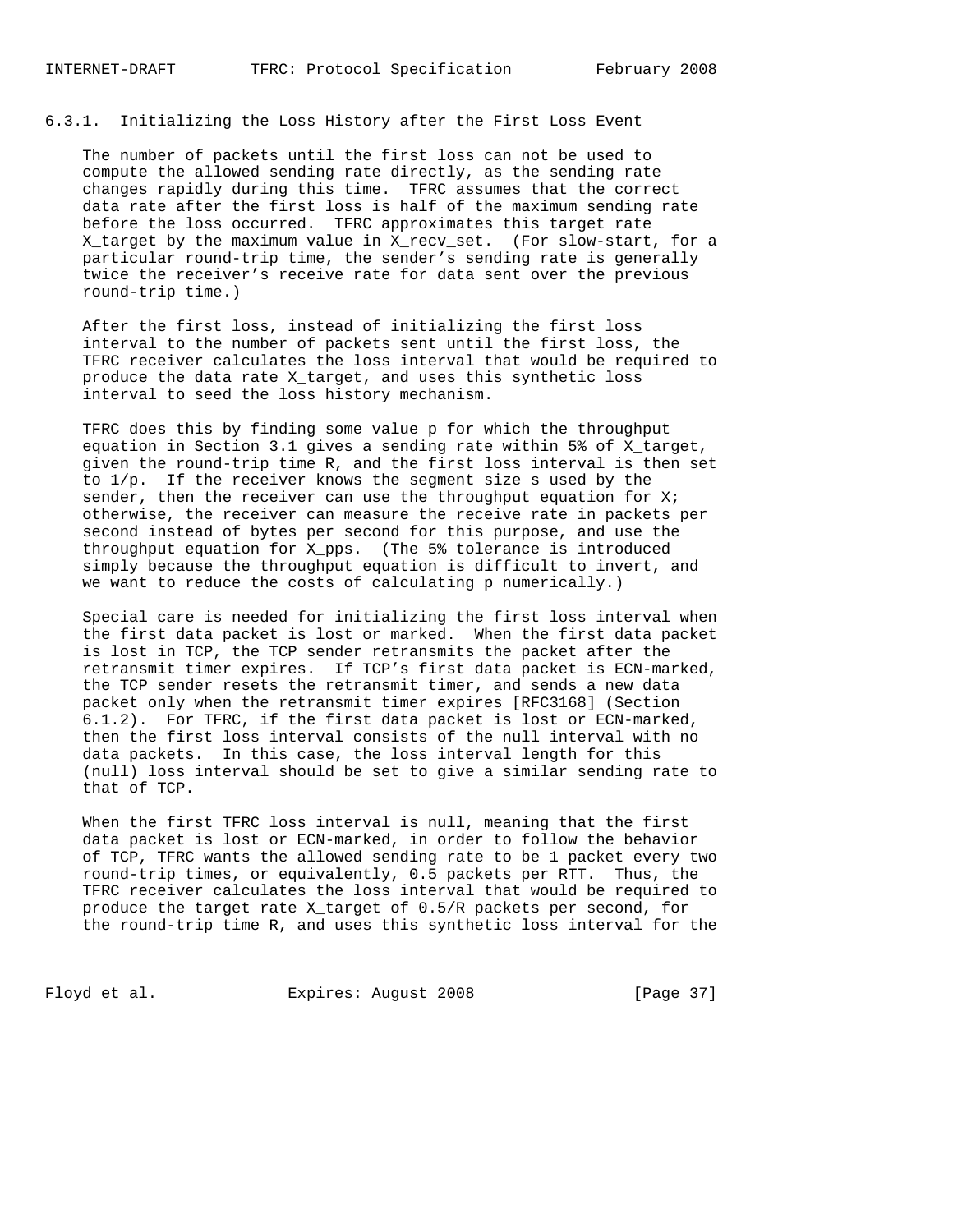### 6.3.1. Initializing the Loss History after the First Loss Event

The number of packets until the first loss can not be used to compute the allowed sending rate directly, as the sending rate changes rapidly during this time. TFRC assumes that the correct data rate after the first loss is half of the maximum sending rate before the loss occurred. TFRC approximates this target rate $X_{target}$ by the maximum value in $X_{recv\_set}$. (For slow-start, for a particular round-trip time, the sender's sending rate is generally twice the receiver's receive rate for data sent over the previous round-trip time.)

After the first loss, instead of initializing the first loss interval to the number of packets sent until the first loss, the TFRC receiver calculates the loss interval that would be required to produce the data rate $X_{target}$, and uses this synthetic loss interval to seed the loss history mechanism.

TFRC does this by finding some value p for which the throughput equation in Section 3.1 gives a sending rate within 5% of $X_{target}$, given the round-trip time R, and the first loss interval is then set to 1/p. If the receiver knows the segment size s used by the sender, then the receiver can use the throughput equation for X; otherwise, the receiver can measure the receive rate in packets per second instead of bytes per second for this purpose, and use the throughput equation for $X_{pps}$. (The 5% tolerance is introduced simply because the throughput equation is difficult to invert, and we want to reduce the costs of calculating p numerically.)

Special care is needed for initializing the first loss interval when the first data packet is lost or marked. When the first data packet is lost in TCP, the TCP sender retransmits the packet after the retransmit timer expires. If TCP's first data packet is ECN-marked, the TCP sender resets the retransmit timer, and sends a new data packet only when the retransmit timer expires [RFC3168] (Section 6.1.2). For TFRC, if the first data packet is lost or ECN-marked, then the first loss interval consists of the null interval with no data packets. In this case, the loss interval length for this (null) loss interval should be set to give a similar sending rate to that of TCP.

When the first TFRC loss interval is null, meaning that the first data packet is lost or ECN-marked, in order to follow the behavior of TCP, TFRC wants the allowed sending rate to be 1 packet every two round-trip times, or equivalently, 0.5 packets per RTT. Thus, the TFRC receiver calculates the loss interval that would be required to produce the target rate $X_{target}$ of 0.5/R packets per second, for the round-trip time R, and uses this synthetic loss interval for the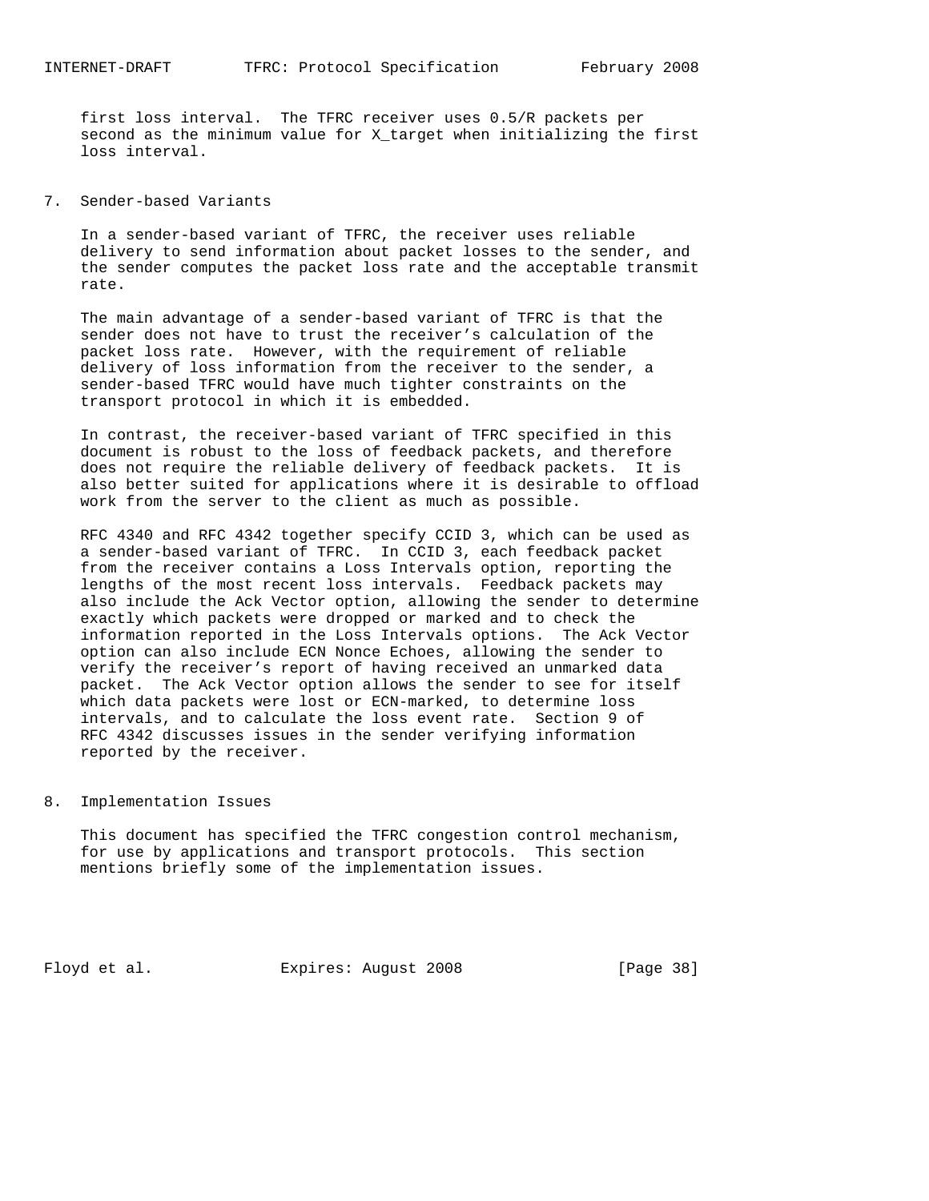first loss interval. The TFRC receiver uses 0.5/R packets per second as the minimum value for $X_{target}$ when initializing the first loss interval.

## 7. Sender-based Variants

In a sender-based variant of TFRC, the receiver uses reliable delivery to send information about packet losses to the sender, and the sender computes the packet loss rate and the acceptable transmit rate.

The main advantage of a sender-based variant of TFRC is that the sender does not have to trust the receiver's calculation of the packet loss rate. However, with the requirement of reliable delivery of loss information from the receiver to the sender, a sender-based TFRC would have much tighter constraints on the transport protocol in which it is embedded.

In contrast, the receiver-based variant of TFRC specified in this document is robust to the loss of feedback packets, and therefore does not require the reliable delivery of feedback packets. It is also better suited for applications where it is desirable to offload work from the server to the client as much as possible.

RFC 4340 and RFC 4342 together specify CCID 3, which can be used as a sender-based variant of TFRC. In CCID 3, each feedback packet from the receiver contains a Loss Intervals option, reporting the lengths of the most recent loss intervals. Feedback packets may also include the Ack Vector option, allowing the sender to determine exactly which packets were dropped or marked and to check the information reported in the Loss Intervals options. The Ack Vector option can also include ECN Nonce Echoes, allowing the sender to verify the receiver's report of having received an unmarked data packet. The Ack Vector option allows the sender to see for itself which data packets were lost or ECN-marked, to determine loss intervals, and to calculate the loss event rate. Section 9 of RFC 4342 discusses issues in the sender verifying information reported by the receiver.

## 8. Implementation Issues

This document has specified the TFRC congestion control mechanism, for use by applications and transport protocols. This section mentions briefly some of the implementation issues.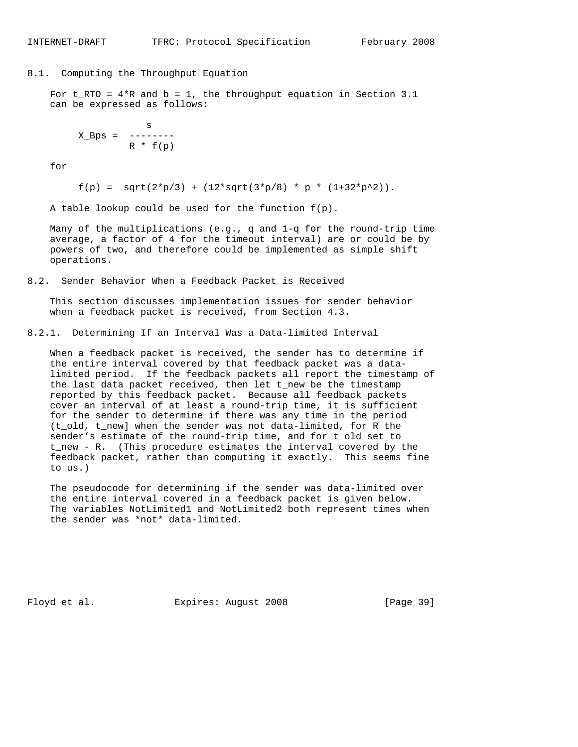### 8.1. Computing the Throughput Equation

For $t_{RTO} = 4*R$ and $b = 1$, the throughput equation in Section 3.1 can be expressed as follows:

$$X_{Bps} = \frac{s}{R * f(p)}$$

for

$$f(p) = \sqrt{2*p/3} + (12*\sqrt{3*p/8} * p * (1+32*p^2)).$$

A table lookup could be used for the function f(p).

Many of the multiplications (e.g., q and 1-q for the round-trip time average, a factor of 4 for the timeout interval) are or could be by powers of two, and therefore could be implemented as simple shift operations.

### 8.2. Sender Behavior When a Feedback Packet is Received

This section discusses implementation issues for sender behavior when a feedback packet is received, from Section 4.3.

#### 8.2.1. Determining If an Interval Was a Data-limited Interval

When a feedback packet is received, the sender has to determine if the entire interval covered by that feedback packet was a data-limited period. If the feedback packets all report the timestamp of the last data packet received, then let $t_{new}$ be the timestamp reported by this feedback packet. Because all feedback packets cover an interval of at least a round-trip time, it is sufficient for the sender to determine if there was any time in the period ($t_{old}$, $t_{new}$] when the sender was not data-limited, for R the sender's estimate of the round-trip time, and for $t_{old}$ set to $t_{new}$ - R. (This procedure estimates the interval covered by the feedback packet, rather than computing it exactly. This seems fine to us.)

The pseudocode for determining if the sender was data-limited over the entire interval covered in a feedback packet is given below. The variables NotLimited1 and NotLimited2 both represent times when the sender was *not* data-limited.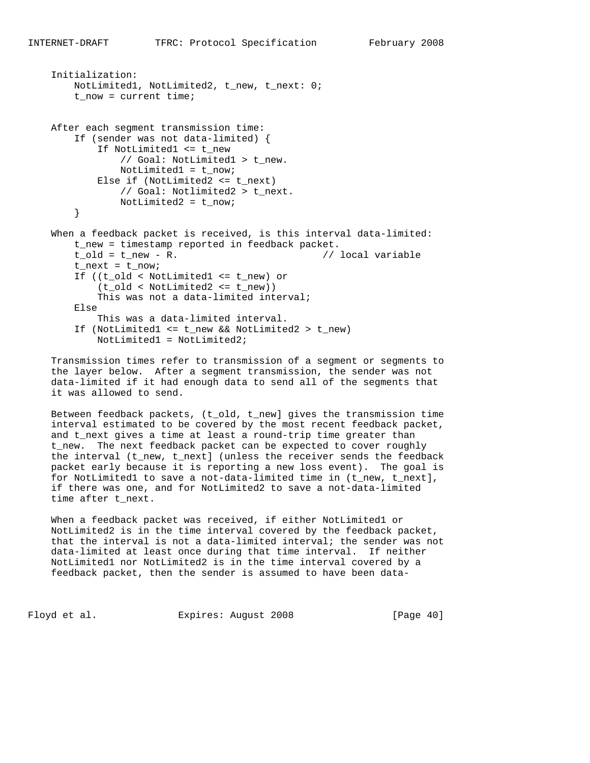```
Initialization:
    NotLimited1, NotLimited2, t_new, t_next: 0;
    t_now = current time;


After each segment transmission time:
    If (sender was not data-limited) {
        If NotLimited1 <= t_new
            // Goal: NotLimited1 > t_new.
            NotLimited1 = t_now;
        Else if (NotLimited2 <= t_next)
            // Goal: Notlimited2 > t_next.
            NotLimited2 = t_now;
    }

When a feedback packet is received, is this interval data-limited:
    t_new = timestamp reported in feedback packet.
    t_old = t_new - R.                         // local variable
    t_next = t_now;
    If ((t_old < NotLimited1 <= t_new) or
        (t_old < NotLimited2 <= t_new))
        This was not a data-limited interval;
    Else
        This was a data-limited interval.
    If (NotLimited1 <= t_new && NotLimited2 > t_new)
        NotLimited1 = NotLimited2;
```

Transmission times refer to transmission of a segment or segments to the layer below. After a segment transmission, the sender was not data-limited if it had enough data to send all of the segments that it was allowed to send.

Between feedback packets, (t_old, t_new] gives the transmission time interval estimated to be covered by the most recent feedback packet, and t_next gives a time at least a round-trip time greater than t_new. The next feedback packet can be expected to cover roughly the interval (t_new, t_next] (unless the receiver sends the feedback packet early because it is reporting a new loss event). The goal is for NotLimited1 to save a not-data-limited time in (t_new, t_next], if there was one, and for NotLimited2 to save a not-data-limited time after t_next.

When a feedback packet was received, if either NotLimited1 or NotLimited2 is in the time interval covered by the feedback packet, that the interval is not a data-limited interval; the sender was not data-limited at least once during that time interval. If neither NotLimited1 nor NotLimited2 is in the time interval covered by a feedback packet, then the sender is assumed to have been data-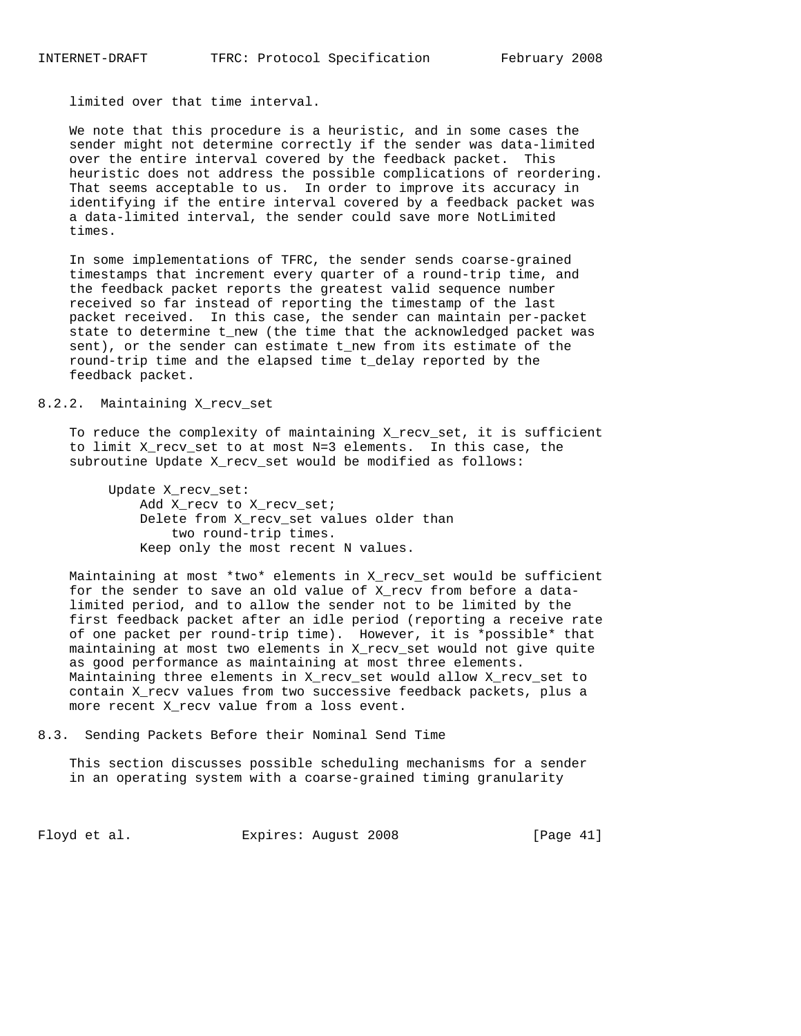limited over that time interval.

We note that this procedure is a heuristic, and in some cases the sender might not determine correctly if the sender was data-limited over the entire interval covered by the feedback packet. This heuristic does not address the possible complications of reordering. That seems acceptable to us. In order to improve its accuracy in identifying if the entire interval covered by a feedback packet was a data-limited interval, the sender could save more NotLimited times.

In some implementations of TFRC, the sender sends coarse-grained timestamps that increment every quarter of a round-trip time, and the feedback packet reports the greatest valid sequence number received so far instead of reporting the timestamp of the last packet received. In this case, the sender can maintain per-packet state to determine t_new (the time that the acknowledged packet was sent), or the sender can estimate t_new from its estimate of the round-trip time and the elapsed time t_delay reported by the feedback packet.

### 8.2.2. Maintaining X_recv_set

To reduce the complexity of maintaining X_recv_set, it is sufficient to limit X_recv_set to at most N=3 elements. In this case, the subroutine Update X_recv_set would be modified as follows:

```
Update X_recv_set:
    Add X_recv to X_recv_set;
    Delete from X_recv_set values older than
        two round-trip times.
    Keep only the most recent N values.
```

Maintaining at most *two* elements in X_recv_set would be sufficient for the sender to save an old value of X_recv from before a data-limited period, and to allow the sender not to be limited by the first feedback packet after an idle period (reporting a receive rate of one packet per round-trip time). However, it is *possible* that maintaining at most two elements in X_recv_set would not give quite as good performance as maintaining at most three elements. Maintaining three elements in X_recv_set would allow X_recv_set to contain X_recv values from two successive feedback packets, plus a more recent X_recv value from a loss event.

## 8.3. Sending Packets Before their Nominal Send Time

This section discusses possible scheduling mechanisms for a sender in an operating system with a coarse-grained timing granularity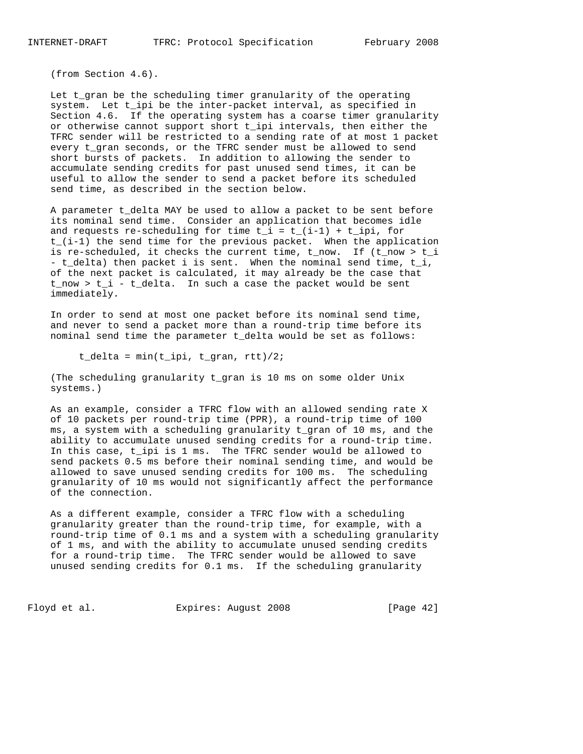(from Section 4.6).

Let $t_{gran}$ be the scheduling timer granularity of the operating system. Let $t_{ipi}$ be the inter-packet interval, as specified in Section 4.6. If the operating system has a coarse timer granularity or otherwise cannot support short $t_{ipi}$ intervals, then either the TFRC sender will be restricted to a sending rate of at most 1 packet every $t_{gran}$ seconds, or the TFRC sender must be allowed to send short bursts of packets. In addition to allowing the sender to accumulate sending credits for past unused send times, it can be useful to allow the sender to send a packet before its scheduled send time, as described in the section below.

A parameter $t_{delta}$ MAY be used to allow a packet to be sent before its nominal send time. Consider an application that becomes idle and requests re-scheduling for time $t_i = t_{(i-1)} + t_{ipi}$, for $t_{(i-1)}$ the send time for the previous packet. When the application is re-scheduled, it checks the current time, $t_{now}$. If ($t_{now} > t_i - t_{delta}$) then packet i is sent. When the nominal send time, $t_i$, of the next packet is calculated, it may already be the case that $t_{now} > t_i - t_{delta}$. In such a case the packet would be sent immediately.

In order to send at most one packet before its nominal send time, and never to send a packet more than a round-trip time before its nominal send time the parameter $t_{delta}$ would be set as follows:

```
t_delta = min(t_ipi, t_gran, rtt)/2;
```

(The scheduling granularity $t_{gran}$ is 10 ms on some older Unix systems.)

As an example, consider a TFRC flow with an allowed sending rate X of 10 packets per round-trip time (PPR), a round-trip time of 100 ms, a system with a scheduling granularity $t_{gran}$ of 10 ms, and the ability to accumulate unused sending credits for a round-trip time. In this case, $t_{ipi}$ is 1 ms. The TFRC sender would be allowed to send packets 0.5 ms before their nominal sending time, and would be allowed to save unused sending credits for 100 ms. The scheduling granularity of 10 ms would not significantly affect the performance of the connection.

As a different example, consider a TFRC flow with a scheduling granularity greater than the round-trip time, for example, with a round-trip time of 0.1 ms and a system with a scheduling granularity of 1 ms, and with the ability to accumulate unused sending credits for a round-trip time. The TFRC sender would be allowed to save unused sending credits for 0.1 ms. If the scheduling granularity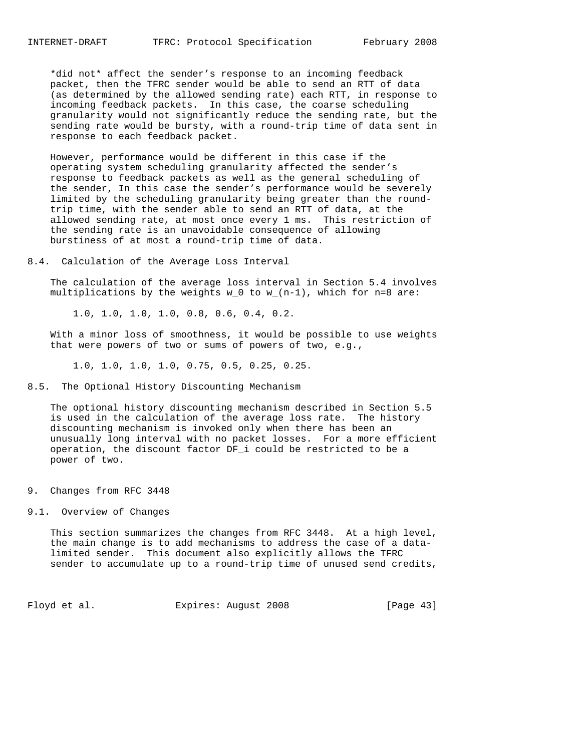*did not* affect the sender's response to an incoming feedback packet, then the TFRC sender would be able to send an RTT of data (as determined by the allowed sending rate) each RTT, in response to incoming feedback packets. In this case, the coarse scheduling granularity would not significantly reduce the sending rate, but the sending rate would be bursty, with a round-trip time of data sent in response to each feedback packet.

However, performance would be different in this case if the operating system scheduling granularity affected the sender's response to feedback packets as well as the general scheduling of the sender, In this case the sender's performance would be severely limited by the scheduling granularity being greater than the round-trip time, with the sender able to send an RTT of data, at the allowed sending rate, at most once every 1 ms. This restriction of the sending rate is an unavoidable consequence of allowing burstiness of at most a round-trip time of data.

### 8.4. Calculation of the Average Loss Interval

The calculation of the average loss interval in Section 5.4 involves multiplications by the weights $w_0$ to $w_{(n-1)}$, which for n=8 are:

1.0, 1.0, 1.0, 1.0, 0.8, 0.6, 0.4, 0.2.

With a minor loss of smoothness, it would be possible to use weights that were powers of two or sums of powers of two, e.g.,

1.0, 1.0, 1.0, 1.0, 0.75, 0.5, 0.25, 0.25.

### 8.5. The Optional History Discounting Mechanism

The optional history discounting mechanism described in Section 5.5 is used in the calculation of the average loss rate. The history discounting mechanism is invoked only when there has been an unusually long interval with no packet losses. For a more efficient operation, the discount factor $DF_i$ could be restricted to be a power of two.

## 9. Changes from RFC 3448

### 9.1. Overview of Changes

This section summarizes the changes from RFC 3448. At a high level, the main change is to add mechanisms to address the case of a data-limited sender. This document also explicitly allows the TFRC sender to accumulate up to a round-trip time of unused send credits,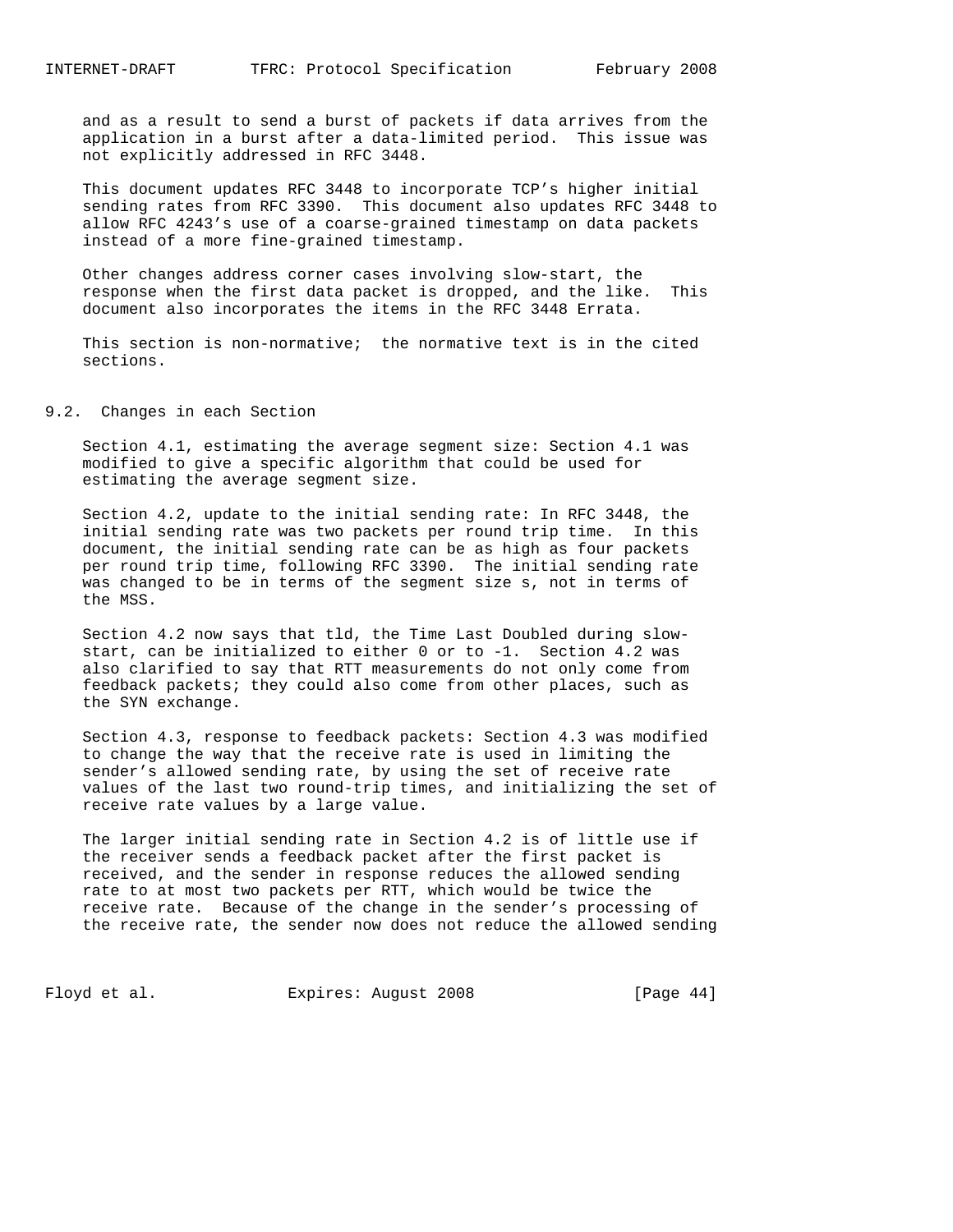and as a result to send a burst of packets if data arrives from the application in a burst after a data-limited period. This issue was not explicitly addressed in RFC 3448.

This document updates RFC 3448 to incorporate TCP's higher initial sending rates from RFC 3390. This document also updates RFC 3448 to allow RFC 4243's use of a coarse-grained timestamp on data packets instead of a more fine-grained timestamp.

Other changes address corner cases involving slow-start, the response when the first data packet is dropped, and the like. This document also incorporates the items in the RFC 3448 Errata.

This section is non-normative; the normative text is in the cited sections.

## 9.2. Changes in each Section

Section 4.1, estimating the average segment size: Section 4.1 was modified to give a specific algorithm that could be used for estimating the average segment size.

Section 4.2, update to the initial sending rate: In RFC 3448, the initial sending rate was two packets per round trip time. In this document, the initial sending rate can be as high as four packets per round trip time, following RFC 3390. The initial sending rate was changed to be in terms of the segment size s, not in terms of the MSS.

Section 4.2 now says that tld, the Time Last Doubled during slow-start, can be initialized to either 0 or to -1. Section 4.2 was also clarified to say that RTT measurements do not only come from feedback packets; they could also come from other places, such as the SYN exchange.

Section 4.3, response to feedback packets: Section 4.3 was modified to change the way that the receive rate is used in limiting the sender's allowed sending rate, by using the set of receive rate values of the last two round-trip times, and initializing the set of receive rate values by a large value.

The larger initial sending rate in Section 4.2 is of little use if the receiver sends a feedback packet after the first packet is received, and the sender in response reduces the allowed sending rate to at most two packets per RTT, which would be twice the receive rate. Because of the change in the sender's processing of the receive rate, the sender now does not reduce the allowed sending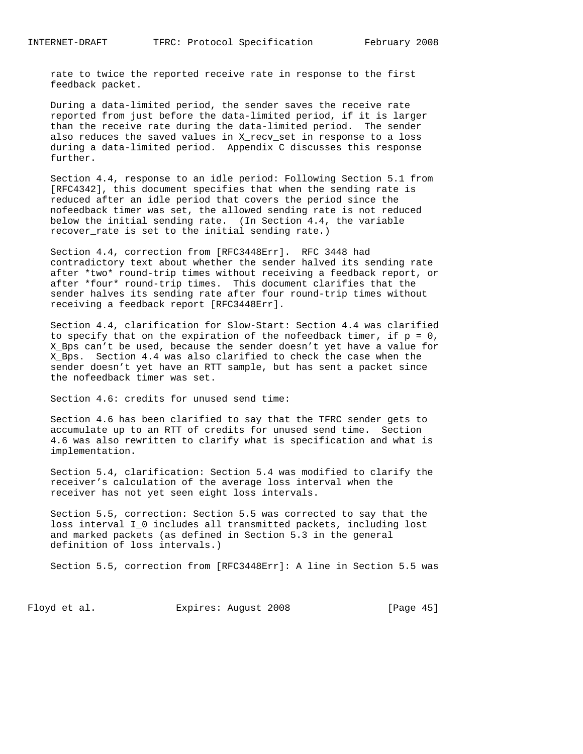rate to twice the reported receive rate in response to the first feedback packet.

During a data-limited period, the sender saves the receive rate reported from just before the data-limited period, if it is larger than the receive rate during the data-limited period. The sender also reduces the saved values in X_recv_set in response to a loss during a data-limited period. Appendix C discusses this response further.

Section 4.4, response to an idle period: Following Section 5.1 from [RFC4342], this document specifies that when the sending rate is reduced after an idle period that covers the period since the nofeedback timer was set, the allowed sending rate is not reduced below the initial sending rate. (In Section 4.4, the variable recover_rate is set to the initial sending rate.)

Section 4.4, correction from [RFC3448Err]. RFC 3448 had contradictory text about whether the sender halved its sending rate after *two* round-trip times without receiving a feedback report, or after *four* round-trip times. This document clarifies that the sender halves its sending rate after four round-trip times without receiving a feedback report [RFC3448Err].

Section 4.4, clarification for Slow-Start: Section 4.4 was clarified to specify that on the expiration of the nofeedback timer, if p = 0, X_Bps can't be used, because the sender doesn't yet have a value for X_Bps. Section 4.4 was also clarified to check the case when the sender doesn't yet have an RTT sample, but has sent a packet since the nofeedback timer was set.

Section 4.6: credits for unused send time:

Section 4.6 has been clarified to say that the TFRC sender gets to accumulate up to an RTT of credits for unused send time. Section 4.6 was also rewritten to clarify what is specification and what is implementation.

Section 5.4, clarification: Section 5.4 was modified to clarify the receiver's calculation of the average loss interval when the receiver has not yet seen eight loss intervals.

Section 5.5, correction: Section 5.5 was corrected to say that the loss interval I_0 includes all transmitted packets, including lost and marked packets (as defined in Section 5.3 in the general definition of loss intervals.)

Section 5.5, correction from [RFC3448Err]: A line in Section 5.5 was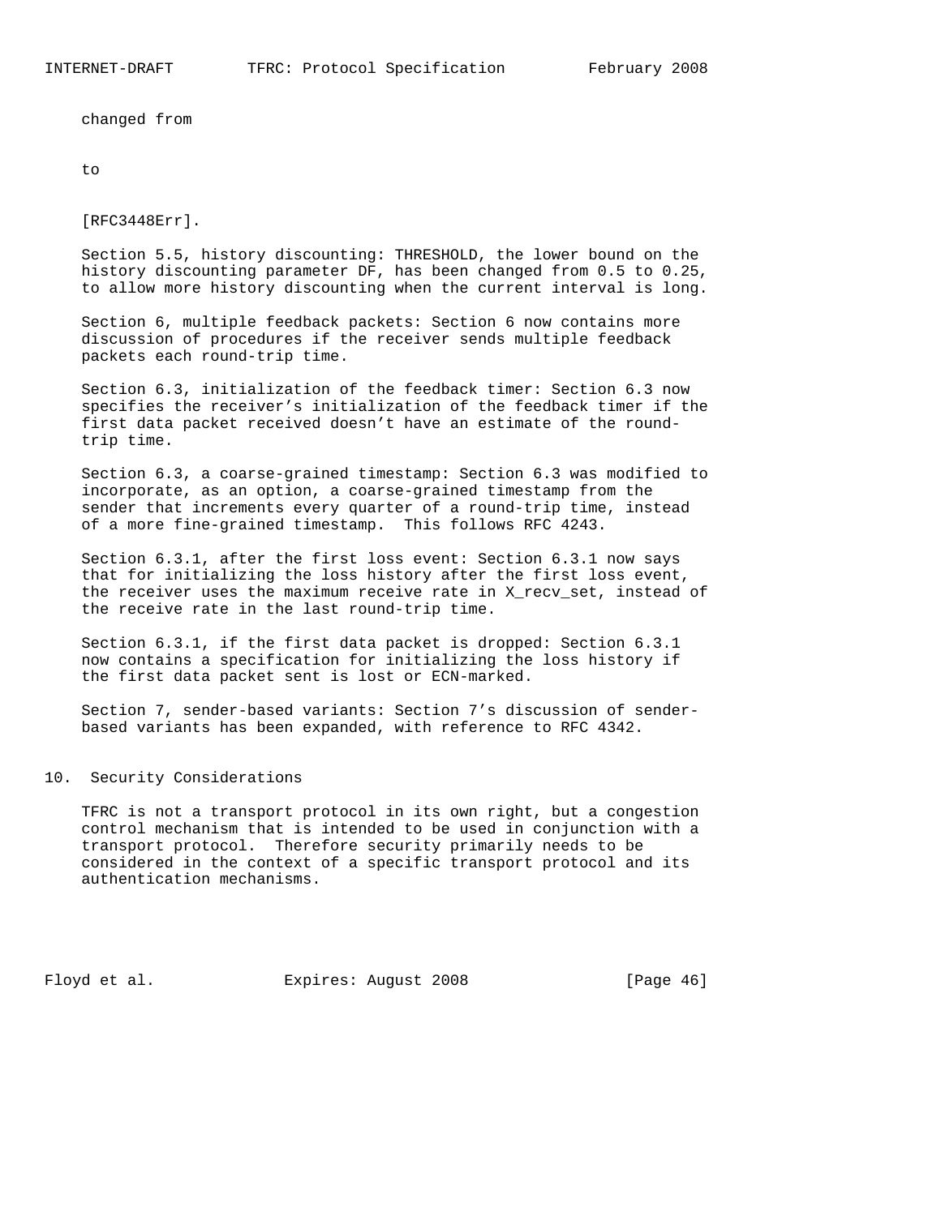changed from

to

[RFC3448Err].

Section 5.5, history discounting: THRESHOLD, the lower bound on the history discounting parameter DF, has been changed from 0.5 to 0.25, to allow more history discounting when the current interval is long.

Section 6, multiple feedback packets: Section 6 now contains more discussion of procedures if the receiver sends multiple feedback packets each round-trip time.

Section 6.3, initialization of the feedback timer: Section 6.3 now specifies the receiver's initialization of the feedback timer if the first data packet received doesn't have an estimate of the round-trip time.

Section 6.3, a coarse-grained timestamp: Section 6.3 was modified to incorporate, as an option, a coarse-grained timestamp from the sender that increments every quarter of a round-trip time, instead of a more fine-grained timestamp. This follows RFC 4243.

Section 6.3.1, after the first loss event: Section 6.3.1 now says that for initializing the loss history after the first loss event, the receiver uses the maximum receive rate in X_recv_set, instead of the receive rate in the last round-trip time.

Section 6.3.1, if the first data packet is dropped: Section 6.3.1 now contains a specification for initializing the loss history if the first data packet sent is lost or ECN-marked.

Section 7, sender-based variants: Section 7's discussion of sender-based variants has been expanded, with reference to RFC 4342.

## 10. Security Considerations

TFRC is not a transport protocol in its own right, but a congestion control mechanism that is intended to be used in conjunction with a transport protocol. Therefore security primarily needs to be considered in the context of a specific transport protocol and its authentication mechanisms.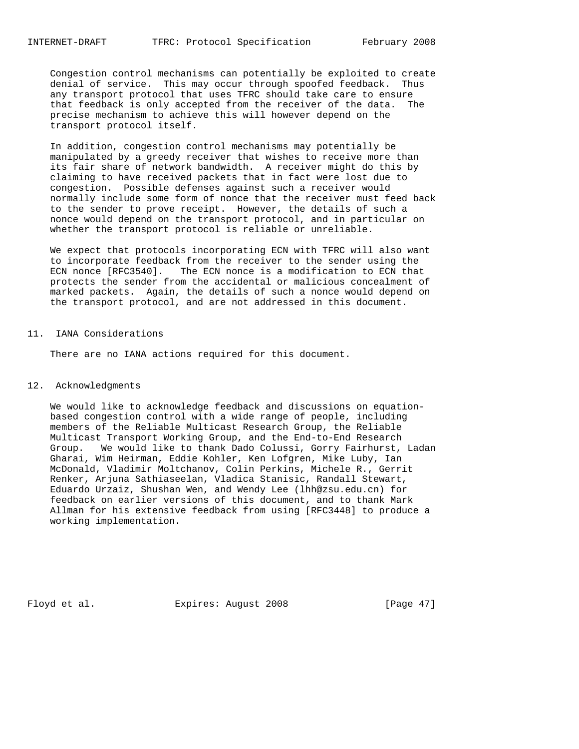Congestion control mechanisms can potentially be exploited to create denial of service. This may occur through spoofed feedback. Thus any transport protocol that uses TFRC should take care to ensure that feedback is only accepted from the receiver of the data. The precise mechanism to achieve this will however depend on the transport protocol itself.

In addition, congestion control mechanisms may potentially be manipulated by a greedy receiver that wishes to receive more than its fair share of network bandwidth. A receiver might do this by claiming to have received packets that in fact were lost due to congestion. Possible defenses against such a receiver would normally include some form of nonce that the receiver must feed back to the sender to prove receipt. However, the details of such a nonce would depend on the transport protocol, and in particular on whether the transport protocol is reliable or unreliable.

We expect that protocols incorporating ECN with TFRC will also want to incorporate feedback from the receiver to the sender using the ECN nonce [RFC3540]. The ECN nonce is a modification to ECN that protects the sender from the accidental or malicious concealment of marked packets. Again, the details of such a nonce would depend on the transport protocol, and are not addressed in this document.

## 11. IANA Considerations

There are no IANA actions required for this document.

## 12. Acknowledgments

We would like to acknowledge feedback and discussions on equation-based congestion control with a wide range of people, including members of the Reliable Multicast Research Group, the Reliable Multicast Transport Working Group, and the End-to-End Research Group. We would like to thank Dado Colussi, Gorry Fairhurst, Ladan Gharai, Wim Heirman, Eddie Kohler, Ken Lofgren, Mike Luby, Ian McDonald, Vladimir Moltchanov, Colin Perkins, Michele R., Gerrit Renker, Arjuna Sathiaseelan, Vladica Stanisic, Randall Stewart, Eduardo Urzaiz, Shushan Wen, and Wendy Lee (lhh@zsu.edu.cn) for feedback on earlier versions of this document, and to thank Mark Allman for his extensive feedback from using [RFC3448] to produce a working implementation.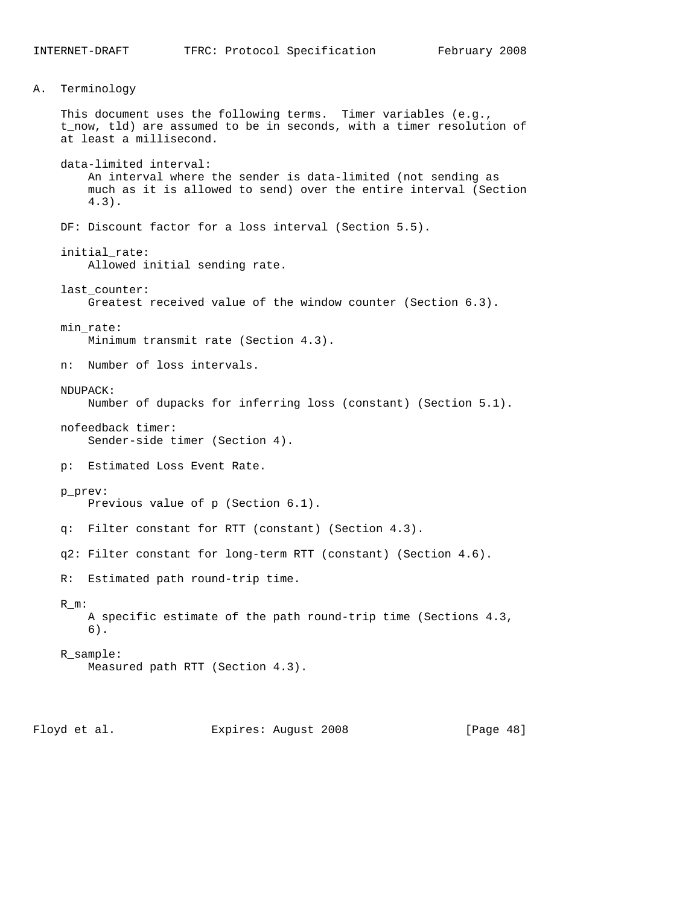## A. Terminology

This document uses the following terms. Timer variables (e.g., t_now, tld) are assumed to be in seconds, with a timer resolution of at least a millisecond.

data-limited interval:
An interval where the sender is data-limited (not sending as much as it is allowed to send) over the entire interval (Section 4.3).

DF: Discount factor for a loss interval (Section 5.5).

initial_rate:
Allowed initial sending rate.

last_counter:
Greatest received value of the window counter (Section 6.3).

min_rate:
Minimum transmit rate (Section 4.3).

n: Number of loss intervals.

NDUPACK:
Number of dupacks for inferring loss (constant) (Section 5.1).

nofeedback timer:
Sender-side timer (Section 4).

p: Estimated Loss Event Rate.

p_prev:
Previous value of p (Section 6.1).

q: Filter constant for RTT (constant) (Section 4.3).

q2: Filter constant for long-term RTT (constant) (Section 4.6).

R: Estimated path round-trip time.

R_m:
A specific estimate of the path round-trip time (Sections 4.3, 6).

R_sample:
Measured path RTT (Section 4.3).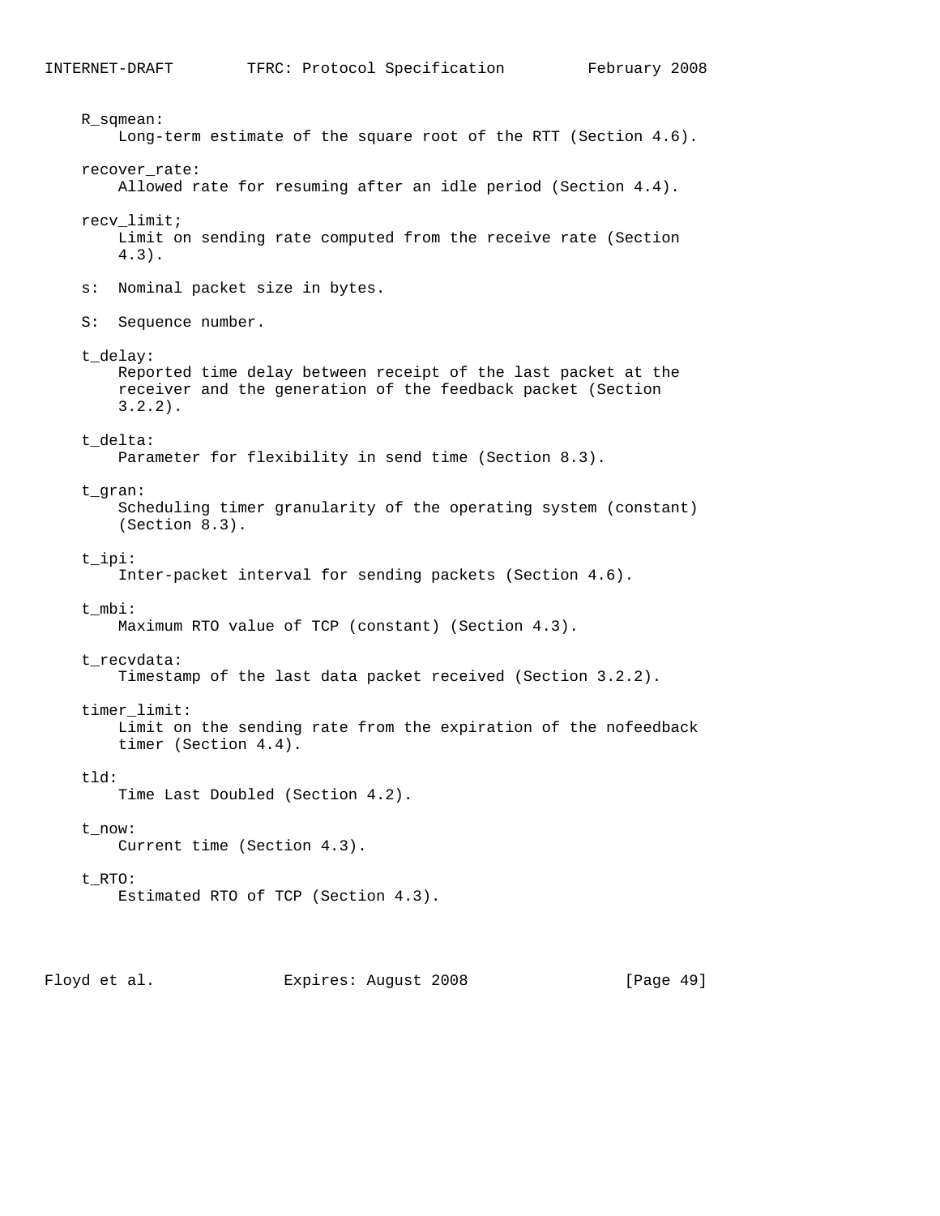R_sqmean:
Long-term estimate of the square root of the RTT (Section 4.6).

recover_rate:
Allowed rate for resuming after an idle period (Section 4.4).

recv_limit;
Limit on sending rate computed from the receive rate (Section 4.3).

s: Nominal packet size in bytes.

S: Sequence number.

t_delay:
Reported time delay between receipt of the last packet at the receiver and the generation of the feedback packet (Section 3.2.2).

t_delta:
Parameter for flexibility in send time (Section 8.3).

t_gran:
Scheduling timer granularity of the operating system (constant) (Section 8.3).

t_ipi:
Inter-packet interval for sending packets (Section 4.6).

t_mbi:
Maximum RTO value of TCP (constant) (Section 4.3).

t_recvdata:
Timestamp of the last data packet received (Section 3.2.2).

timer_limit:
Limit on the sending rate from the expiration of the nofeedback timer (Section 4.4).

tld:
Time Last Doubled (Section 4.2).

t_now:
Current time (Section 4.3).

t_RTO:
Estimated RTO of TCP (Section 4.3).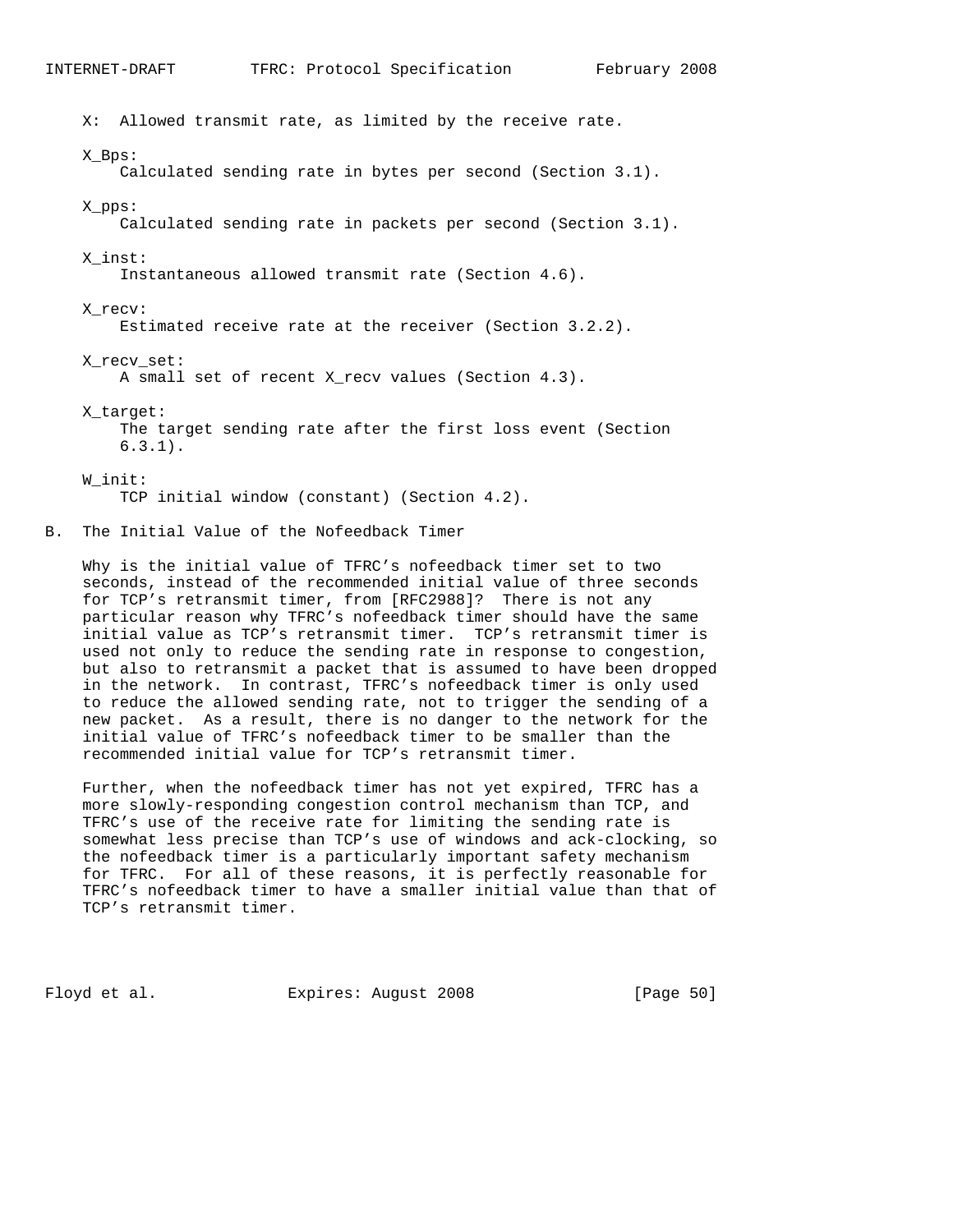X: Allowed transmit rate, as limited by the receive rate.

X_Bps:
Calculated sending rate in bytes per second (Section 3.1).

X_pps:
Calculated sending rate in packets per second (Section 3.1).

X_inst:
Instantaneous allowed transmit rate (Section 4.6).

X_recv:
Estimated receive rate at the receiver (Section 3.2.2).

X_recv_set:
A small set of recent X_recv values (Section 4.3).

X_target:
The target sending rate after the first loss event (Section 6.3.1).

W_init:
TCP initial window (constant) (Section 4.2).

## B. The Initial Value of the Nofeedback Timer

Why is the initial value of TFRC's nofeedback timer set to two seconds, instead of the recommended initial value of three seconds for TCP's retransmit timer, from [RFC2988]? There is not any particular reason why TFRC's nofeedback timer should have the same initial value as TCP's retransmit timer. TCP's retransmit timer is used not only to reduce the sending rate in response to congestion, but also to retransmit a packet that is assumed to have been dropped in the network. In contrast, TFRC's nofeedback timer is only used to reduce the allowed sending rate, not to trigger the sending of a new packet. As a result, there is no danger to the network for the initial value of TFRC's nofeedback timer to be smaller than the recommended initial value for TCP's retransmit timer.

Further, when the nofeedback timer has not yet expired, TFRC has a more slowly-responding congestion control mechanism than TCP, and TFRC's use of the receive rate for limiting the sending rate is somewhat less precise than TCP's use of windows and ack-clocking, so the nofeedback timer is a particularly important safety mechanism for TFRC. For all of these reasons, it is perfectly reasonable for TFRC's nofeedback timer to have a smaller initial value than that of TCP's retransmit timer.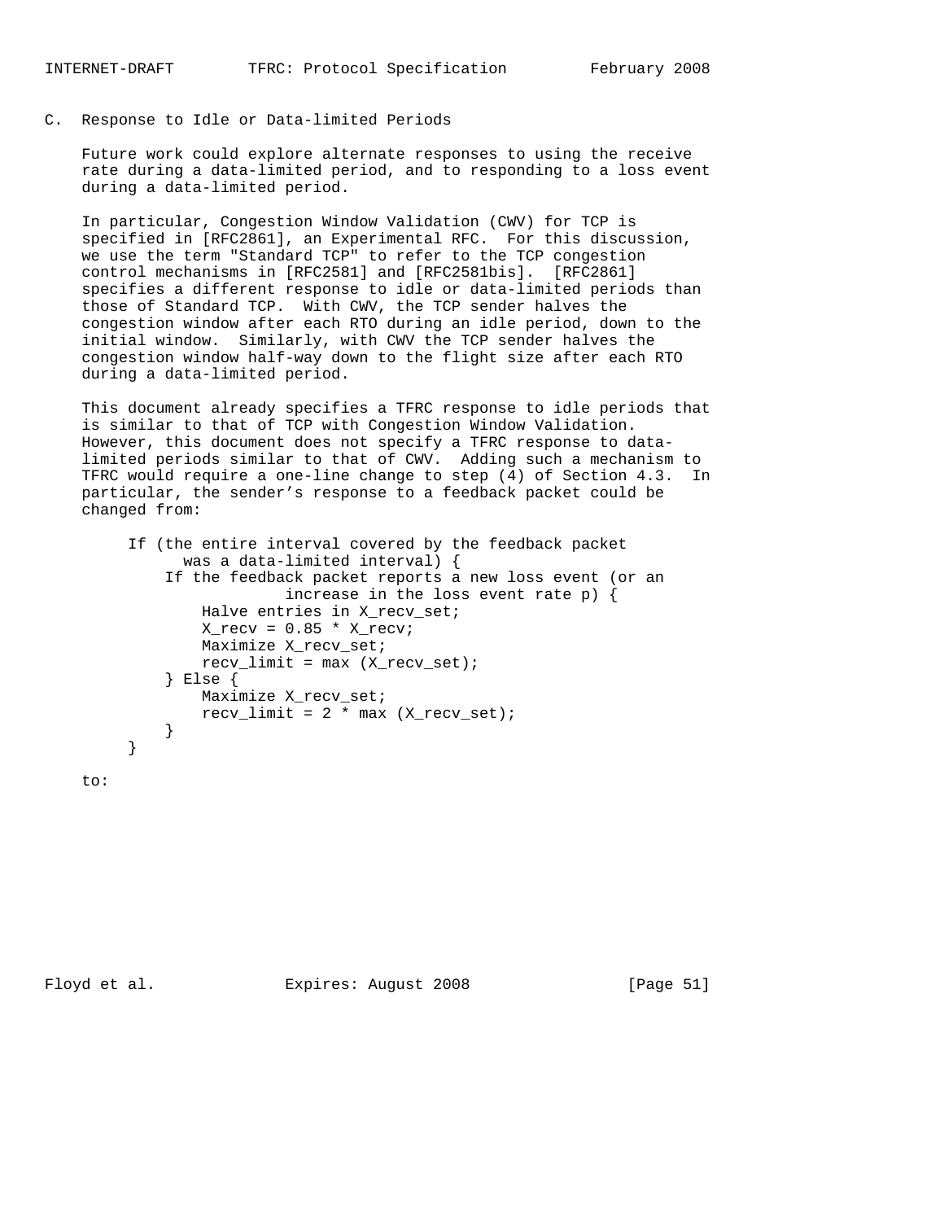## C. Response to Idle or Data-limited Periods

Future work could explore alternate responses to using the receive rate during a data-limited period, and to responding to a loss event during a data-limited period.

In particular, Congestion Window Validation (CWV) for TCP is specified in [RFC2861], an Experimental RFC. For this discussion, we use the term "Standard TCP" to refer to the TCP congestion control mechanisms in [RFC2581] and [RFC2581bis]. [RFC2861] specifies a different response to idle or data-limited periods than those of Standard TCP. With CWV, the TCP sender halves the congestion window after each RTO during an idle period, down to the initial window. Similarly, with CWV the TCP sender halves the congestion window half-way down to the flight size after each RTO during a data-limited period.

This document already specifies a TFRC response to idle periods that is similar to that of TCP with Congestion Window Validation. However, this document does not specify a TFRC response to data-limited periods similar to that of CWV. Adding such a mechanism to TFRC would require a one-line change to step (4) of Section 4.3. In particular, the sender's response to a feedback packet could be changed from:

```
If (the entire interval covered by the feedback packet
      was a data-limited interval) {
    If the feedback packet reports a new loss event (or an
                increase in the loss event rate p) {
        Halve entries in X_recv_set;
        X_recv = 0.85 * X_recv;
        Maximize X_recv_set;
        recv_limit = max (X_recv_set);
    } Else {
        Maximize X_recv_set;
        recv_limit = 2 * max (X_recv_set);
    }
}
```

to: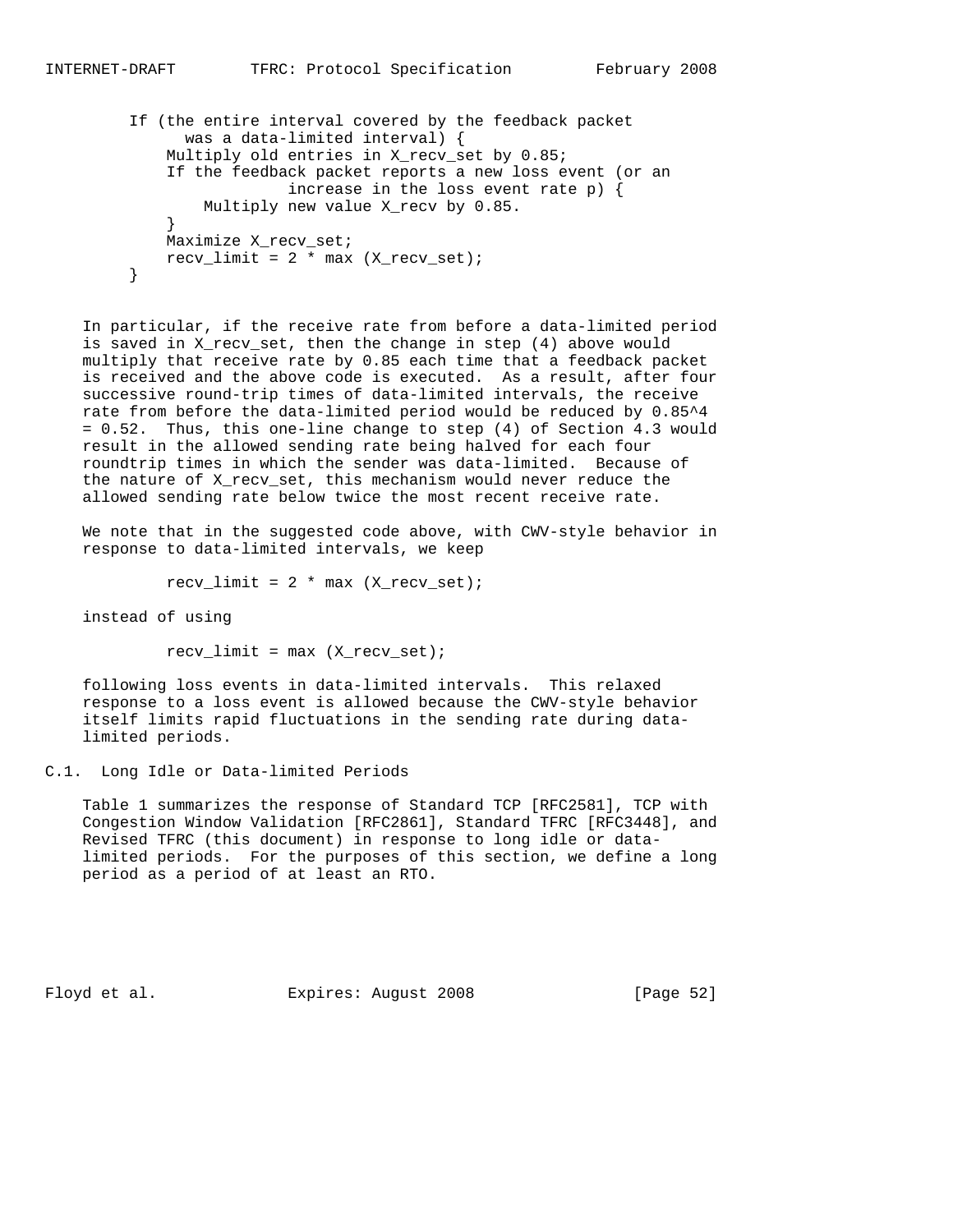```
If (the entire interval covered by the feedback packet
      was a data-limited interval) {
    Multiply old entries in X_recv_set by 0.85;
    If the feedback packet reports a new loss event (or an
                 increase in the loss event rate p) {
        Multiply new value X_recv by 0.85.
    }
    Maximize X_recv_set;
    recv_limit = 2 * max (X_recv_set);
}
```

In particular, if the receive rate from before a data-limited period is saved in X_recv_set, then the change in step (4) above would multiply that receive rate by 0.85 each time that a feedback packet is received and the above code is executed. As a result, after four successive round-trip times of data-limited intervals, the receive rate from before the data-limited period would be reduced by 0.85^4 = 0.52. Thus, this one-line change to step (4) of Section 4.3 would result in the allowed sending rate being halved for each four roundtrip times in which the sender was data-limited. Because of the nature of X_recv_set, this mechanism would never reduce the allowed sending rate below twice the most recent receive rate.

We note that in the suggested code above, with CWV-style behavior in response to data-limited intervals, we keep

```
recv_limit = 2 * max (X_recv_set);
```

instead of using

```
recv_limit = max (X_recv_set);
```

following loss events in data-limited intervals. This relaxed response to a loss event is allowed because the CWV-style behavior itself limits rapid fluctuations in the sending rate during data-limited periods.

## C.1. Long Idle or Data-limited Periods

Table 1 summarizes the response of Standard TCP [RFC2581], TCP with Congestion Window Validation [RFC2861], Standard TFRC [RFC3448], and Revised TFRC (this document) in response to long idle or data-limited periods. For the purposes of this section, we define a long period as a period of at least an RTO.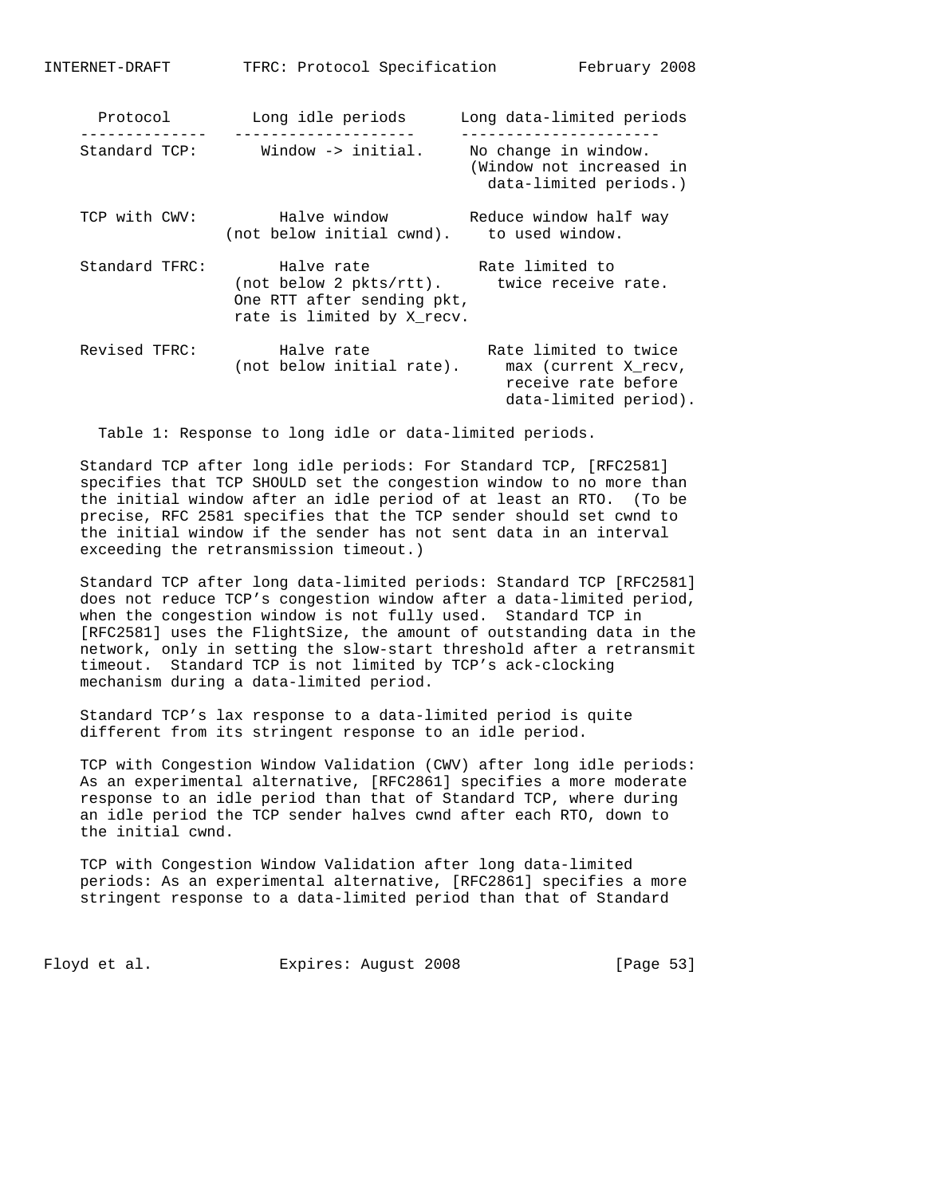| Protocol | Long idle periods | Long data-limited periods |
| --- | --- | --- |
| Standard TCP: | Window -> initial. | No change in window. (Window not increased in data-limited periods.) |
| TCP with CWV: | Halve window (not below initial cwnd). | Reduce window half way to used window. |
| Standard TFRC: | Halve rate (not below 2 pkts/rtt). One RTT after sending pkt, rate is limited by X_recv. | Rate limited to twice receive rate. |
| Revised TFRC: | Halve rate (not below initial rate). | Rate limited to twice max (current X_recv, receive rate before data-limited period). |

Table 1: Response to long idle or data-limited periods.

Standard TCP after long idle periods: For Standard TCP, [RFC2581] specifies that TCP SHOULD set the congestion window to no more than the initial window after an idle period of at least an RTO. (To be precise, RFC 2581 specifies that the TCP sender should set cwnd to the initial window if the sender has not sent data in an interval exceeding the retransmission timeout.)

Standard TCP after long data-limited periods: Standard TCP [RFC2581] does not reduce TCP's congestion window after a data-limited period, when the congestion window is not fully used. Standard TCP in [RFC2581] uses the FlightSize, the amount of outstanding data in the network, only in setting the slow-start threshold after a retransmit timeout. Standard TCP is not limited by TCP's ack-clocking mechanism during a data-limited period.

Standard TCP's lax response to a data-limited period is quite different from its stringent response to an idle period.

TCP with Congestion Window Validation (CWV) after long idle periods: As an experimental alternative, [RFC2861] specifies a more moderate response to an idle period than that of Standard TCP, where during an idle period the TCP sender halves cwnd after each RTO, down to the initial cwnd.

TCP with Congestion Window Validation after long data-limited periods: As an experimental alternative, [RFC2861] specifies a more stringent response to a data-limited period than that of Standard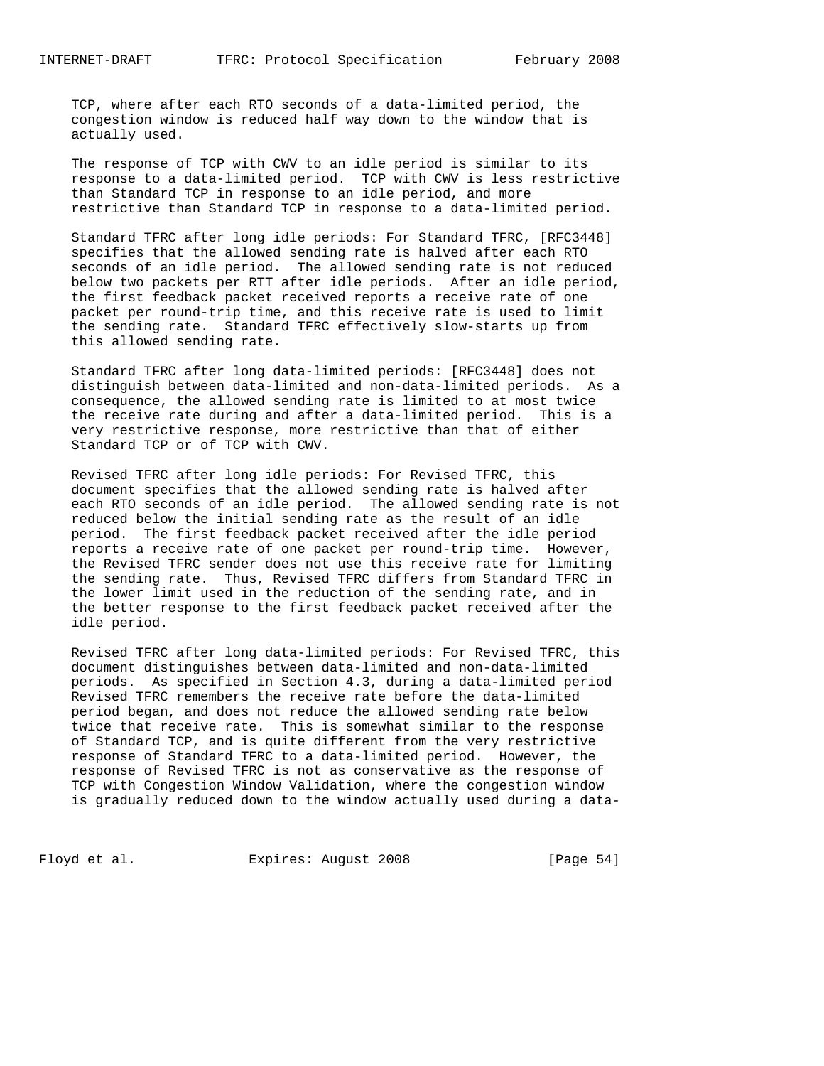TCP, where after each RTO seconds of a data-limited period, the congestion window is reduced half way down to the window that is actually used.

The response of TCP with CWV to an idle period is similar to its response to a data-limited period. TCP with CWV is less restrictive than Standard TCP in response to an idle period, and more restrictive than Standard TCP in response to a data-limited period.

Standard TFRC after long idle periods: For Standard TFRC, [RFC3448] specifies that the allowed sending rate is halved after each RTO seconds of an idle period. The allowed sending rate is not reduced below two packets per RTT after idle periods. After an idle period, the first feedback packet received reports a receive rate of one packet per round-trip time, and this receive rate is used to limit the sending rate. Standard TFRC effectively slow-starts up from this allowed sending rate.

Standard TFRC after long data-limited periods: [RFC3448] does not distinguish between data-limited and non-data-limited periods. As a consequence, the allowed sending rate is limited to at most twice the receive rate during and after a data-limited period. This is a very restrictive response, more restrictive than that of either Standard TCP or of TCP with CWV.

Revised TFRC after long idle periods: For Revised TFRC, this document specifies that the allowed sending rate is halved after each RTO seconds of an idle period. The allowed sending rate is not reduced below the initial sending rate as the result of an idle period. The first feedback packet received after the idle period reports a receive rate of one packet per round-trip time. However, the Revised TFRC sender does not use this receive rate for limiting the sending rate. Thus, Revised TFRC differs from Standard TFRC in the lower limit used in the reduction of the sending rate, and in the better response to the first feedback packet received after the idle period.

Revised TFRC after long data-limited periods: For Revised TFRC, this document distinguishes between data-limited and non-data-limited periods. As specified in Section 4.3, during a data-limited period Revised TFRC remembers the receive rate before the data-limited period began, and does not reduce the allowed sending rate below twice that receive rate. This is somewhat similar to the response of Standard TCP, and is quite different from the very restrictive response of Standard TFRC to a data-limited period. However, the response of Revised TFRC is not as conservative as the response of TCP with Congestion Window Validation, where the congestion window is gradually reduced down to the window actually used during a data-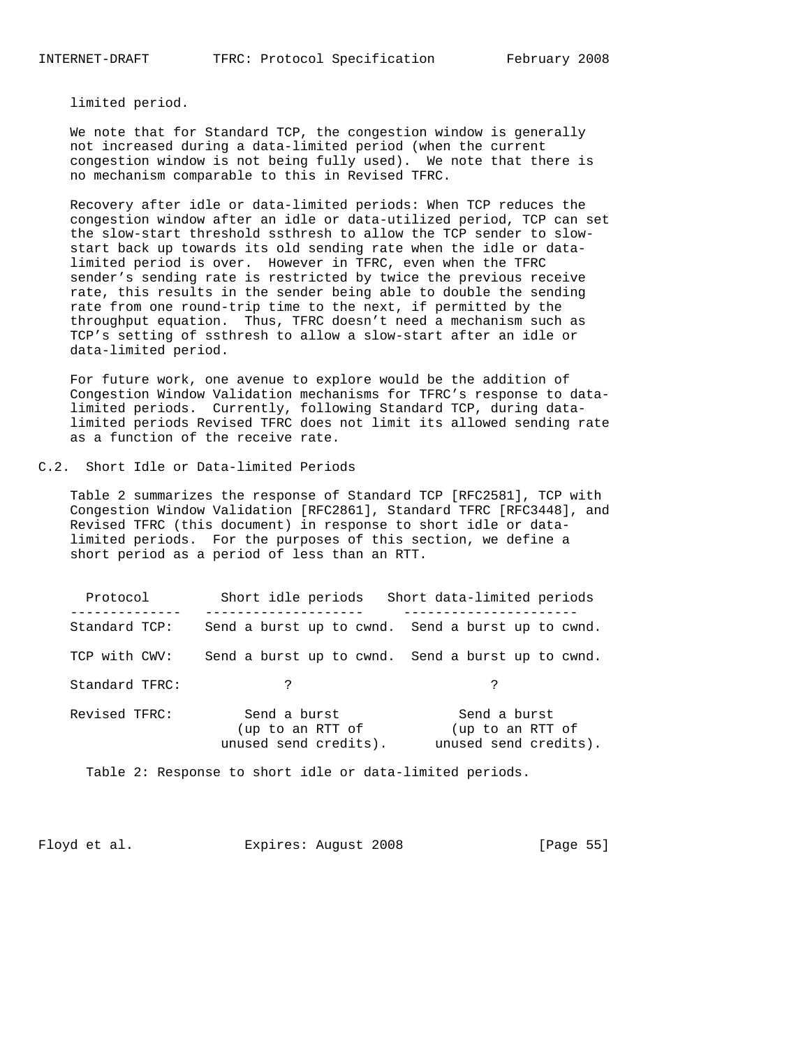limited period.

We note that for Standard TCP, the congestion window is generally not increased during a data-limited period (when the current congestion window is not being fully used). We note that there is no mechanism comparable to this in Revised TFRC.

Recovery after idle or data-limited periods: When TCP reduces the congestion window after an idle or data-utilized period, TCP can set the slow-start threshold ssthresh to allow the TCP sender to slow-start back up towards its old sending rate when the idle or data-limited period is over. However in TFRC, even when the TFRC sender's sending rate is restricted by twice the previous receive rate, this results in the sender being able to double the sending rate from one round-trip time to the next, if permitted by the throughput equation. Thus, TFRC doesn't need a mechanism such as TCP's setting of ssthresh to allow a slow-start after an idle or data-limited period.

For future work, one avenue to explore would be the addition of Congestion Window Validation mechanisms for TFRC's response to data-limited periods. Currently, following Standard TCP, during data-limited periods Revised TFRC does not limit its allowed sending rate as a function of the receive rate.

## C.2. Short Idle or Data-limited Periods

Table 2 summarizes the response of Standard TCP [RFC2581], TCP with Congestion Window Validation [RFC2861], Standard TFRC [RFC3448], and Revised TFRC (this document) in response to short idle or data-limited periods. For the purposes of this section, we define a short period as a period of less than an RTT.

| Protocol | Short idle periods | Short data-limited periods |
|---|---|---|
| Standard TCP: | Send a burst up to cwnd. | Send a burst up to cwnd. |
| TCP with CWV: | Send a burst up to cwnd. | Send a burst up to cwnd. |
| Standard TFRC: | ? | ? |
| Revised TFRC: | Send a burst (up to an RTT of unused send credits). | Send a burst (up to an RTT of unused send credits). |

Table 2: Response to short idle or data-limited periods.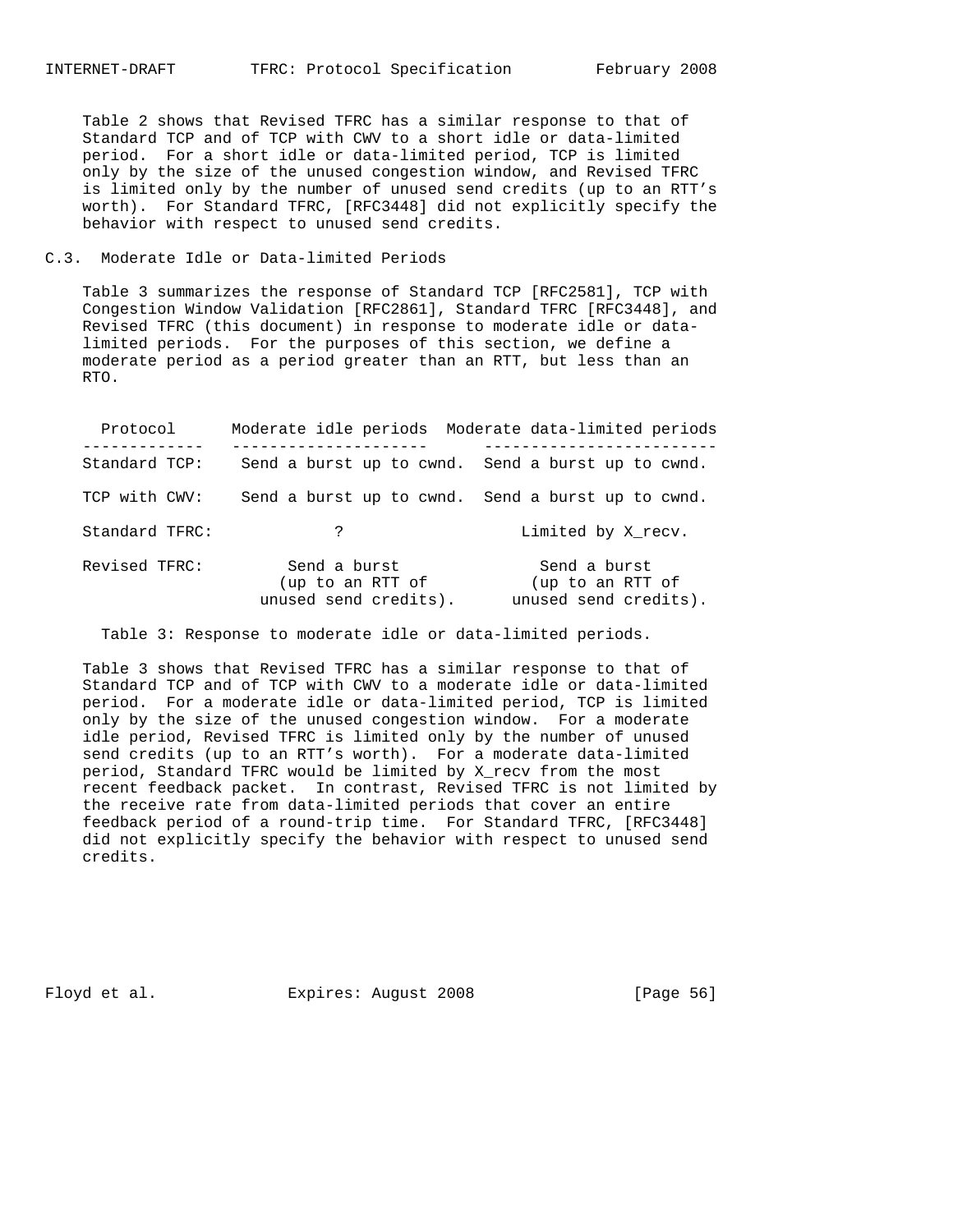Table 2 shows that Revised TFRC has a similar response to that of Standard TCP and of TCP with CWV to a short idle or data-limited period. For a short idle or data-limited period, TCP is limited only by the size of the unused congestion window, and Revised TFRC is limited only by the number of unused send credits (up to an RTT's worth). For Standard TFRC, [RFC3448] did not explicitly specify the behavior with respect to unused send credits.

## C.3. Moderate Idle or Data-limited Periods

Table 3 summarizes the response of Standard TCP [RFC2581], TCP with Congestion Window Validation [RFC2861], Standard TFRC [RFC3448], and Revised TFRC (this document) in response to moderate idle or data-limited periods. For the purposes of this section, we define a moderate period as a period greater than an RTT, but less than an RTO.

| Protocol | Moderate idle periods | Moderate data-limited periods |
|---|---|---|
| Standard TCP: | Send a burst up to cwnd. | Send a burst up to cwnd. |
| TCP with CWV: | Send a burst up to cwnd. | Send a burst up to cwnd. |
| Standard TFRC: | ? | Limited by X_recv. |
| Revised TFRC: | Send a burst (up to an RTT of unused send credits). | Send a burst (up to an RTT of unused send credits). |

Table 3: Response to moderate idle or data-limited periods.

Table 3 shows that Revised TFRC has a similar response to that of Standard TCP and of TCP with CWV to a moderate idle or data-limited period. For a moderate idle or data-limited period, TCP is limited only by the size of the unused congestion window. For a moderate idle period, Revised TFRC is limited only by the number of unused send credits (up to an RTT's worth). For a moderate data-limited period, Standard TFRC would be limited by X_recv from the most recent feedback packet. In contrast, Revised TFRC is not limited by the receive rate from data-limited periods that cover an entire feedback period of a round-trip time. For Standard TFRC, [RFC3448] did not explicitly specify the behavior with respect to unused send credits.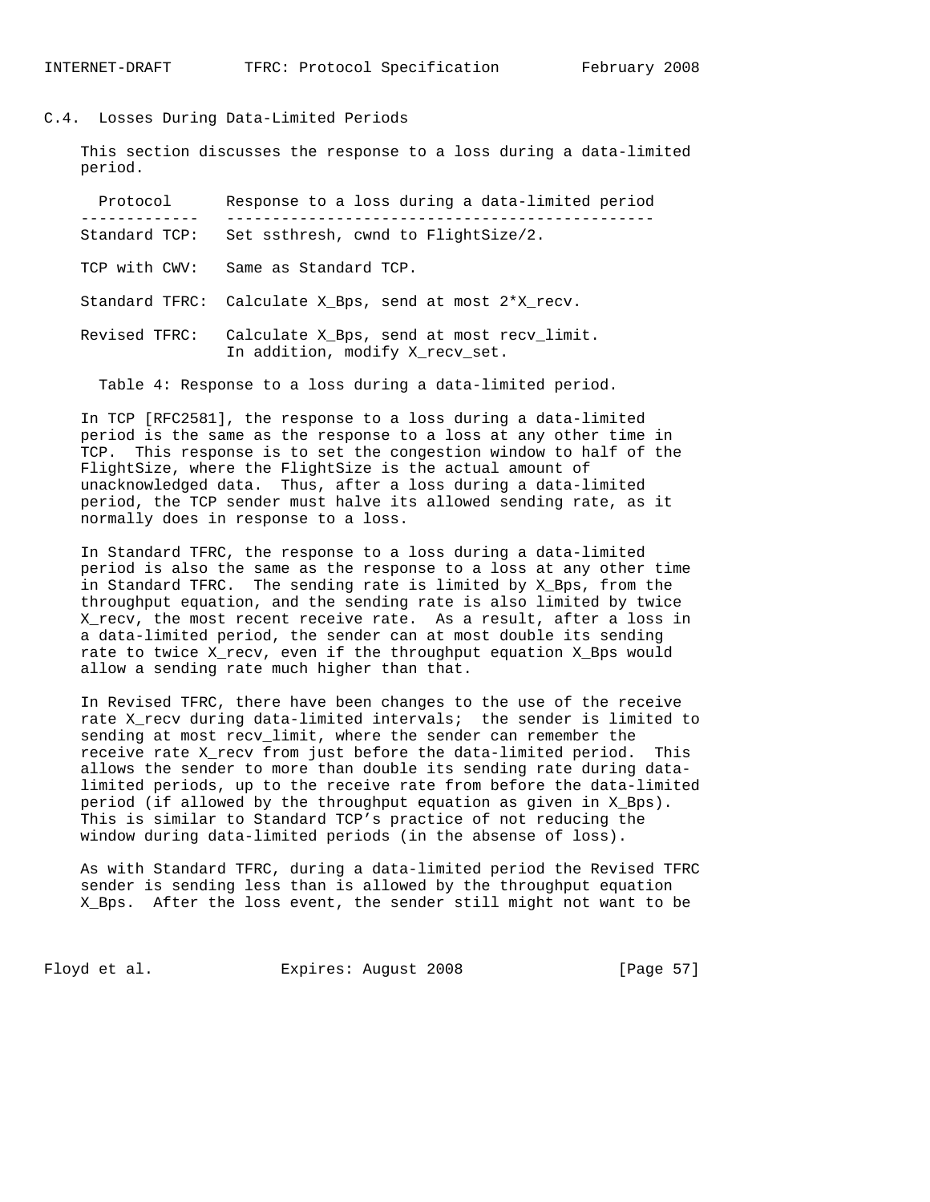## C.4. Losses During Data-Limited Periods

This section discusses the response to a loss during a data-limited period.

| Protocol | Response to a loss during a data-limited period |
| --- | --- |
| Standard TCP: | Set ssthresh, cwnd to FlightSize/2. |
| TCP with CWV: | Same as Standard TCP. |
| Standard TFRC: | Calculate X_Bps, send at most 2*X_recv. |
| Revised TFRC: | Calculate X_Bps, send at most recv_limit. In addition, modify X_recv_set. |

Table 4: Response to a loss during a data-limited period.

In TCP [RFC2581], the response to a loss during a data-limited period is the same as the response to a loss at any other time in TCP. This response is to set the congestion window to half of the FlightSize, where the FlightSize is the actual amount of unacknowledged data. Thus, after a loss during a data-limited period, the TCP sender must halve its allowed sending rate, as it normally does in response to a loss.

In Standard TFRC, the response to a loss during a data-limited period is also the same as the response to a loss at any other time in Standard TFRC. The sending rate is limited by X_Bps, from the throughput equation, and the sending rate is also limited by twice X_recv, the most recent receive rate. As a result, after a loss in a data-limited period, the sender can at most double its sending rate to twice X_recv, even if the throughput equation X_Bps would allow a sending rate much higher than that.

In Revised TFRC, there have been changes to the use of the receive rate X_recv during data-limited intervals; the sender is limited to sending at most recv_limit, where the sender can remember the receive rate X_recv from just before the data-limited period. This allows the sender to more than double its sending rate during data-limited periods, up to the receive rate from before the data-limited period (if allowed by the throughput equation as given in X_Bps). This is similar to Standard TCP's practice of not reducing the window during data-limited periods (in the absense of loss).

As with Standard TFRC, during a data-limited period the Revised TFRC sender is sending less than is allowed by the throughput equation X_Bps. After the loss event, the sender still might not want to be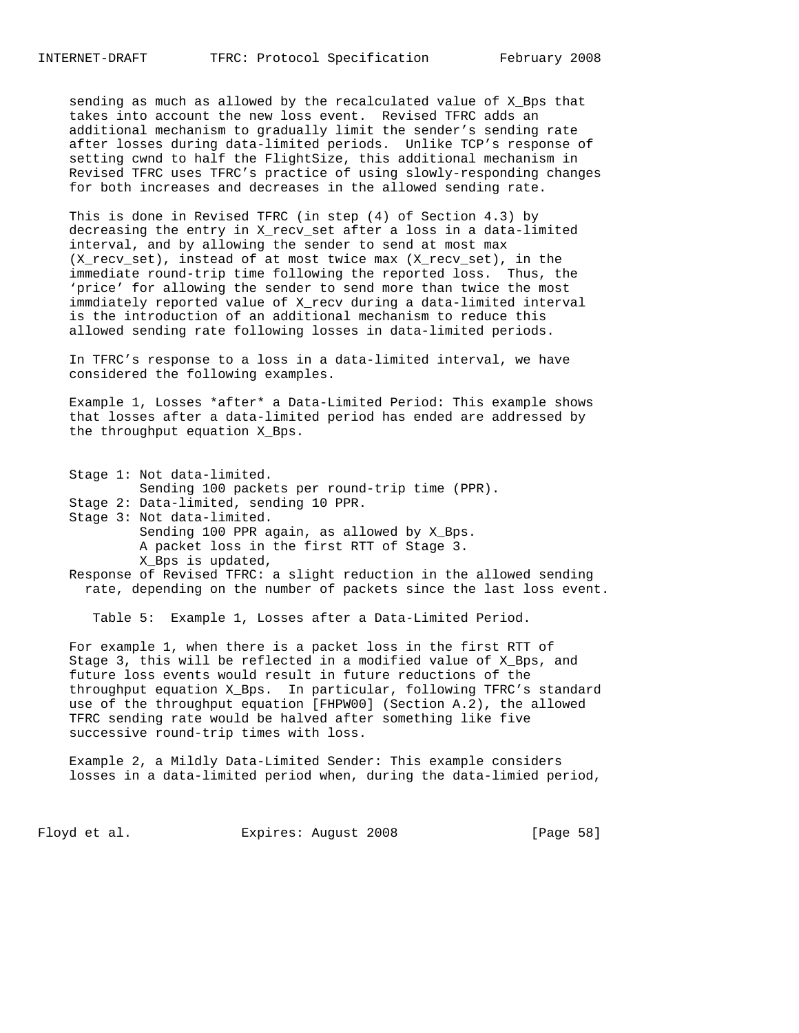sending as much as allowed by the recalculated value of X_Bps that takes into account the new loss event. Revised TFRC adds an additional mechanism to gradually limit the sender's sending rate after losses during data-limited periods. Unlike TCP's response of setting cwnd to half the FlightSize, this additional mechanism in Revised TFRC uses TFRC's practice of using slowly-responding changes for both increases and decreases in the allowed sending rate.

This is done in Revised TFRC (in step (4) of Section 4.3) by decreasing the entry in X_recv_set after a loss in a data-limited interval, and by allowing the sender to send at most max (X_recv_set), instead of at most twice max (X_recv_set), in the immediate round-trip time following the reported loss. Thus, the 'price' for allowing the sender to send more than twice the most immdiately reported value of X_recv during a data-limited interval is the introduction of an additional mechanism to reduce this allowed sending rate following losses in data-limited periods.

In TFRC's response to a loss in a data-limited interval, we have considered the following examples.

Example 1, Losses *after* a Data-Limited Period: This example shows that losses after a data-limited period has ended are addressed by the throughput equation X_Bps.

```
Stage 1: Not data-limited.
         Sending 100 packets per round-trip time (PPR).
Stage 2: Data-limited, sending 10 PPR.
Stage 3: Not data-limited.
         Sending 100 PPR again, as allowed by X_Bps.
         A packet loss in the first RTT of Stage 3.
         X_Bps is updated,
Response of Revised TFRC: a slight reduction in the allowed sending
  rate, depending on the number of packets since the last loss event.
```

Table 5: Example 1, Losses after a Data-Limited Period.

For example 1, when there is a packet loss in the first RTT of Stage 3, this will be reflected in a modified value of X_Bps, and future loss events would result in future reductions of the throughput equation X_Bps. In particular, following TFRC's standard use of the throughput equation [FHPW00] (Section A.2), the allowed TFRC sending rate would be halved after something like five successive round-trip times with loss.

Example 2, a Mildly Data-Limited Sender: This example considers losses in a data-limited period when, during the data-limied period,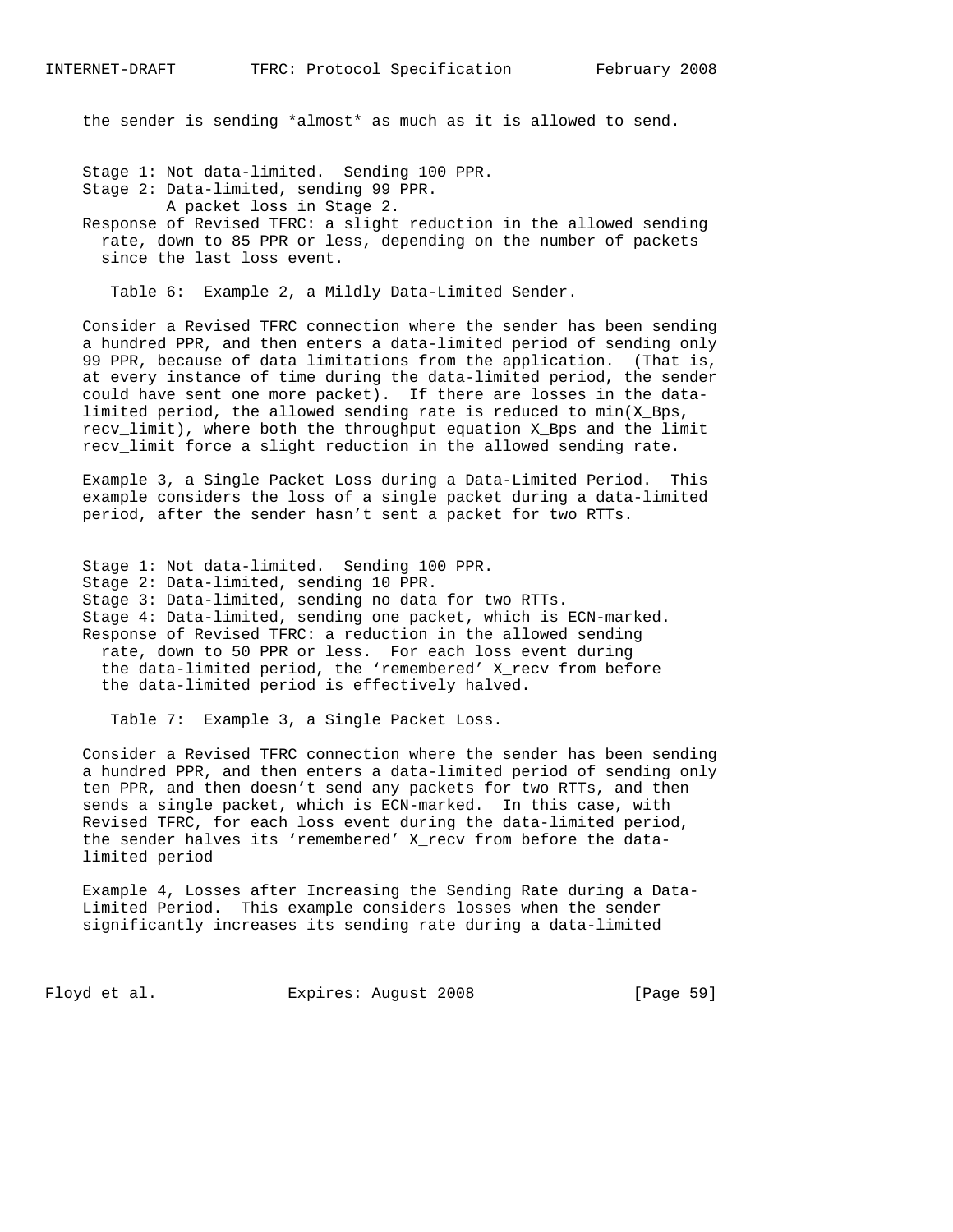the sender is sending *almost* as much as it is allowed to send.

Stage 1: Not data-limited. Sending 100 PPR.
Stage 2: Data-limited, sending 99 PPR.
  A packet loss in Stage 2.
Response of Revised TFRC: a slight reduction in the allowed sending rate, down to 85 PPR or less, depending on the number of packets since the last loss event.

Table 6: Example 2, a Mildly Data-Limited Sender.

Consider a Revised TFRC connection where the sender has been sending a hundred PPR, and then enters a data-limited period of sending only 99 PPR, because of data limitations from the application. (That is, at every instance of time during the data-limited period, the sender could have sent one more packet). If there are losses in the data-limited period, the allowed sending rate is reduced to min(X_Bps, recv_limit), where both the throughput equation X_Bps and the limit recv_limit force a slight reduction in the allowed sending rate.

Example 3, a Single Packet Loss during a Data-Limited Period. This example considers the loss of a single packet during a data-limited period, after the sender hasn't sent a packet for two RTTs.

Stage 1: Not data-limited. Sending 100 PPR.
Stage 2: Data-limited, sending 10 PPR.
Stage 3: Data-limited, sending no data for two RTTs.
Stage 4: Data-limited, sending one packet, which is ECN-marked.
Response of Revised TFRC: a reduction in the allowed sending rate, down to 50 PPR or less. For each loss event during the data-limited period, the 'remembered' X_recv from before the data-limited period is effectively halved.

Table 7: Example 3, a Single Packet Loss.

Consider a Revised TFRC connection where the sender has been sending a hundred PPR, and then enters a data-limited period of sending only ten PPR, and then doesn't send any packets for two RTTs, and then sends a single packet, which is ECN-marked. In this case, with Revised TFRC, for each loss event during the data-limited period, the sender halves its 'remembered' X_recv from before the data-limited period

Example 4, Losses after Increasing the Sending Rate during a Data-Limited Period. This example considers losses when the sender significantly increases its sending rate during a data-limited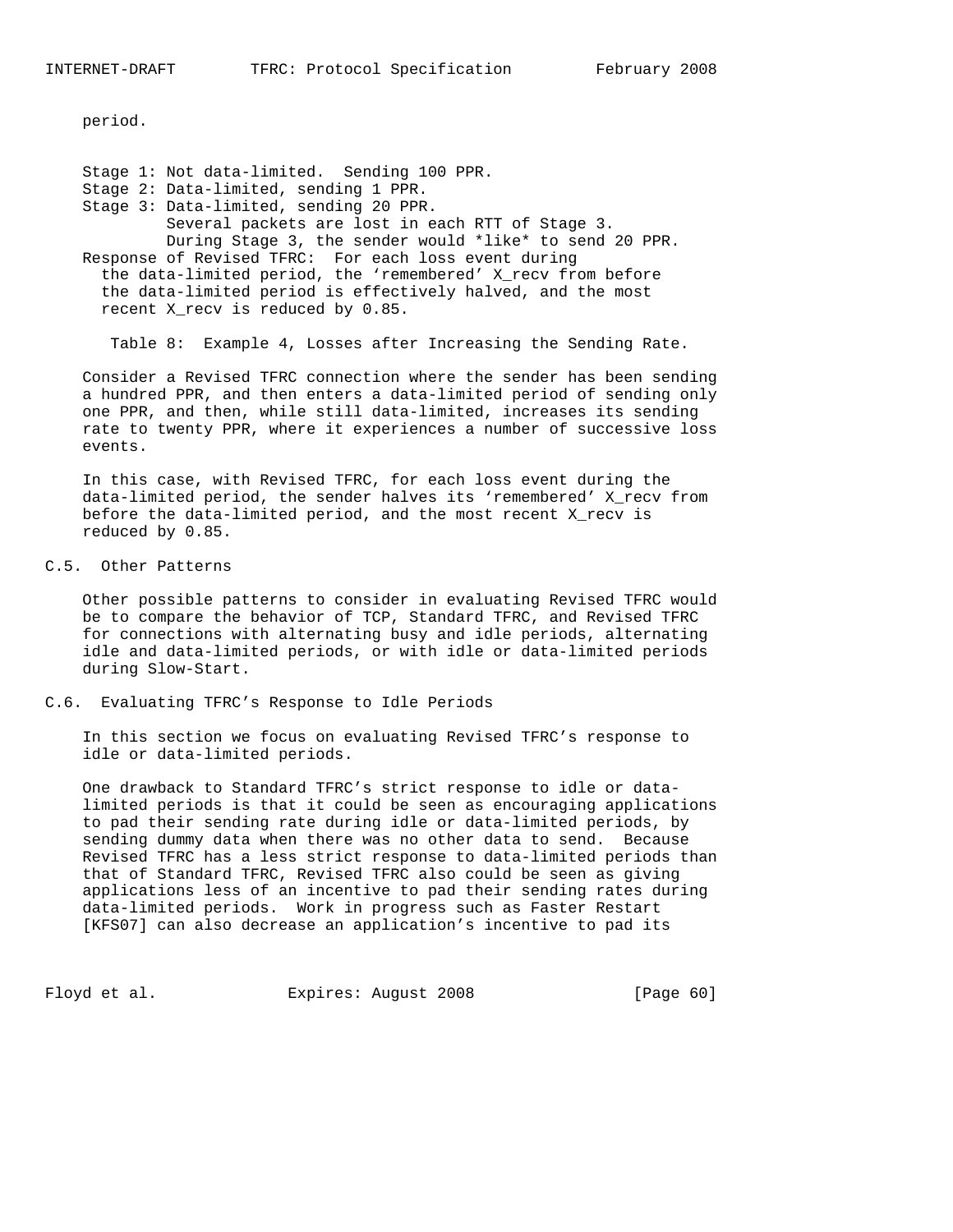period.

```
Stage 1: Not data-limited.  Sending 100 PPR.
Stage 2: Data-limited, sending 1 PPR.
Stage 3: Data-limited, sending 20 PPR.
         Several packets are lost in each RTT of Stage 3.
         During Stage 3, the sender would *like* to send 20 PPR.
Response of Revised TFRC:  For each loss event during
  the data-limited period, the 'remembered' X_recv from before
  the data-limited period is effectively halved, and the most
  recent X_recv is reduced by 0.85.
```

Table 8: Example 4, Losses after Increasing the Sending Rate.

Consider a Revised TFRC connection where the sender has been sending a hundred PPR, and then enters a data-limited period of sending only one PPR, and then, while still data-limited, increases its sending rate to twenty PPR, where it experiences a number of successive loss events.

In this case, with Revised TFRC, for each loss event during the data-limited period, the sender halves its 'remembered' X_recv from before the data-limited period, and the most recent X_recv is reduced by 0.85.

## C.5. Other Patterns

Other possible patterns to consider in evaluating Revised TFRC would be to compare the behavior of TCP, Standard TFRC, and Revised TFRC for connections with alternating busy and idle periods, alternating idle and data-limited periods, or with idle or data-limited periods during Slow-Start.

## C.6. Evaluating TFRC's Response to Idle Periods

In this section we focus on evaluating Revised TFRC's response to idle or data-limited periods.

One drawback to Standard TFRC's strict response to idle or data-limited periods is that it could be seen as encouraging applications to pad their sending rate during idle or data-limited periods, by sending dummy data when there was no other data to send. Because Revised TFRC has a less strict response to data-limited periods than that of Standard TFRC, Revised TFRC also could be seen as giving applications less of an incentive to pad their sending rates during data-limited periods. Work in progress such as Faster Restart [KFS07] can also decrease an application's incentive to pad its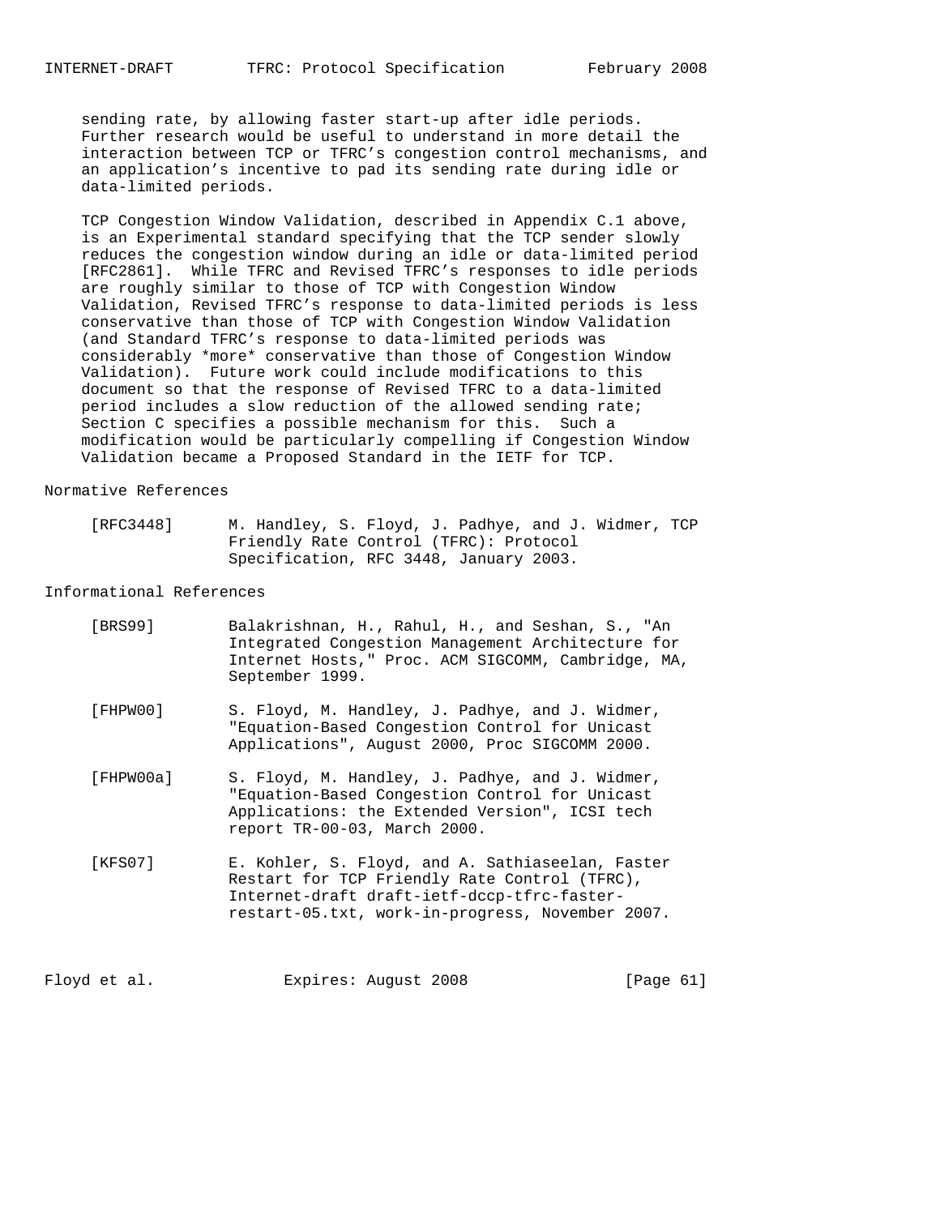sending rate, by allowing faster start-up after idle periods. Further research would be useful to understand in more detail the interaction between TCP or TFRC's congestion control mechanisms, and an application's incentive to pad its sending rate during idle or data-limited periods.

TCP Congestion Window Validation, described in Appendix C.1 above, is an Experimental standard specifying that the TCP sender slowly reduces the congestion window during an idle or data-limited period [RFC2861]. While TFRC and Revised TFRC's responses to idle periods are roughly similar to those of TCP with Congestion Window Validation, Revised TFRC's response to data-limited periods is less conservative than those of TCP with Congestion Window Validation (and Standard TFRC's response to data-limited periods was considerably *more* conservative than those of Congestion Window Validation). Future work could include modifications to this document so that the response of Revised TFRC to a data-limited period includes a slow reduction of the allowed sending rate; Section C specifies a possible mechanism for this. Such a modification would be particularly compelling if Congestion Window Validation became a Proposed Standard in the IETF for TCP.

## Normative References

[RFC3448] M. Handley, S. Floyd, J. Padhye, and J. Widmer, TCP Friendly Rate Control (TFRC): Protocol Specification, RFC 3448, January 2003.

## Informational References

[BRS99] Balakrishnan, H., Rahul, H., and Seshan, S., "An Integrated Congestion Management Architecture for Internet Hosts," Proc. ACM SIGCOMM, Cambridge, MA, September 1999.

[FHPW00] S. Floyd, M. Handley, J. Padhye, and J. Widmer, "Equation-Based Congestion Control for Unicast Applications", August 2000, Proc SIGCOMM 2000.

[FHPW00a] S. Floyd, M. Handley, J. Padhye, and J. Widmer, "Equation-Based Congestion Control for Unicast Applications: the Extended Version", ICSI tech report TR-00-03, March 2000.

[KFS07] E. Kohler, S. Floyd, and A. Sathiaseelan, Faster Restart for TCP Friendly Rate Control (TFRC), Internet-draft draft-ietf-dccp-tfrc-faster-restart-05.txt, work-in-progress, November 2007.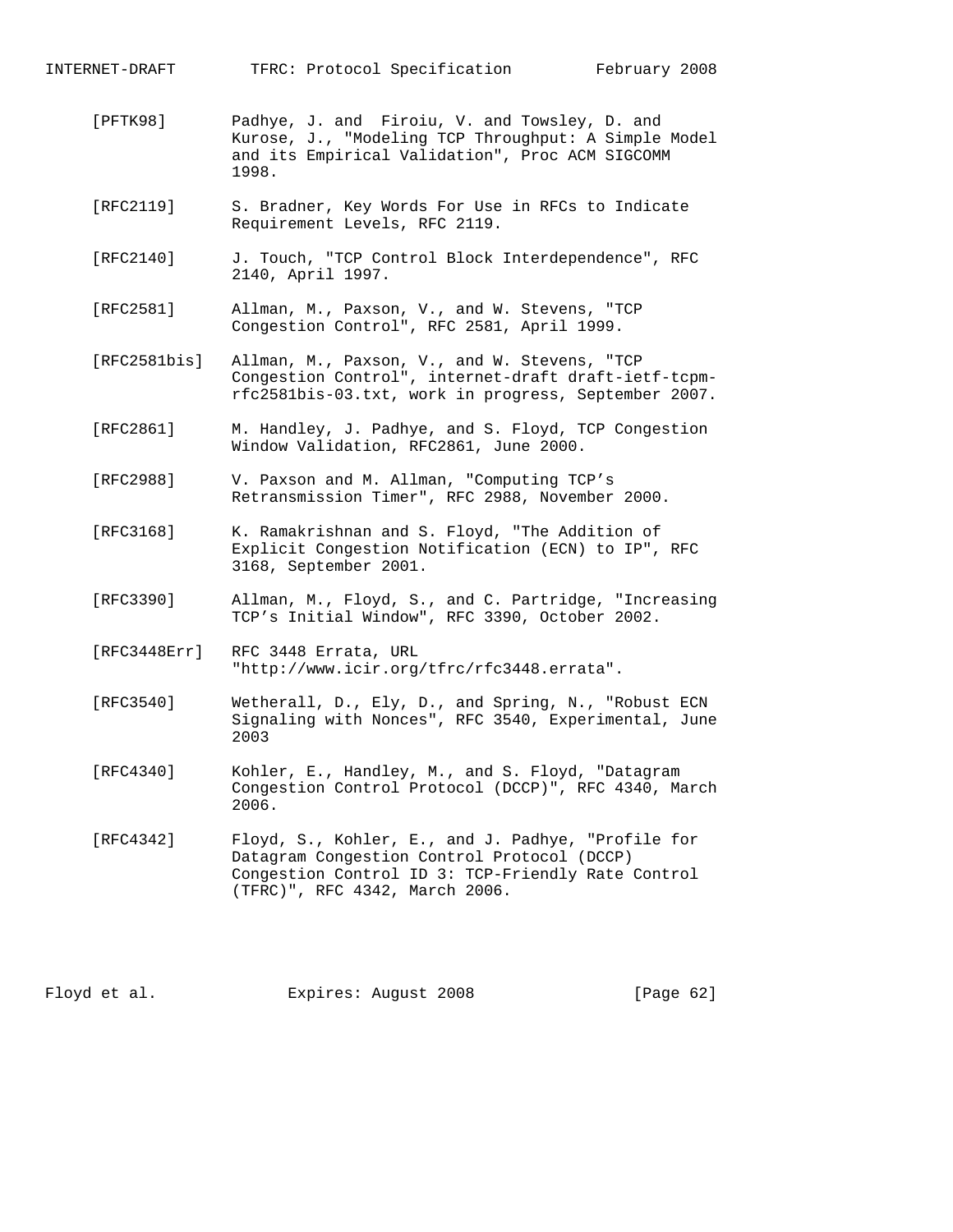[PFTK98] Padhye, J. and  Firoiu, V. and Towsley, D. and Kurose, J., "Modeling TCP Throughput: A Simple Model and its Empirical Validation", Proc ACM SIGCOMM 1998.

[RFC2119] S. Bradner, Key Words For Use in RFCs to Indicate Requirement Levels, RFC 2119.

[RFC2140] J. Touch, "TCP Control Block Interdependence", RFC 2140, April 1997.

[RFC2581] Allman, M., Paxson, V., and W. Stevens, "TCP Congestion Control", RFC 2581, April 1999.

[RFC2581bis] Allman, M., Paxson, V., and W. Stevens, "TCP Congestion Control", internet-draft draft-ietf-tcpm-rfc2581bis-03.txt, work in progress, September 2007.

[RFC2861] M. Handley, J. Padhye, and S. Floyd, TCP Congestion Window Validation, RFC2861, June 2000.

[RFC2988] V. Paxson and M. Allman, "Computing TCP's Retransmission Timer", RFC 2988, November 2000.

[RFC3168] K. Ramakrishnan and S. Floyd, "The Addition of Explicit Congestion Notification (ECN) to IP", RFC 3168, September 2001.

[RFC3390] Allman, M., Floyd, S., and C. Partridge, "Increasing TCP's Initial Window", RFC 3390, October 2002.

[RFC3448Err] RFC 3448 Errata, URL "http://www.icir.org/tfrc/rfc3448.errata".

[RFC3540] Wetherall, D., Ely, D., and Spring, N., "Robust ECN Signaling with Nonces", RFC 3540, Experimental, June 2003

[RFC4340] Kohler, E., Handley, M., and S. Floyd, "Datagram Congestion Control Protocol (DCCP)", RFC 4340, March 2006.

[RFC4342] Floyd, S., Kohler, E., and J. Padhye, "Profile for Datagram Congestion Control Protocol (DCCP) Congestion Control ID 3: TCP-Friendly Rate Control (TFRC)", RFC 4342, March 2006.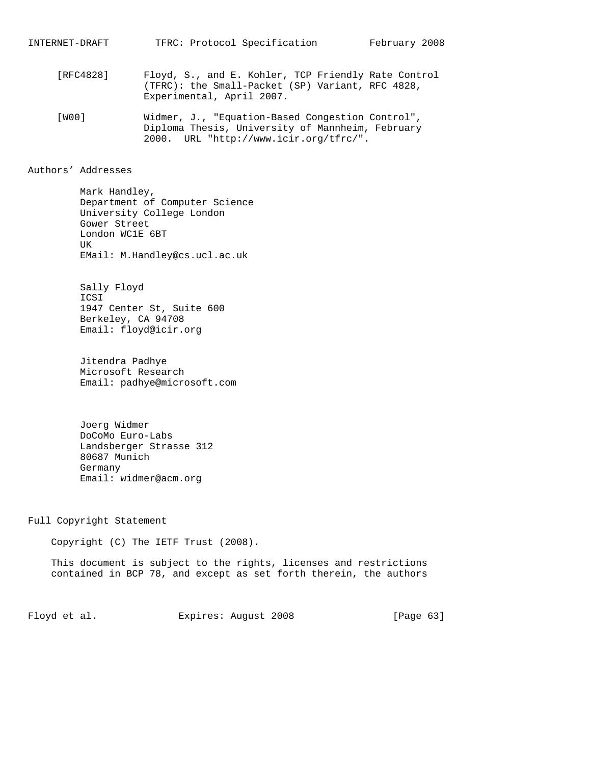[RFC4828] Floyd, S., and E. Kohler, TCP Friendly Rate Control (TFRC): the Small-Packet (SP) Variant, RFC 4828, Experimental, April 2007.

[W00] Widmer, J., "Equation-Based Congestion Control", Diploma Thesis, University of Mannheim, February 2000. URL "http://www.icir.org/tfrc/".

## Authors' Addresses

Mark Handley,
Department of Computer Science
University College London
Gower Street
London WC1E 6BT
UK
EMail: M.Handley@cs.ucl.ac.uk

Sally Floyd
ICSI
1947 Center St, Suite 600
Berkeley, CA 94708
Email: floyd@icir.org

Jitendra Padhye
Microsoft Research
Email: padhye@microsoft.com

Joerg Widmer
DoCoMo Euro-Labs
Landsberger Strasse 312
80687 Munich
Germany
Email: widmer@acm.org

## Full Copyright Statement

Copyright (C) The IETF Trust (2008).

This document is subject to the rights, licenses and restrictions contained in BCP 78, and except as set forth therein, the authors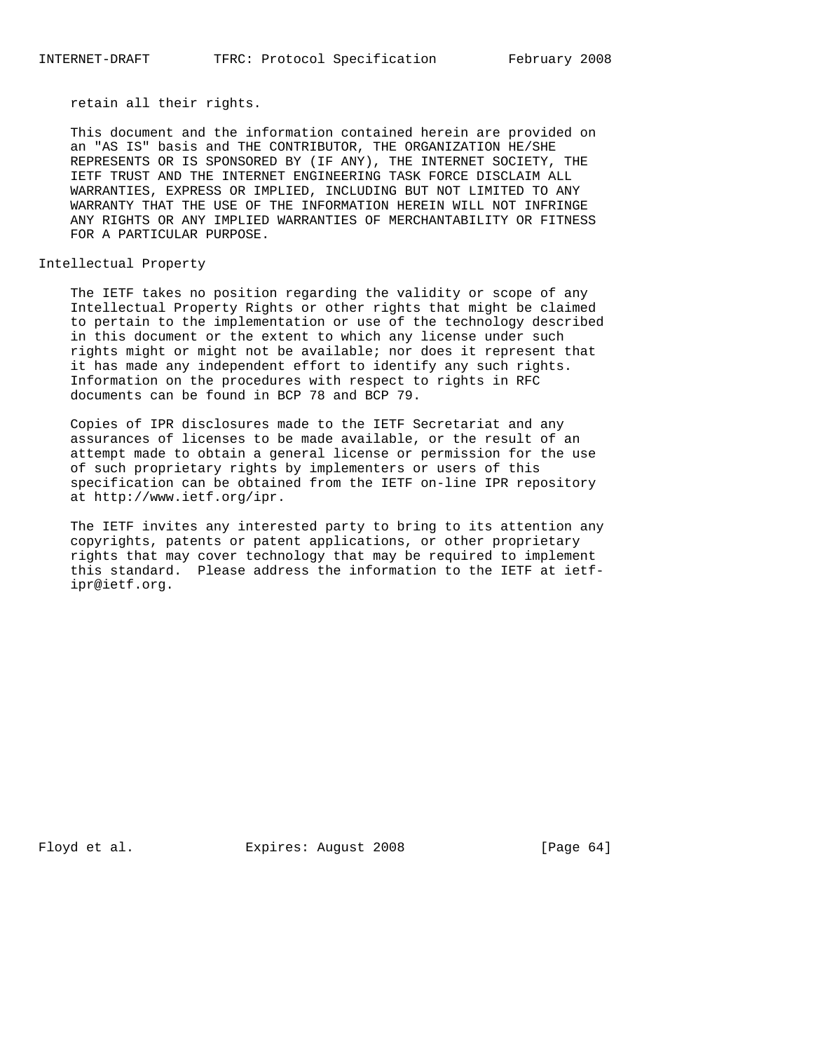retain all their rights.

This document and the information contained herein are provided on an "AS IS" basis and THE CONTRIBUTOR, THE ORGANIZATION HE/SHE REPRESENTS OR IS SPONSORED BY (IF ANY), THE INTERNET SOCIETY, THE IETF TRUST AND THE INTERNET ENGINEERING TASK FORCE DISCLAIM ALL WARRANTIES, EXPRESS OR IMPLIED, INCLUDING BUT NOT LIMITED TO ANY WARRANTY THAT THE USE OF THE INFORMATION HEREIN WILL NOT INFRINGE ANY RIGHTS OR ANY IMPLIED WARRANTIES OF MERCHANTABILITY OR FITNESS FOR A PARTICULAR PURPOSE.

## Intellectual Property

The IETF takes no position regarding the validity or scope of any Intellectual Property Rights or other rights that might be claimed to pertain to the implementation or use of the technology described in this document or the extent to which any license under such rights might or might not be available; nor does it represent that it has made any independent effort to identify any such rights. Information on the procedures with respect to rights in RFC documents can be found in BCP 78 and BCP 79.

Copies of IPR disclosures made to the IETF Secretariat and any assurances of licenses to be made available, or the result of an attempt made to obtain a general license or permission for the use of such proprietary rights by implementers or users of this specification can be obtained from the IETF on-line IPR repository at http://www.ietf.org/ipr.

The IETF invites any interested party to bring to its attention any copyrights, patents or patent applications, or other proprietary rights that may cover technology that may be required to implement this standard. Please address the information to the IETF at ietf-ipr@ietf.org.